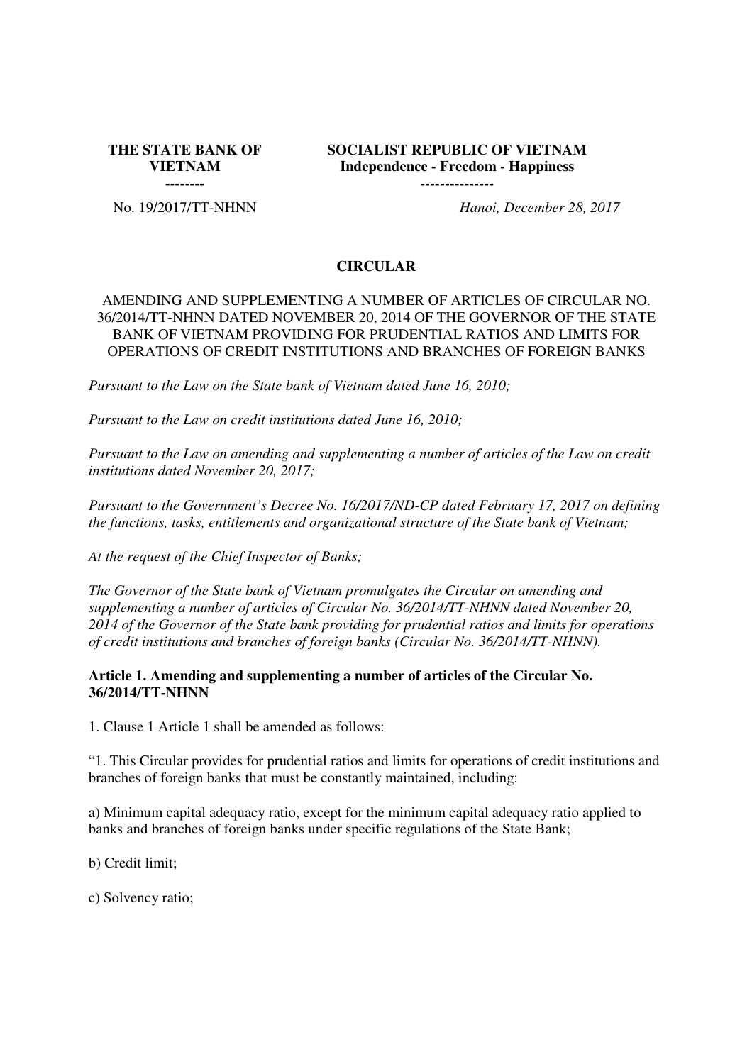| THE STATE BANK OF VIETNAM | SOCIALIST REPUBLIC OF VIETNAM |
|---|---|
| -------- | Independence - Freedom - Happiness |
| | --------------- |
| No. 19/2017/TT-NHNN | *Hanoi, December 28, 2017* |

# CIRCULAR

AMENDING AND SUPPLEMENTING A NUMBER OF ARTICLES OF CIRCULAR NO. 36/2014/TT-NHNN DATED NOVEMBER 20, 2014 OF THE GOVERNOR OF THE STATE BANK OF VIETNAM PROVIDING FOR PRUDENTIAL RATIOS AND LIMITS FOR OPERATIONS OF CREDIT INSTITUTIONS AND BRANCHES OF FOREIGN BANKS

*Pursuant to the Law on the State bank of Vietnam dated June 16, 2010;*

*Pursuant to the Law on credit institutions dated June 16, 2010;*

*Pursuant to the Law on amending and supplementing a number of articles of the Law on credit institutions dated November 20, 2017;*

*Pursuant to the Government's Decree No. 16/2017/ND-CP dated February 17, 2017 on defining the functions, tasks, entitlements and organizational structure of the State bank of Vietnam;*

*At the request of the Chief Inspector of Banks;*

*The Governor of the State bank of Vietnam promulgates the Circular on amending and supplementing a number of articles of Circular No. 36/2014/TT-NHNN dated November 20, 2014 of the Governor of the State bank providing for prudential ratios and limits for operations of credit institutions and branches of foreign banks (Circular No. 36/2014/TT-NHNN).*

**Article 1. Amending and supplementing a number of articles of the Circular No. 36/2014/TT-NHNN**

1. Clause 1 Article 1 shall be amended as follows:

"1. This Circular provides for prudential ratios and limits for operations of credit institutions and branches of foreign banks that must be constantly maintained, including:

a) Minimum capital adequacy ratio, except for the minimum capital adequacy ratio applied to banks and branches of foreign banks under specific regulations of the State Bank;

b) Credit limit;

c) Solvency ratio;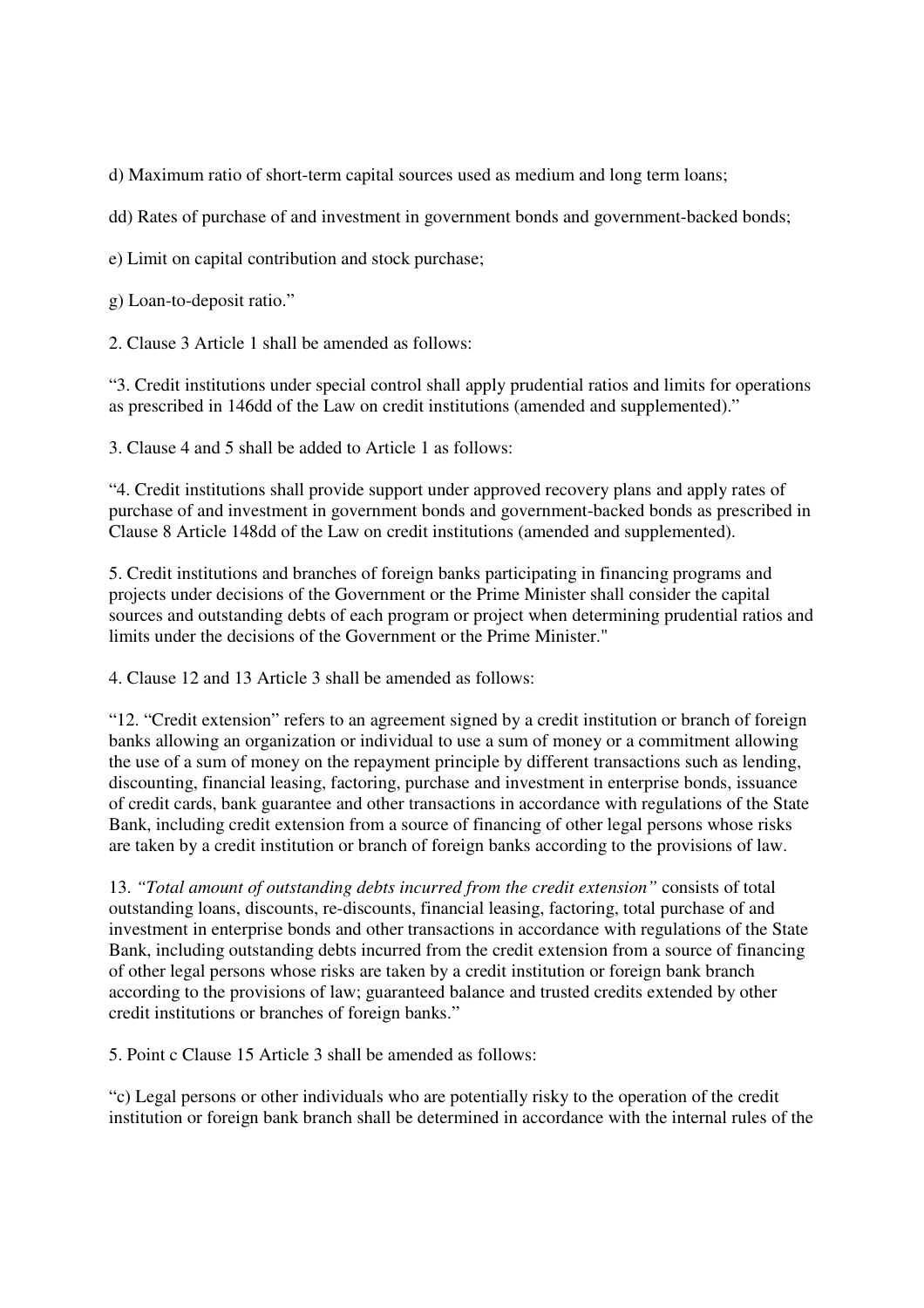d) Maximum ratio of short-term capital sources used as medium and long term loans;

dd) Rates of purchase of and investment in government bonds and government-backed bonds;

e) Limit on capital contribution and stock purchase;

g) Loan-to-deposit ratio."

2. Clause 3 Article 1 shall be amended as follows:

"3. Credit institutions under special control shall apply prudential ratios and limits for operations as prescribed in 146dd of the Law on credit institutions (amended and supplemented)."

3. Clause 4 and 5 shall be added to Article 1 as follows:

"4. Credit institutions shall provide support under approved recovery plans and apply rates of purchase of and investment in government bonds and government-backed bonds as prescribed in Clause 8 Article 148dd of the Law on credit institutions (amended and supplemented).

5. Credit institutions and branches of foreign banks participating in financing programs and projects under decisions of the Government or the Prime Minister shall consider the capital sources and outstanding debts of each program or project when determining prudential ratios and limits under the decisions of the Government or the Prime Minister."

4. Clause 12 and 13 Article 3 shall be amended as follows:

"12. "Credit extension" refers to an agreement signed by a credit institution or branch of foreign banks allowing an organization or individual to use a sum of money or a commitment allowing the use of a sum of money on the repayment principle by different transactions such as lending, discounting, financial leasing, factoring, purchase and investment in enterprise bonds, issuance of credit cards, bank guarantee and other transactions in accordance with regulations of the State Bank, including credit extension from a source of financing of other legal persons whose risks are taken by a credit institution or branch of foreign banks according to the provisions of law.

13. *"Total amount of outstanding debts incurred from the credit extension"* consists of total outstanding loans, discounts, re-discounts, financial leasing, factoring, total purchase of and investment in enterprise bonds and other transactions in accordance with regulations of the State Bank, including outstanding debts incurred from the credit extension from a source of financing of other legal persons whose risks are taken by a credit institution or foreign bank branch according to the provisions of law; guaranteed balance and trusted credits extended by other credit institutions or branches of foreign banks."

5. Point c Clause 15 Article 3 shall be amended as follows:

"c) Legal persons or other individuals who are potentially risky to the operation of the credit institution or foreign bank branch shall be determined in accordance with the internal rules of the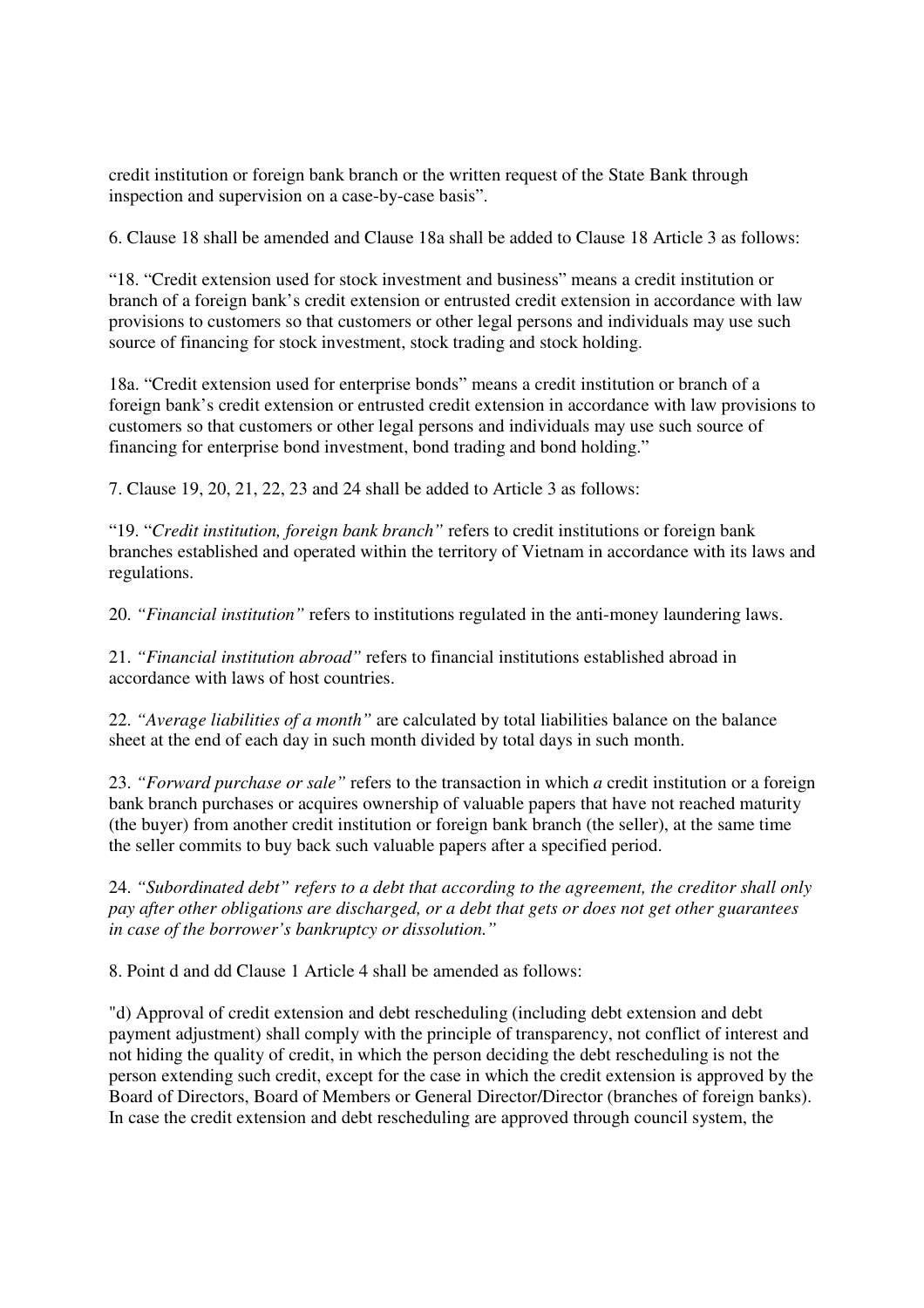credit institution or foreign bank branch or the written request of the State Bank through inspection and supervision on a case-by-case basis".

6. Clause 18 shall be amended and Clause 18a shall be added to Clause 18 Article 3 as follows:

"18. "Credit extension used for stock investment and business" means a credit institution or branch of a foreign bank's credit extension or entrusted credit extension in accordance with law provisions to customers so that customers or other legal persons and individuals may use such source of financing for stock investment, stock trading and stock holding.

18a. "Credit extension used for enterprise bonds" means a credit institution or branch of a foreign bank's credit extension or entrusted credit extension in accordance with law provisions to customers so that customers or other legal persons and individuals may use such source of financing for enterprise bond investment, bond trading and bond holding."

7. Clause 19, 20, 21, 22, 23 and 24 shall be added to Article 3 as follows:

"19. "*Credit institution, foreign bank branch*" refers to credit institutions or foreign bank branches established and operated within the territory of Vietnam in accordance with its laws and regulations.

20. *"Financial institution"* refers to institutions regulated in the anti-money laundering laws.

21. *"Financial institution abroad"* refers to financial institutions established abroad in accordance with laws of host countries.

22. *"Average liabilities of a month"* are calculated by total liabilities balance on the balance sheet at the end of each day in such month divided by total days in such month.

23. *"Forward purchase or sale"* refers to the transaction in which *a* credit institution or a foreign bank branch purchases or acquires ownership of valuable papers that have not reached maturity (the buyer) from another credit institution or foreign bank branch (the seller), at the same time the seller commits to buy back such valuable papers after a specified period.

24. *"Subordinated debt" refers to a debt that according to the agreement, the creditor shall only pay after other obligations are discharged, or a debt that gets or does not get other guarantees in case of the borrower's bankruptcy or dissolution."*

8. Point d and dd Clause 1 Article 4 shall be amended as follows:

"d) Approval of credit extension and debt rescheduling (including debt extension and debt payment adjustment) shall comply with the principle of transparency, not conflict of interest and not hiding the quality of credit, in which the person deciding the debt rescheduling is not the person extending such credit, except for the case in which the credit extension is approved by the Board of Directors, Board of Members or General Director/Director (branches of foreign banks). In case the credit extension and debt rescheduling are approved through council system, the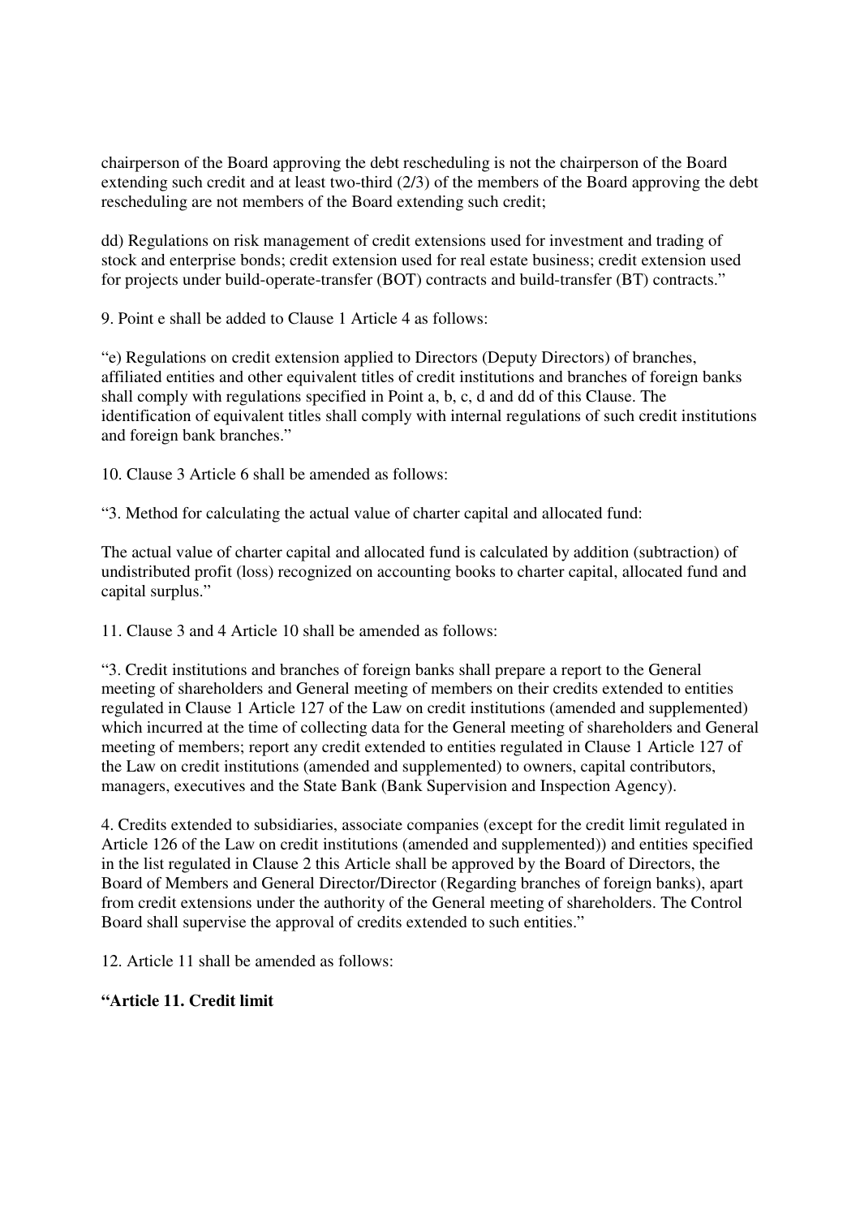chairperson of the Board approving the debt rescheduling is not the chairperson of the Board extending such credit and at least two-third (2/3) of the members of the Board approving the debt rescheduling are not members of the Board extending such credit;

dd) Regulations on risk management of credit extensions used for investment and trading of stock and enterprise bonds; credit extension used for real estate business; credit extension used for projects under build-operate-transfer (BOT) contracts and build-transfer (BT) contracts."

9. Point e shall be added to Clause 1 Article 4 as follows:

"e) Regulations on credit extension applied to Directors (Deputy Directors) of branches, affiliated entities and other equivalent titles of credit institutions and branches of foreign banks shall comply with regulations specified in Point a, b, c, d and dd of this Clause. The identification of equivalent titles shall comply with internal regulations of such credit institutions and foreign bank branches."

10. Clause 3 Article 6 shall be amended as follows:

"3. Method for calculating the actual value of charter capital and allocated fund:

The actual value of charter capital and allocated fund is calculated by addition (subtraction) of undistributed profit (loss) recognized on accounting books to charter capital, allocated fund and capital surplus."

11. Clause 3 and 4 Article 10 shall be amended as follows:

"3. Credit institutions and branches of foreign banks shall prepare a report to the General meeting of shareholders and General meeting of members on their credits extended to entities regulated in Clause 1 Article 127 of the Law on credit institutions (amended and supplemented) which incurred at the time of collecting data for the General meeting of shareholders and General meeting of members; report any credit extended to entities regulated in Clause 1 Article 127 of the Law on credit institutions (amended and supplemented) to owners, capital contributors, managers, executives and the State Bank (Bank Supervision and Inspection Agency).

4. Credits extended to subsidiaries, associate companies (except for the credit limit regulated in Article 126 of the Law on credit institutions (amended and supplemented)) and entities specified in the list regulated in Clause 2 this Article shall be approved by the Board of Directors, the Board of Members and General Director/Director (Regarding branches of foreign banks), apart from credit extensions under the authority of the General meeting of shareholders. The Control Board shall supervise the approval of credits extended to such entities."

12. Article 11 shall be amended as follows:

**"Article 11. Credit limit**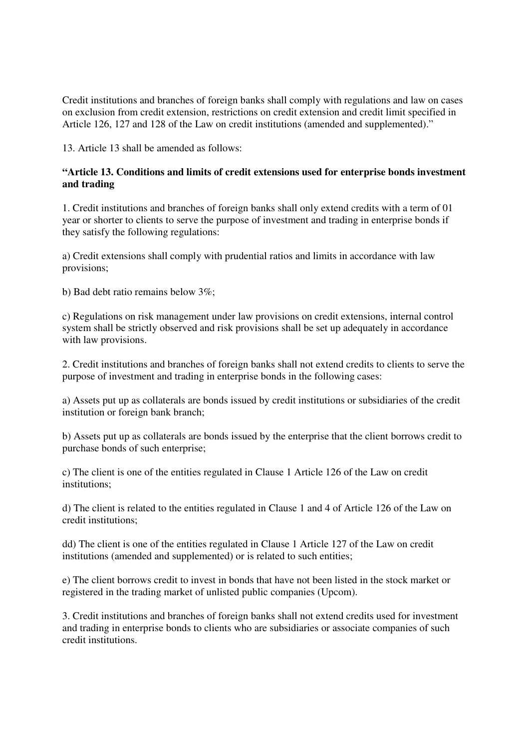Credit institutions and branches of foreign banks shall comply with regulations and law on cases on exclusion from credit extension, restrictions on credit extension and credit limit specified in Article 126, 127 and 128 of the Law on credit institutions (amended and supplemented)."

13. Article 13 shall be amended as follows:

**"Article 13. Conditions and limits of credit extensions used for enterprise bonds investment and trading**

1. Credit institutions and branches of foreign banks shall only extend credits with a term of 01 year or shorter to clients to serve the purpose of investment and trading in enterprise bonds if they satisfy the following regulations:

a) Credit extensions shall comply with prudential ratios and limits in accordance with law provisions;

b) Bad debt ratio remains below 3%;

c) Regulations on risk management under law provisions on credit extensions, internal control system shall be strictly observed and risk provisions shall be set up adequately in accordance with law provisions.

2. Credit institutions and branches of foreign banks shall not extend credits to clients to serve the purpose of investment and trading in enterprise bonds in the following cases:

a) Assets put up as collaterals are bonds issued by credit institutions or subsidiaries of the credit institution or foreign bank branch;

b) Assets put up as collaterals are bonds issued by the enterprise that the client borrows credit to purchase bonds of such enterprise;

c) The client is one of the entities regulated in Clause 1 Article 126 of the Law on credit institutions;

d) The client is related to the entities regulated in Clause 1 and 4 of Article 126 of the Law on credit institutions;

dd) The client is one of the entities regulated in Clause 1 Article 127 of the Law on credit institutions (amended and supplemented) or is related to such entities;

e) The client borrows credit to invest in bonds that have not been listed in the stock market or registered in the trading market of unlisted public companies (Upcom).

3. Credit institutions and branches of foreign banks shall not extend credits used for investment and trading in enterprise bonds to clients who are subsidiaries or associate companies of such credit institutions.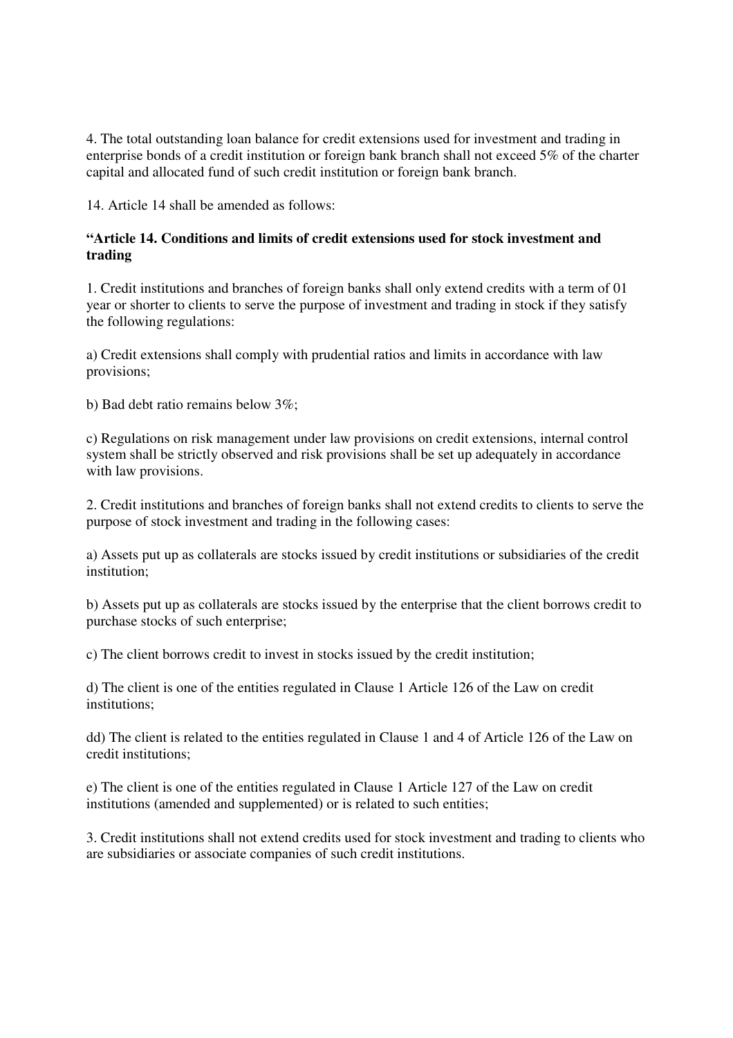4. The total outstanding loan balance for credit extensions used for investment and trading in enterprise bonds of a credit institution or foreign bank branch shall not exceed 5% of the charter capital and allocated fund of such credit institution or foreign bank branch.

14. Article 14 shall be amended as follows:

**"Article 14. Conditions and limits of credit extensions used for stock investment and trading**

1. Credit institutions and branches of foreign banks shall only extend credits with a term of 01 year or shorter to clients to serve the purpose of investment and trading in stock if they satisfy the following regulations:

a) Credit extensions shall comply with prudential ratios and limits in accordance with law provisions;

b) Bad debt ratio remains below 3%;

c) Regulations on risk management under law provisions on credit extensions, internal control system shall be strictly observed and risk provisions shall be set up adequately in accordance with law provisions.

2. Credit institutions and branches of foreign banks shall not extend credits to clients to serve the purpose of stock investment and trading in the following cases:

a) Assets put up as collaterals are stocks issued by credit institutions or subsidiaries of the credit institution;

b) Assets put up as collaterals are stocks issued by the enterprise that the client borrows credit to purchase stocks of such enterprise;

c) The client borrows credit to invest in stocks issued by the credit institution;

d) The client is one of the entities regulated in Clause 1 Article 126 of the Law on credit institutions;

dd) The client is related to the entities regulated in Clause 1 and 4 of Article 126 of the Law on credit institutions;

e) The client is one of the entities regulated in Clause 1 Article 127 of the Law on credit institutions (amended and supplemented) or is related to such entities;

3. Credit institutions shall not extend credits used for stock investment and trading to clients who are subsidiaries or associate companies of such credit institutions.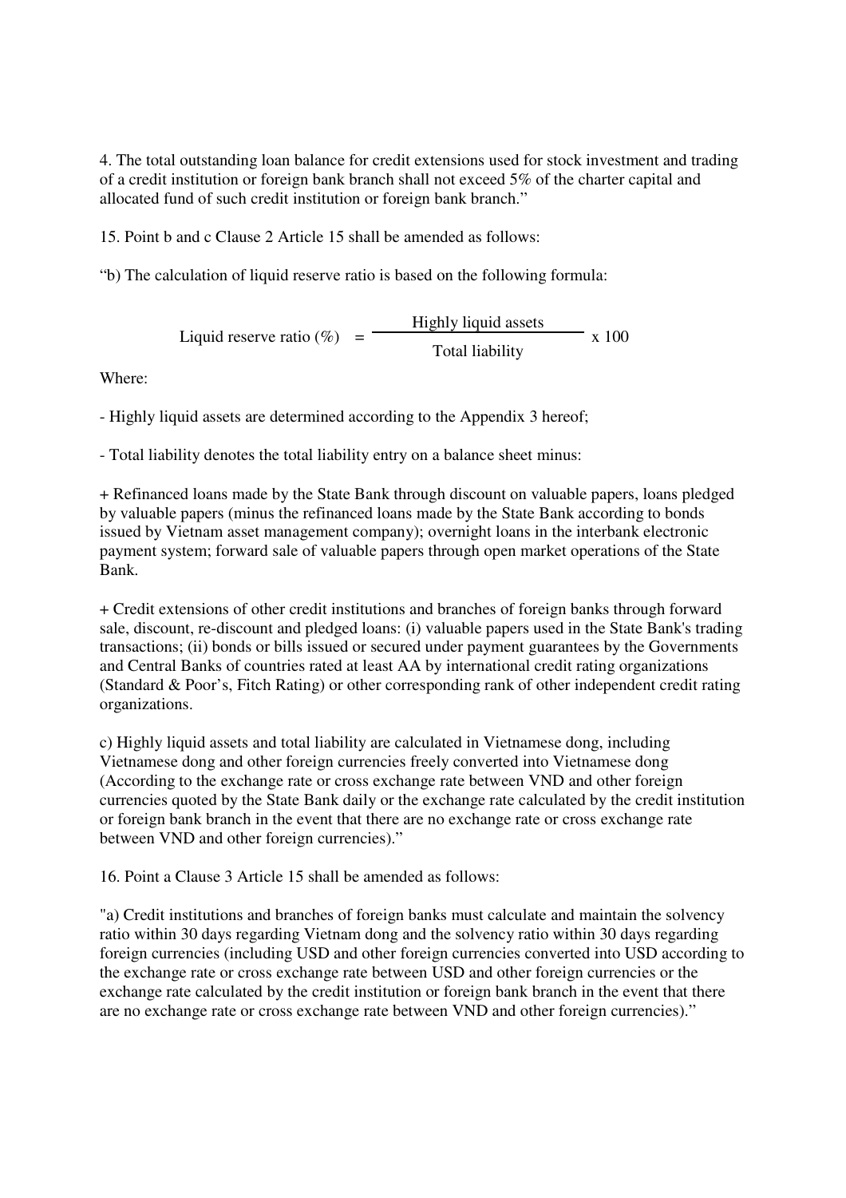4. The total outstanding loan balance for credit extensions used for stock investment and trading of a credit institution or foreign bank branch shall not exceed 5% of the charter capital and allocated fund of such credit institution or foreign bank branch."

15. Point b and c Clause 2 Article 15 shall be amended as follows:

"b) The calculation of liquid reserve ratio is based on the following formula:

$$\text{Liquid reserve ratio (\%)} = \frac{\text{Highly liquid assets}}{\text{Total liability}} \times 100$$

Where:

- Highly liquid assets are determined according to the Appendix 3 hereof;

- Total liability denotes the total liability entry on a balance sheet minus:

+ Refinanced loans made by the State Bank through discount on valuable papers, loans pledged by valuable papers (minus the refinanced loans made by the State Bank according to bonds issued by Vietnam asset management company); overnight loans in the interbank electronic payment system; forward sale of valuable papers through open market operations of the State Bank.

+ Credit extensions of other credit institutions and branches of foreign banks through forward sale, discount, re-discount and pledged loans: (i) valuable papers used in the State Bank's trading transactions; (ii) bonds or bills issued or secured under payment guarantees by the Governments and Central Banks of countries rated at least AA by international credit rating organizations (Standard & Poor's, Fitch Rating) or other corresponding rank of other independent credit rating organizations.

c) Highly liquid assets and total liability are calculated in Vietnamese dong, including Vietnamese dong and other foreign currencies freely converted into Vietnamese dong (According to the exchange rate or cross exchange rate between VND and other foreign currencies quoted by the State Bank daily or the exchange rate calculated by the credit institution or foreign bank branch in the event that there are no exchange rate or cross exchange rate between VND and other foreign currencies)."

16. Point a Clause 3 Article 15 shall be amended as follows:

"a) Credit institutions and branches of foreign banks must calculate and maintain the solvency ratio within 30 days regarding Vietnam dong and the solvency ratio within 30 days regarding foreign currencies (including USD and other foreign currencies converted into USD according to the exchange rate or cross exchange rate between USD and other foreign currencies or the exchange rate calculated by the credit institution or foreign bank branch in the event that there are no exchange rate or cross exchange rate between VND and other foreign currencies)."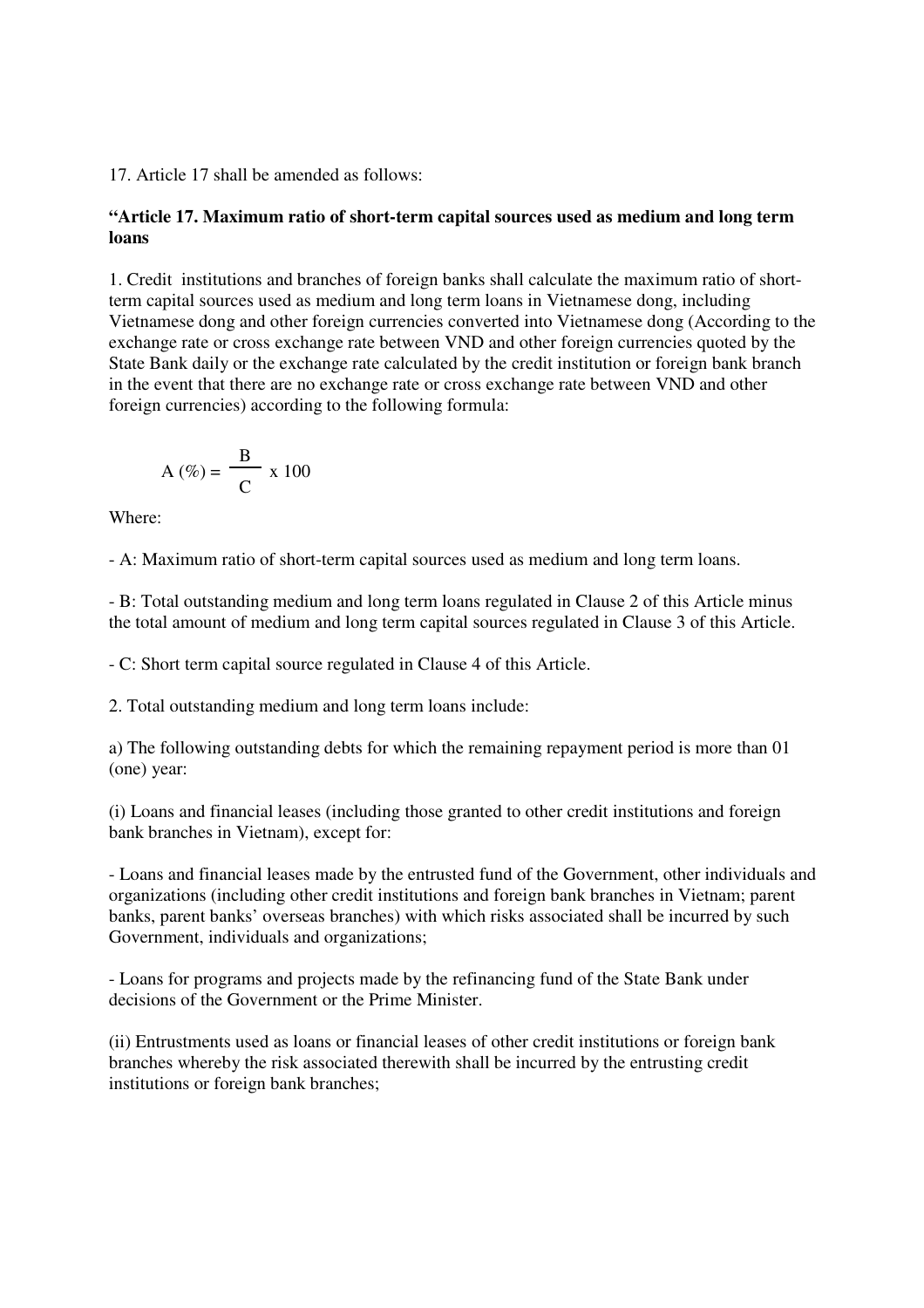17. Article 17 shall be amended as follows:

**"Article 17. Maximum ratio of short-term capital sources used as medium and long term loans**

1. Credit institutions and branches of foreign banks shall calculate the maximum ratio of short-term capital sources used as medium and long term loans in Vietnamese dong, including Vietnamese dong and other foreign currencies converted into Vietnamese dong (According to the exchange rate or cross exchange rate between VND and other foreign currencies quoted by the State Bank daily or the exchange rate calculated by the credit institution or foreign bank branch in the event that there are no exchange rate or cross exchange rate between VND and other foreign currencies) according to the following formula:

$$A\ (\%) = \frac{B}{C} \times 100$$

Where:

- A: Maximum ratio of short-term capital sources used as medium and long term loans.

- B: Total outstanding medium and long term loans regulated in Clause 2 of this Article minus the total amount of medium and long term capital sources regulated in Clause 3 of this Article.

- C: Short term capital source regulated in Clause 4 of this Article.

2. Total outstanding medium and long term loans include:

a) The following outstanding debts for which the remaining repayment period is more than 01 (one) year:

(i) Loans and financial leases (including those granted to other credit institutions and foreign bank branches in Vietnam), except for:

- Loans and financial leases made by the entrusted fund of the Government, other individuals and organizations (including other credit institutions and foreign bank branches in Vietnam; parent banks, parent banks' overseas branches) with which risks associated shall be incurred by such Government, individuals and organizations;

- Loans for programs and projects made by the refinancing fund of the State Bank under decisions of the Government or the Prime Minister.

(ii) Entrustments used as loans or financial leases of other credit institutions or foreign bank branches whereby the risk associated therewith shall be incurred by the entrusting credit institutions or foreign bank branches;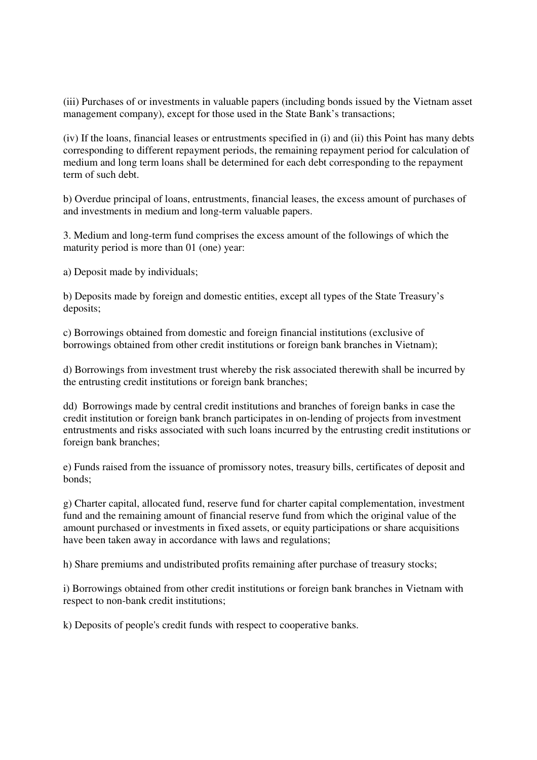(iii) Purchases of or investments in valuable papers (including bonds issued by the Vietnam asset management company), except for those used in the State Bank's transactions;

(iv) If the loans, financial leases or entrustments specified in (i) and (ii) this Point has many debts corresponding to different repayment periods, the remaining repayment period for calculation of medium and long term loans shall be determined for each debt corresponding to the repayment term of such debt.

b) Overdue principal of loans, entrustments, financial leases, the excess amount of purchases of and investments in medium and long-term valuable papers.

3. Medium and long-term fund comprises the excess amount of the followings of which the maturity period is more than 01 (one) year:

a) Deposit made by individuals;

b) Deposits made by foreign and domestic entities, except all types of the State Treasury's deposits;

c) Borrowings obtained from domestic and foreign financial institutions (exclusive of borrowings obtained from other credit institutions or foreign bank branches in Vietnam);

d) Borrowings from investment trust whereby the risk associated therewith shall be incurred by the entrusting credit institutions or foreign bank branches;

dd) Borrowings made by central credit institutions and branches of foreign banks in case the credit institution or foreign bank branch participates in on-lending of projects from investment entrustments and risks associated with such loans incurred by the entrusting credit institutions or foreign bank branches;

e) Funds raised from the issuance of promissory notes, treasury bills, certificates of deposit and bonds;

g) Charter capital, allocated fund, reserve fund for charter capital complementation, investment fund and the remaining amount of financial reserve fund from which the original value of the amount purchased or investments in fixed assets, or equity participations or share acquisitions have been taken away in accordance with laws and regulations;

h) Share premiums and undistributed profits remaining after purchase of treasury stocks;

i) Borrowings obtained from other credit institutions or foreign bank branches in Vietnam with respect to non-bank credit institutions;

k) Deposits of people's credit funds with respect to cooperative banks.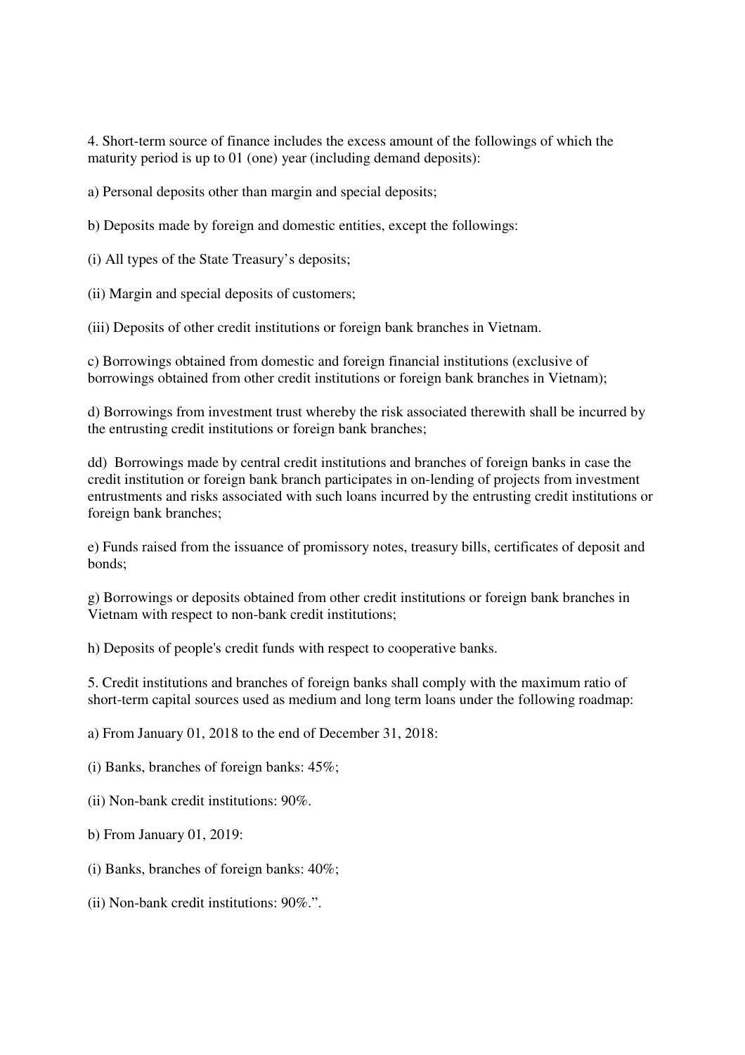4. Short-term source of finance includes the excess amount of the followings of which the maturity period is up to 01 (one) year (including demand deposits):

a) Personal deposits other than margin and special deposits;

b) Deposits made by foreign and domestic entities, except the followings:

(i) All types of the State Treasury's deposits;

(ii) Margin and special deposits of customers;

(iii) Deposits of other credit institutions or foreign bank branches in Vietnam.

c) Borrowings obtained from domestic and foreign financial institutions (exclusive of borrowings obtained from other credit institutions or foreign bank branches in Vietnam);

d) Borrowings from investment trust whereby the risk associated therewith shall be incurred by the entrusting credit institutions or foreign bank branches;

dd) Borrowings made by central credit institutions and branches of foreign banks in case the credit institution or foreign bank branch participates in on-lending of projects from investment entrustments and risks associated with such loans incurred by the entrusting credit institutions or foreign bank branches;

e) Funds raised from the issuance of promissory notes, treasury bills, certificates of deposit and bonds;

g) Borrowings or deposits obtained from other credit institutions or foreign bank branches in Vietnam with respect to non-bank credit institutions;

h) Deposits of people's credit funds with respect to cooperative banks.

5. Credit institutions and branches of foreign banks shall comply with the maximum ratio of short-term capital sources used as medium and long term loans under the following roadmap:

a) From January 01, 2018 to the end of December 31, 2018:

(i) Banks, branches of foreign banks: 45%;

(ii) Non-bank credit institutions: 90%.

b) From January 01, 2019:

(i) Banks, branches of foreign banks: 40%;

(ii) Non-bank credit institutions: 90%.".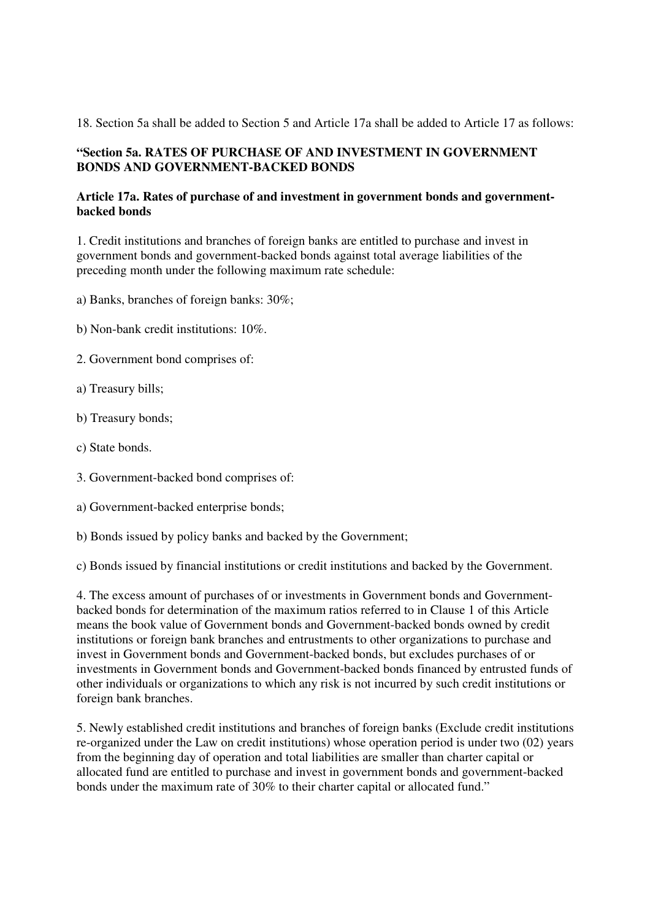18. Section 5a shall be added to Section 5 and Article 17a shall be added to Article 17 as follows:

**"Section 5a. RATES OF PURCHASE OF AND INVESTMENT IN GOVERNMENT BONDS AND GOVERNMENT-BACKED BONDS**

**Article 17a. Rates of purchase of and investment in government bonds and government-backed bonds**

1. Credit institutions and branches of foreign banks are entitled to purchase and invest in government bonds and government-backed bonds against total average liabilities of the preceding month under the following maximum rate schedule:

a) Banks, branches of foreign banks: 30%;

b) Non-bank credit institutions: 10%.

2. Government bond comprises of:

a) Treasury bills;

b) Treasury bonds;

c) State bonds.

3. Government-backed bond comprises of:

a) Government-backed enterprise bonds;

b) Bonds issued by policy banks and backed by the Government;

c) Bonds issued by financial institutions or credit institutions and backed by the Government.

4. The excess amount of purchases of or investments in Government bonds and Government-backed bonds for determination of the maximum ratios referred to in Clause 1 of this Article means the book value of Government bonds and Government-backed bonds owned by credit institutions or foreign bank branches and entrustments to other organizations to purchase and invest in Government bonds and Government-backed bonds, but excludes purchases of or investments in Government bonds and Government-backed bonds financed by entrusted funds of other individuals or organizations to which any risk is not incurred by such credit institutions or foreign bank branches.

5. Newly established credit institutions and branches of foreign banks (Exclude credit institutions re-organized under the Law on credit institutions) whose operation period is under two (02) years from the beginning day of operation and total liabilities are smaller than charter capital or allocated fund are entitled to purchase and invest in government bonds and government-backed bonds under the maximum rate of 30% to their charter capital or allocated fund."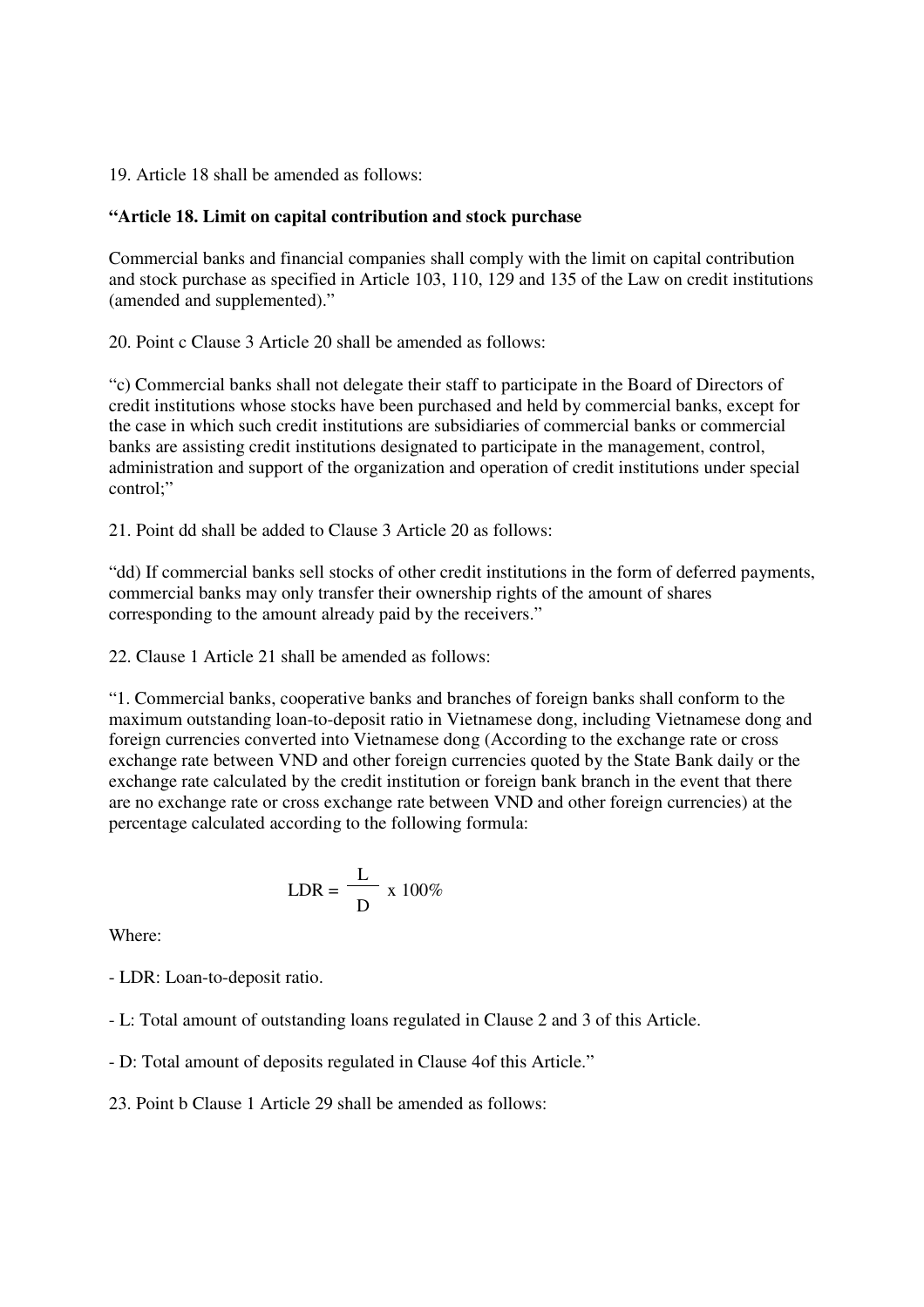19. Article 18 shall be amended as follows:

**"Article 18. Limit on capital contribution and stock purchase**

Commercial banks and financial companies shall comply with the limit on capital contribution and stock purchase as specified in Article 103, 110, 129 and 135 of the Law on credit institutions (amended and supplemented)."

20. Point c Clause 3 Article 20 shall be amended as follows:

"c) Commercial banks shall not delegate their staff to participate in the Board of Directors of credit institutions whose stocks have been purchased and held by commercial banks, except for the case in which such credit institutions are subsidiaries of commercial banks or commercial banks are assisting credit institutions designated to participate in the management, control, administration and support of the organization and operation of credit institutions under special control;"

21. Point dd shall be added to Clause 3 Article 20 as follows:

"dd) If commercial banks sell stocks of other credit institutions in the form of deferred payments, commercial banks may only transfer their ownership rights of the amount of shares corresponding to the amount already paid by the receivers."

22. Clause 1 Article 21 shall be amended as follows:

"1. Commercial banks, cooperative banks and branches of foreign banks shall conform to the maximum outstanding loan-to-deposit ratio in Vietnamese dong, including Vietnamese dong and foreign currencies converted into Vietnamese dong (According to the exchange rate or cross exchange rate between VND and other foreign currencies quoted by the State Bank daily or the exchange rate calculated by the credit institution or foreign bank branch in the event that there are no exchange rate or cross exchange rate between VND and other foreign currencies) at the percentage calculated according to the following formula:

$$LDR = \frac{L}{D} \times 100\%$$

Where:

- LDR: Loan-to-deposit ratio.

- L: Total amount of outstanding loans regulated in Clause 2 and 3 of this Article.

- D: Total amount of deposits regulated in Clause 4of this Article."

23. Point b Clause 1 Article 29 shall be amended as follows: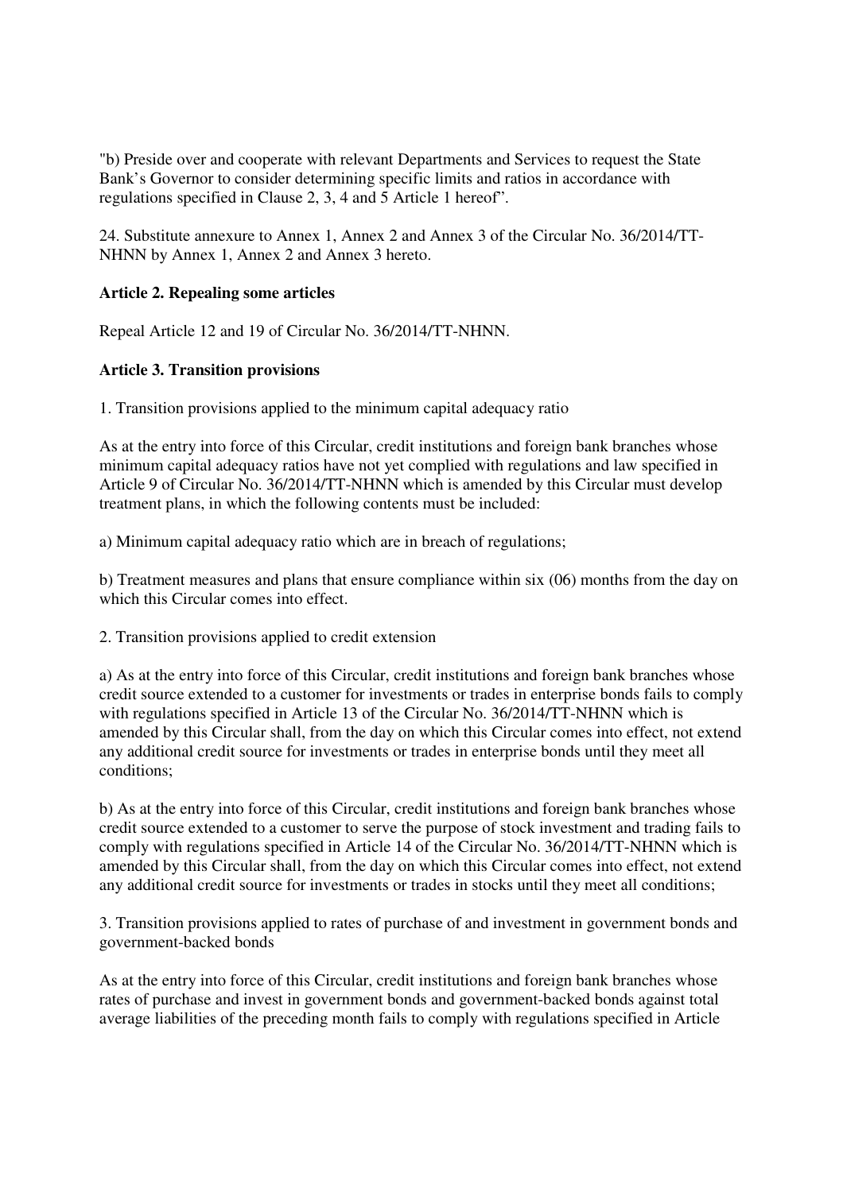"b) Preside over and cooperate with relevant Departments and Services to request the State Bank's Governor to consider determining specific limits and ratios in accordance with regulations specified in Clause 2, 3, 4 and 5 Article 1 hereof".

24. Substitute annexure to Annex 1, Annex 2 and Annex 3 of the Circular No. 36/2014/TT-NHNN by Annex 1, Annex 2 and Annex 3 hereto.

**Article 2. Repealing some articles**

Repeal Article 12 and 19 of Circular No. 36/2014/TT-NHNN.

**Article 3. Transition provisions**

1. Transition provisions applied to the minimum capital adequacy ratio

As at the entry into force of this Circular, credit institutions and foreign bank branches whose minimum capital adequacy ratios have not yet complied with regulations and law specified in Article 9 of Circular No. 36/2014/TT-NHNN which is amended by this Circular must develop treatment plans, in which the following contents must be included:

a) Minimum capital adequacy ratio which are in breach of regulations;

b) Treatment measures and plans that ensure compliance within six (06) months from the day on which this Circular comes into effect.

2. Transition provisions applied to credit extension

a) As at the entry into force of this Circular, credit institutions and foreign bank branches whose credit source extended to a customer for investments or trades in enterprise bonds fails to comply with regulations specified in Article 13 of the Circular No. 36/2014/TT-NHNN which is amended by this Circular shall, from the day on which this Circular comes into effect, not extend any additional credit source for investments or trades in enterprise bonds until they meet all conditions;

b) As at the entry into force of this Circular, credit institutions and foreign bank branches whose credit source extended to a customer to serve the purpose of stock investment and trading fails to comply with regulations specified in Article 14 of the Circular No. 36/2014/TT-NHNN which is amended by this Circular shall, from the day on which this Circular comes into effect, not extend any additional credit source for investments or trades in stocks until they meet all conditions;

3. Transition provisions applied to rates of purchase of and investment in government bonds and government-backed bonds

As at the entry into force of this Circular, credit institutions and foreign bank branches whose rates of purchase and invest in government bonds and government-backed bonds against total average liabilities of the preceding month fails to comply with regulations specified in Article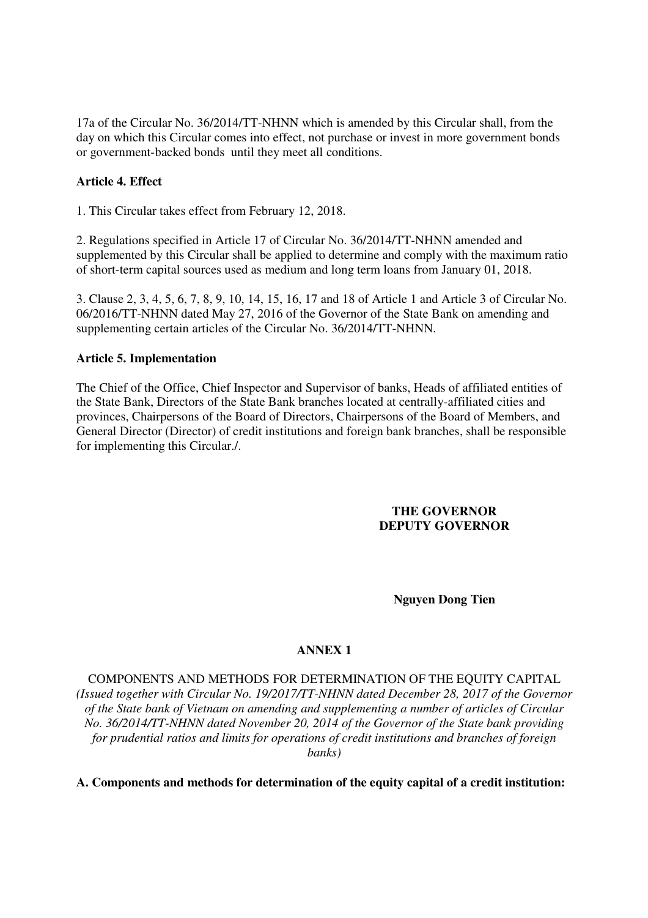17a of the Circular No. 36/2014/TT-NHNN which is amended by this Circular shall, from the day on which this Circular comes into effect, not purchase or invest in more government bonds or government-backed bonds until they meet all conditions.

**Article 4. Effect**

1. This Circular takes effect from February 12, 2018.

2. Regulations specified in Article 17 of Circular No. 36/2014/TT-NHNN amended and supplemented by this Circular shall be applied to determine and comply with the maximum ratio of short-term capital sources used as medium and long term loans from January 01, 2018.

3. Clause 2, 3, 4, 5, 6, 7, 8, 9, 10, 14, 15, 16, 17 and 18 of Article 1 and Article 3 of Circular No. 06/2016/TT-NHNN dated May 27, 2016 of the Governor of the State Bank on amending and supplementing certain articles of the Circular No. 36/2014/TT-NHNN.

**Article 5. Implementation**

The Chief of the Office, Chief Inspector and Supervisor of banks, Heads of affiliated entities of the State Bank, Directors of the State Bank branches located at centrally-affiliated cities and provinces, Chairpersons of the Board of Directors, Chairpersons of the Board of Members, and General Director (Director) of credit institutions and foreign bank branches, shall be responsible for implementing this Circular./.

**THE GOVERNOR**
**DEPUTY GOVERNOR**

**Nguyen Dong Tien**

## ANNEX 1

COMPONENTS AND METHODS FOR DETERMINATION OF THE EQUITY CAPITAL

*(Issued together with Circular No. 19/2017/TT-NHNN dated December 28, 2017 of the Governor of the State bank of Vietnam on amending and supplementing a number of articles of Circular No. 36/2014/TT-NHNN dated November 20, 2014 of the Governor of the State bank providing for prudential ratios and limits for operations of credit institutions and branches of foreign banks)*

**A. Components and methods for determination of the equity capital of a credit institution:**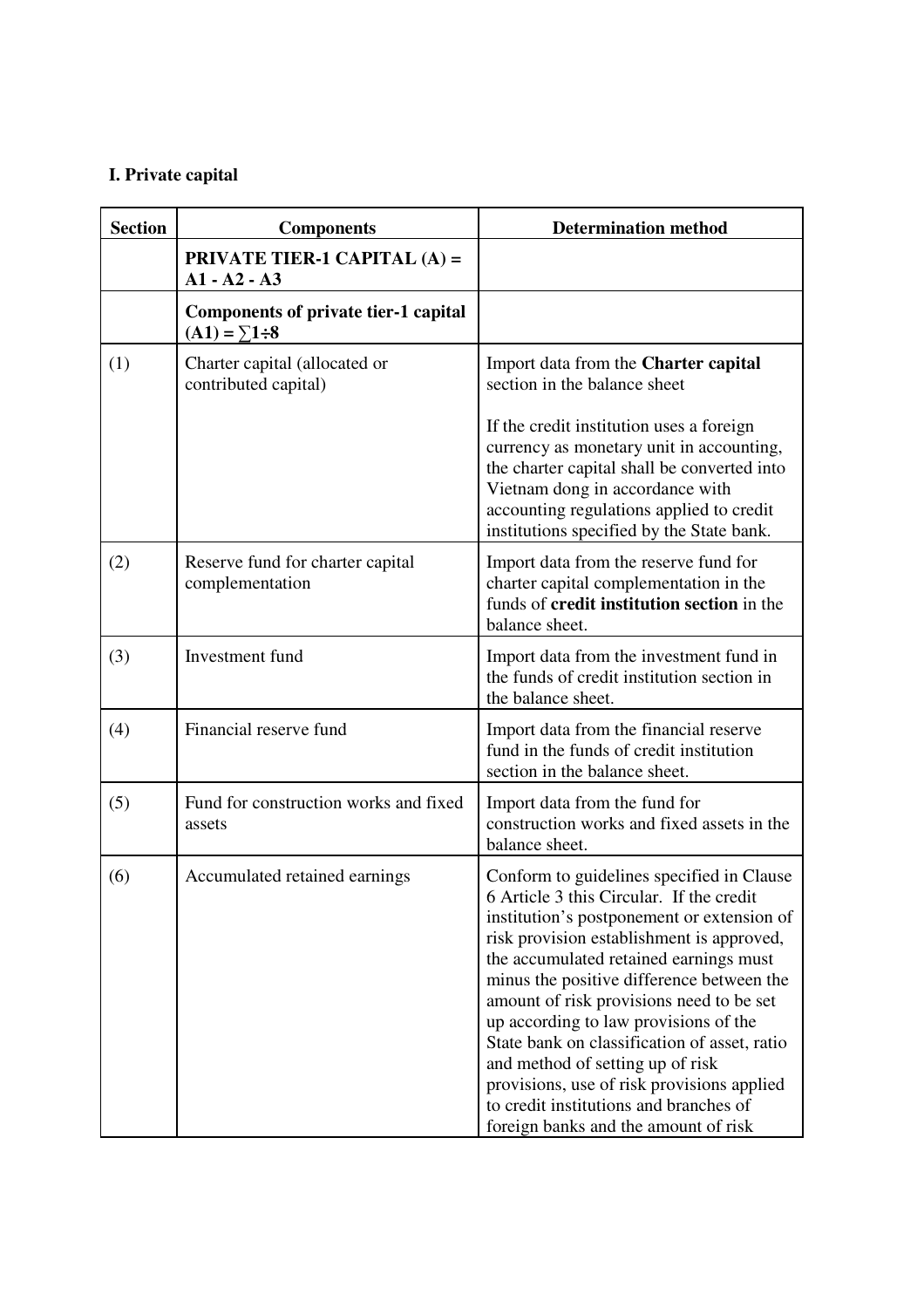**I. Private capital**

| Section | Components | Determination method |
|---|---|---|
| | **PRIVATE TIER-1 CAPITAL (A) = A1 - A2 - A3** | |
| | **Components of private tier-1 capital (A1) = ∑1÷8** | |
| (1) | Charter capital (allocated or contributed capital) | Import data from the **Charter capital** section in the balance sheet<br><br>If the credit institution uses a foreign currency as monetary unit in accounting, the charter capital shall be converted into Vietnam dong in accordance with accounting regulations applied to credit institutions specified by the State bank. |
| (2) | Reserve fund for charter capital complementation | Import data from the reserve fund for charter capital complementation in the funds of **credit institution section** in the balance sheet. |
| (3) | Investment fund | Import data from the investment fund in the funds of credit institution section in the balance sheet. |
| (4) | Financial reserve fund | Import data from the financial reserve fund in the funds of credit institution section in the balance sheet. |
| (5) | Fund for construction works and fixed assets | Import data from the fund for construction works and fixed assets in the balance sheet. |
| (6) | Accumulated retained earnings | Conform to guidelines specified in Clause 6 Article 3 this Circular. If the credit institution's postponement or extension of risk provision establishment is approved, the accumulated retained earnings must minus the positive difference between the amount of risk provisions need to be set up according to law provisions of the State bank on classification of asset, ratio and method of setting up of risk provisions, use of risk provisions applied to credit institutions and branches of foreign banks and the amount of risk |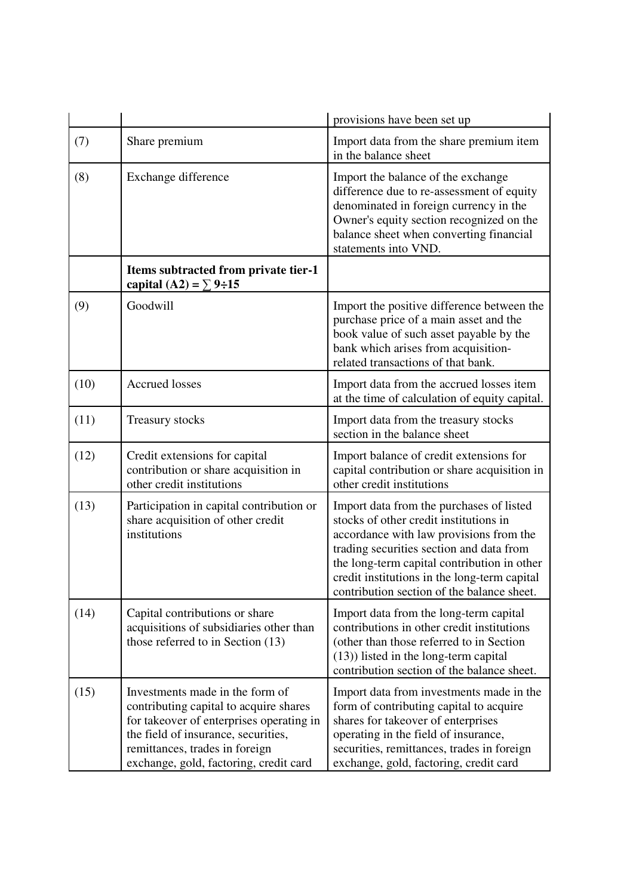| | | |
|---|---|---|
| | | provisions have been set up |
| (7) | Share premium | Import data from the share premium item in the balance sheet |
| (8) | Exchange difference | Import the balance of the exchange difference due to re-assessment of equity denominated in foreign currency in the Owner's equity section recognized on the balance sheet when converting financial statements into VND. |
| | **Items subtracted from private tier-1 capital (A2) = ∑ 9÷15** | |
| (9) | Goodwill | Import the positive difference between the purchase price of a main asset and the book value of such asset payable by the bank which arises from acquisition-related transactions of that bank. |
| (10) | Accrued losses | Import data from the accrued losses item at the time of calculation of equity capital. |
| (11) | Treasury stocks | Import data from the treasury stocks section in the balance sheet |
| (12) | Credit extensions for capital contribution or share acquisition in other credit institutions | Import balance of credit extensions for capital contribution or share acquisition in other credit institutions |
| (13) | Participation in capital contribution or share acquisition of other credit institutions | Import data from the purchases of listed stocks of other credit institutions in accordance with law provisions from the trading securities section and data from the long-term capital contribution in other credit institutions in the long-term capital contribution section of the balance sheet. |
| (14) | Capital contributions or share acquisitions of subsidiaries other than those referred to in Section (13) | Import data from the long-term capital contributions in other credit institutions (other than those referred to in Section (13)) listed in the long-term capital contribution section of the balance sheet. |
| (15) | Investments made in the form of contributing capital to acquire shares for takeover of enterprises operating in the field of insurance, securities, remittances, trades in foreign exchange, gold, factoring, credit card | Import data from investments made in the form of contributing capital to acquire shares for takeover of enterprises operating in the field of insurance, securities, remittances, trades in foreign exchange, gold, factoring, credit card |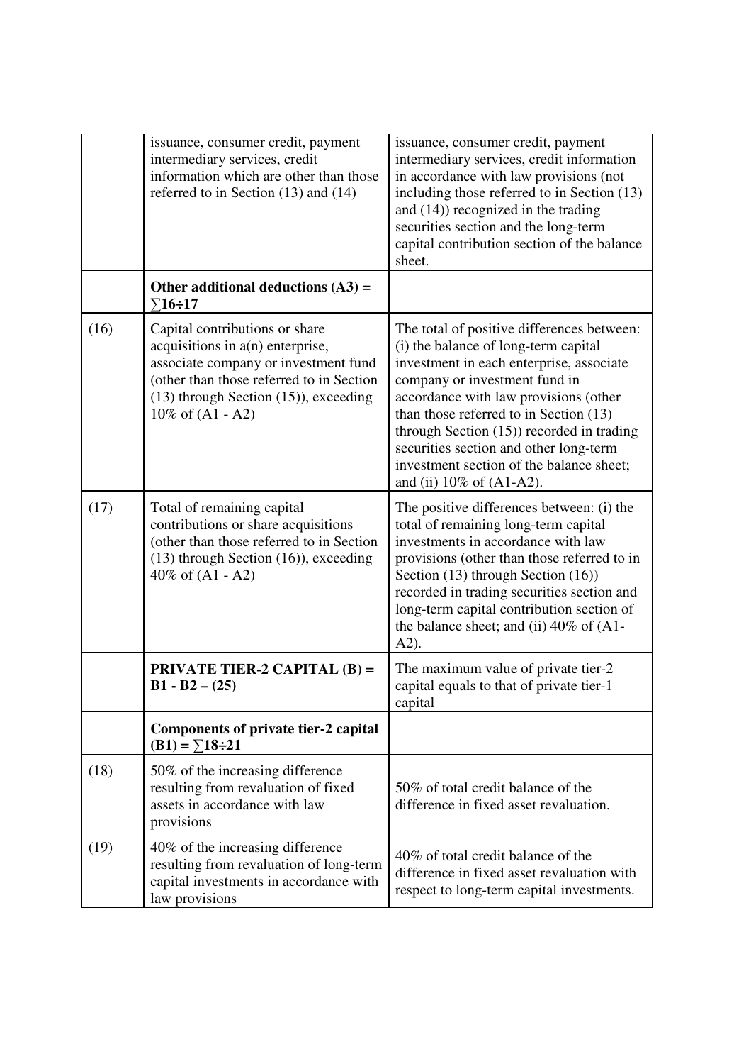| | | |
|---|---|---|
| | issuance, consumer credit, payment intermediary services, credit information which are other than those referred to in Section (13) and (14) | issuance, consumer credit, payment intermediary services, credit information in accordance with law provisions (not including those referred to in Section (13) and (14)) recognized in the trading securities section and the long-term capital contribution section of the balance sheet. |
| | **Other additional deductions (A3) = ∑16÷17** | |
| (16) | Capital contributions or share acquisitions in a(n) enterprise, associate company or investment fund (other than those referred to in Section (13) through Section (15)), exceeding 10% of (A1 - A2) | The total of positive differences between: (i) the balance of long-term capital investment in each enterprise, associate company or investment fund in accordance with law provisions (other than those referred to in Section (13) through Section (15)) recorded in trading securities section and other long-term investment section of the balance sheet; and (ii) 10% of (A1-A2). |
| (17) | Total of remaining capital contributions or share acquisitions (other than those referred to in Section (13) through Section (16)), exceeding 40% of (A1 - A2) | The positive differences between: (i) the total of remaining long-term capital investments in accordance with law provisions (other than those referred to in Section (13) through Section (16)) recorded in trading securities section and long-term capital contribution section of the balance sheet; and (ii) 40% of (A1-A2). |
| | **PRIVATE TIER-2 CAPITAL (B) = B1 - B2 – (25)** | The maximum value of private tier-2 capital equals to that of private tier-1 capital |
| | **Components of private tier-2 capital (B1) = ∑18÷21** | |
| (18) | 50% of the increasing difference resulting from revaluation of fixed assets in accordance with law provisions | 50% of total credit balance of the difference in fixed asset revaluation. |
| (19) | 40% of the increasing difference resulting from revaluation of long-term capital investments in accordance with law provisions | 40% of total credit balance of the difference in fixed asset revaluation with respect to long-term capital investments. |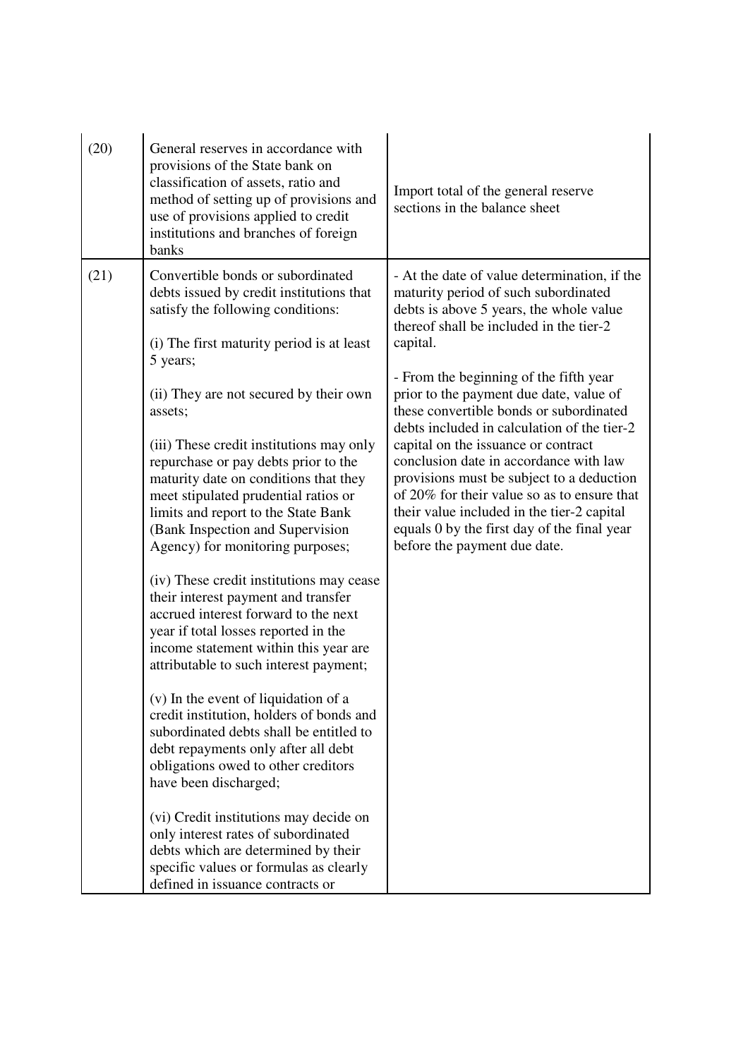| | | |
|---|---|---|
| (20) | General reserves in accordance with provisions of the State bank on classification of assets, ratio and method of setting up of provisions and use of provisions applied to credit institutions and branches of foreign banks | Import total of the general reserve sections in the balance sheet |
| (21) | Convertible bonds or subordinated debts issued by credit institutions that satisfy the following conditions:<br><br>(i) The first maturity period is at least 5 years;<br><br>(ii) They are not secured by their own assets;<br><br>(iii) These credit institutions may only repurchase or pay debts prior to the maturity date on conditions that they meet stipulated prudential ratios or limits and report to the State Bank (Bank Inspection and Supervision Agency) for monitoring purposes;<br><br>(iv) These credit institutions may cease their interest payment and transfer accrued interest forward to the next year if total losses reported in the income statement within this year are attributable to such interest payment;<br><br>(v) In the event of liquidation of a credit institution, holders of bonds and subordinated debts shall be entitled to debt repayments only after all debt obligations owed to other creditors have been discharged;<br><br>(vi) Credit institutions may decide on only interest rates of subordinated debts which are determined by their specific values or formulas as clearly defined in issuance contracts or | - At the date of value determination, if the maturity period of such subordinated debts is above 5 years, the whole value thereof shall be included in the tier-2 capital.<br><br>- From the beginning of the fifth year prior to the payment due date, value of these convertible bonds or subordinated debts included in calculation of the tier-2 capital on the issuance or contract conclusion date in accordance with law provisions must be subject to a deduction of 20% for their value so as to ensure that their value included in the tier-2 capital equals 0 by the first day of the final year before the payment due date. |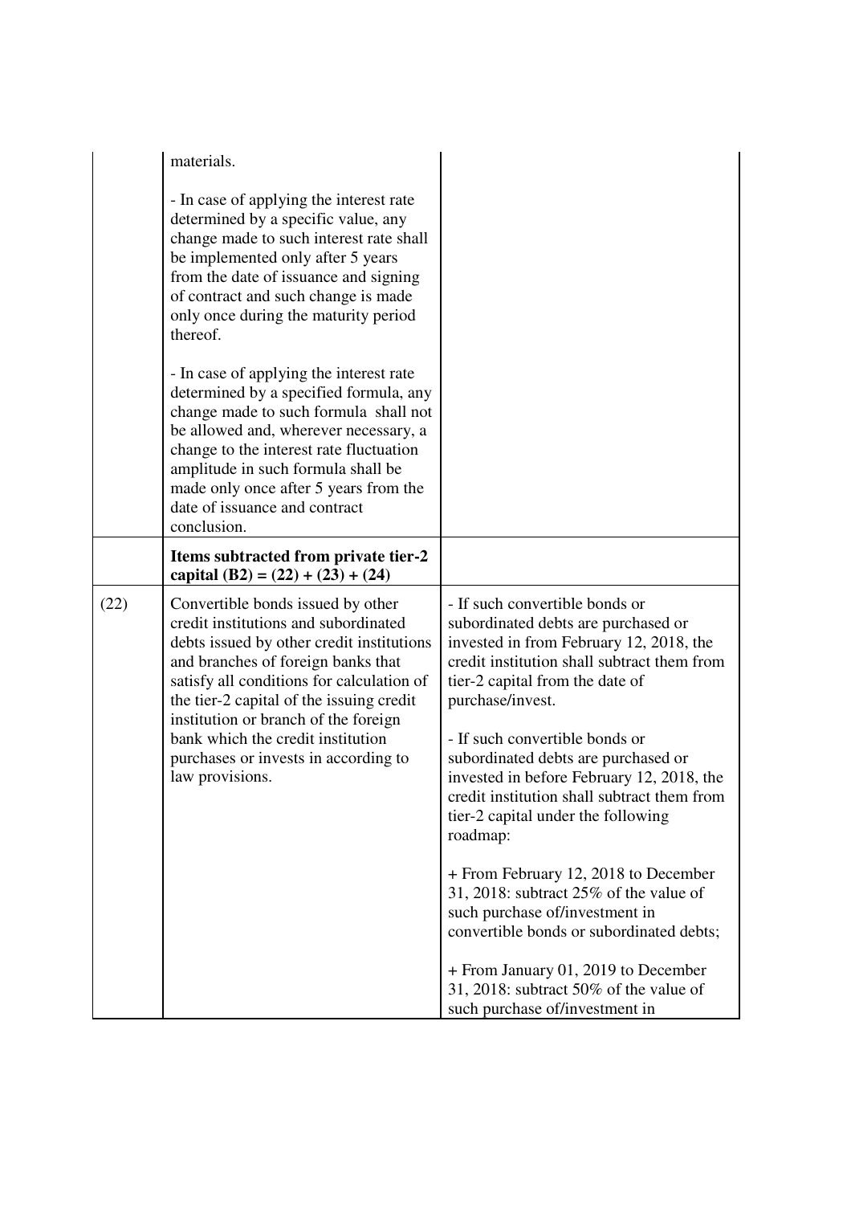| | | |
|---|---|---|
| | materials.<br><br>- In case of applying the interest rate determined by a specific value, any change made to such interest rate shall be implemented only after 5 years from the date of issuance and signing of contract and such change is made only once during the maturity period thereof.<br><br>- In case of applying the interest rate determined by a specified formula, any change made to such formula shall not be allowed and, wherever necessary, a change to the interest rate fluctuation amplitude in such formula shall be made only once after 5 years from the date of issuance and contract conclusion. | |
| | **Items subtracted from private tier-2 capital (B2) = (22) + (23) + (24)** | |
| (22) | Convertible bonds issued by other credit institutions and subordinated debts issued by other credit institutions and branches of foreign banks that satisfy all conditions for calculation of the tier-2 capital of the issuing credit institution or branch of the foreign bank which the credit institution purchases or invests in according to law provisions. | - If such convertible bonds or subordinated debts are purchased or invested in from February 12, 2018, the credit institution shall subtract them from tier-2 capital from the date of purchase/invest.<br><br>- If such convertible bonds or subordinated debts are purchased or invested in before February 12, 2018, the credit institution shall subtract them from tier-2 capital under the following roadmap:<br><br>+ From February 12, 2018 to December 31, 2018: subtract 25% of the value of such purchase of/investment in convertible bonds or subordinated debts;<br><br>+ From January 01, 2019 to December 31, 2018: subtract 50% of the value of such purchase of/investment in |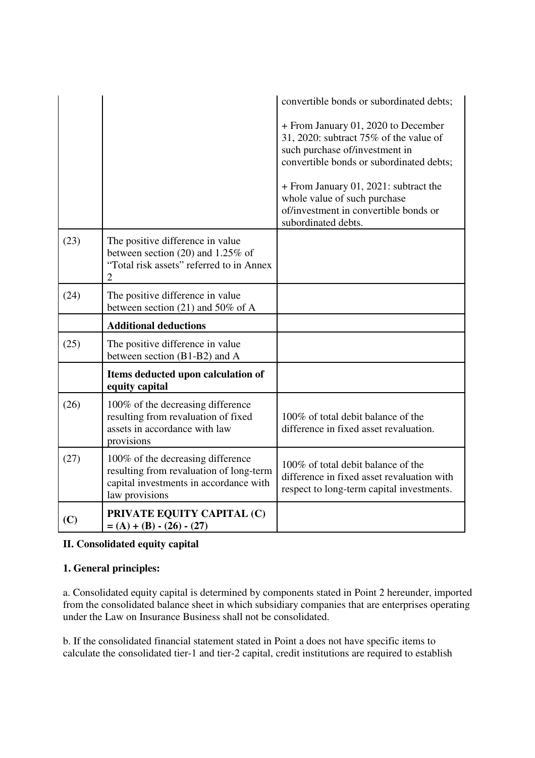| | | |
|---|---|---|
| | | convertible bonds or subordinated debts;<br><br>+ From January 01, 2020 to December 31, 2020: subtract 75% of the value of such purchase of/investment in convertible bonds or subordinated debts;<br><br>+ From January 01, 2021: subtract the whole value of such purchase of/investment in convertible bonds or subordinated debts. |
| (23) | The positive difference in value between section (20) and 1.25% of "Total risk assets" referred to in Annex 2 | |
| (24) | The positive difference in value between section (21) and 50% of A | |
| | **Additional deductions** | |
| (25) | The positive difference in value between section (B1-B2) and A | |
| | **Items deducted upon calculation of equity capital** | |
| (26) | 100% of the decreasing difference resulting from revaluation of fixed assets in accordance with law provisions | 100% of total debit balance of the difference in fixed asset revaluation. |
| (27) | 100% of the decreasing difference resulting from revaluation of long-term capital investments in accordance with law provisions | 100% of total debit balance of the difference in fixed asset revaluation with respect to long-term capital investments. |
| **(C)** | **PRIVATE EQUITY CAPITAL (C) = (A) + (B) - (26) - (27)** | |

**II. Consolidated equity capital**

**1. General principles:**

a. Consolidated equity capital is determined by components stated in Point 2 hereunder, imported from the consolidated balance sheet in which subsidiary companies that are enterprises operating under the Law on Insurance Business shall not be consolidated.

b. If the consolidated financial statement stated in Point a does not have specific items to calculate the consolidated tier-1 and tier-2 capital, credit institutions are required to establish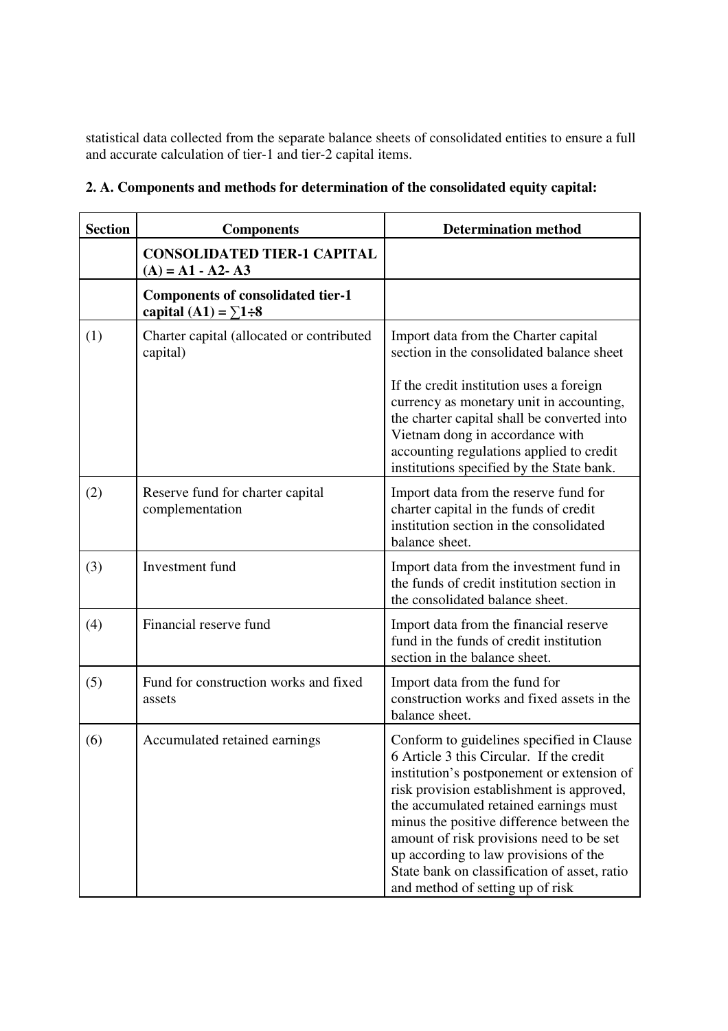statistical data collected from the separate balance sheets of consolidated entities to ensure a full and accurate calculation of tier-1 and tier-2 capital items.

**2. A. Components and methods for determination of the consolidated equity capital:**

| Section | Components | Determination method |
|---|---|---|
| | **CONSOLIDATED TIER-1 CAPITAL (A) = A1 - A2- A3** | |
| | **Components of consolidated tier-1 capital (A1) = ∑1÷8** | |
| (1) | Charter capital (allocated or contributed capital) | Import data from the Charter capital section in the consolidated balance sheet<br><br>If the credit institution uses a foreign currency as monetary unit in accounting, the charter capital shall be converted into Vietnam dong in accordance with accounting regulations applied to credit institutions specified by the State bank. |
| (2) | Reserve fund for charter capital complementation | Import data from the reserve fund for charter capital in the funds of credit institution section in the consolidated balance sheet. |
| (3) | Investment fund | Import data from the investment fund in the funds of credit institution section in the consolidated balance sheet. |
| (4) | Financial reserve fund | Import data from the financial reserve fund in the funds of credit institution section in the balance sheet. |
| (5) | Fund for construction works and fixed assets | Import data from the fund for construction works and fixed assets in the balance sheet. |
| (6) | Accumulated retained earnings | Conform to guidelines specified in Clause 6 Article 3 this Circular. If the credit institution's postponement or extension of risk provision establishment is approved, the accumulated retained earnings must minus the positive difference between the amount of risk provisions need to be set up according to law provisions of the State bank on classification of asset, ratio and method of setting up of risk |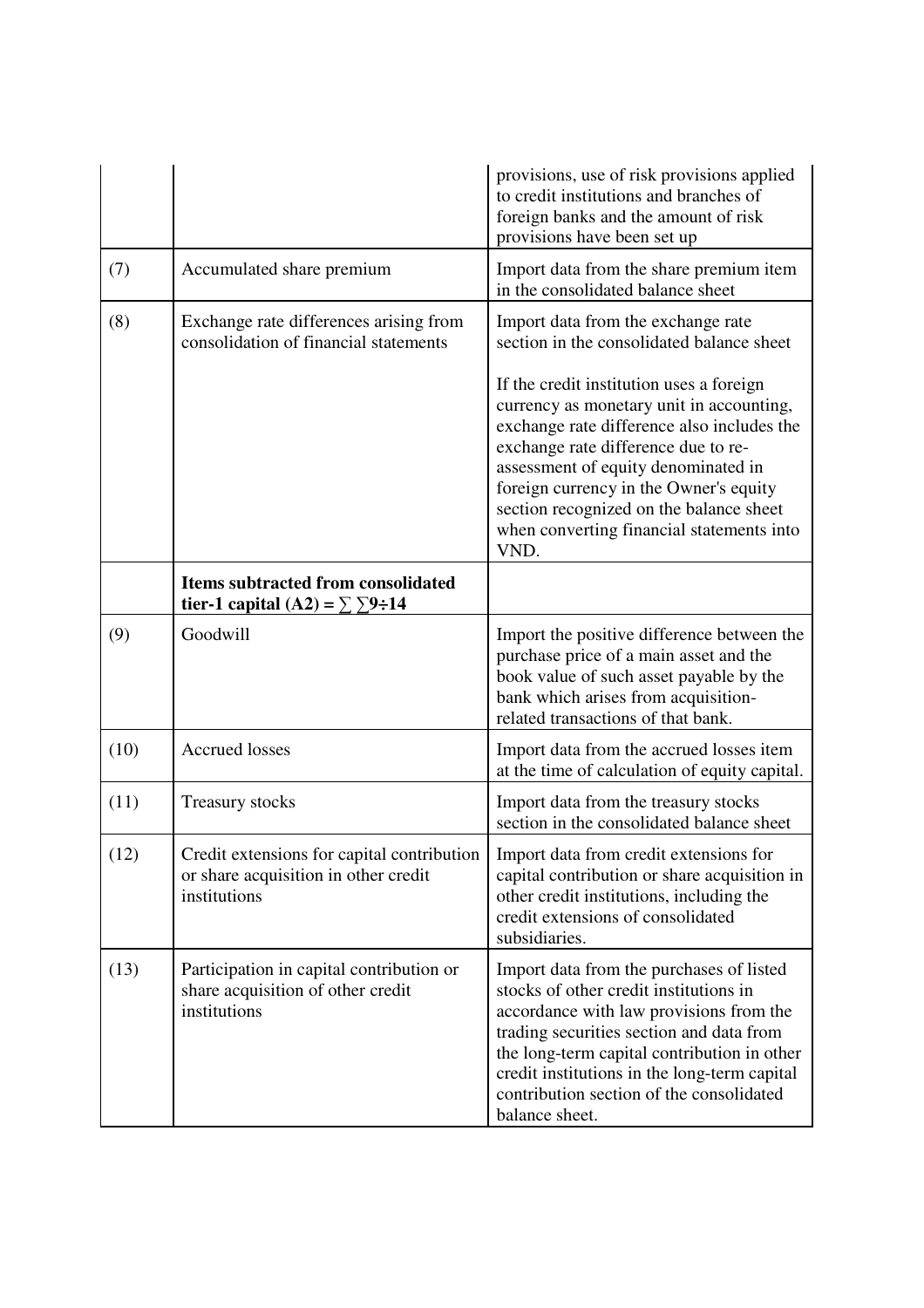| | | |
|---|---|---|
| | | provisions, use of risk provisions applied to credit institutions and branches of foreign banks and the amount of risk provisions have been set up |
| (7) | Accumulated share premium | Import data from the share premium item in the consolidated balance sheet |
| (8) | Exchange rate differences arising from consolidation of financial statements | Import data from the exchange rate section in the consolidated balance sheet<br><br>If the credit institution uses a foreign currency as monetary unit in accounting, exchange rate difference also includes the exchange rate difference due to re-assessment of equity denominated in foreign currency in the Owner's equity section recognized on the balance sheet when converting financial statements into VND. |
| | **Items subtracted from consolidated tier-1 capital (A2) = ∑ ∑9÷14** | |
| (9) | Goodwill | Import the positive difference between the purchase price of a main asset and the book value of such asset payable by the bank which arises from acquisition-related transactions of that bank. |
| (10) | Accrued losses | Import data from the accrued losses item at the time of calculation of equity capital. |
| (11) | Treasury stocks | Import data from the treasury stocks section in the consolidated balance sheet |
| (12) | Credit extensions for capital contribution or share acquisition in other credit institutions | Import data from credit extensions for capital contribution or share acquisition in other credit institutions, including the credit extensions of consolidated subsidiaries. |
| (13) | Participation in capital contribution or share acquisition of other credit institutions | Import data from the purchases of listed stocks of other credit institutions in accordance with law provisions from the trading securities section and data from the long-term capital contribution in other credit institutions in the long-term capital contribution section of the consolidated balance sheet. |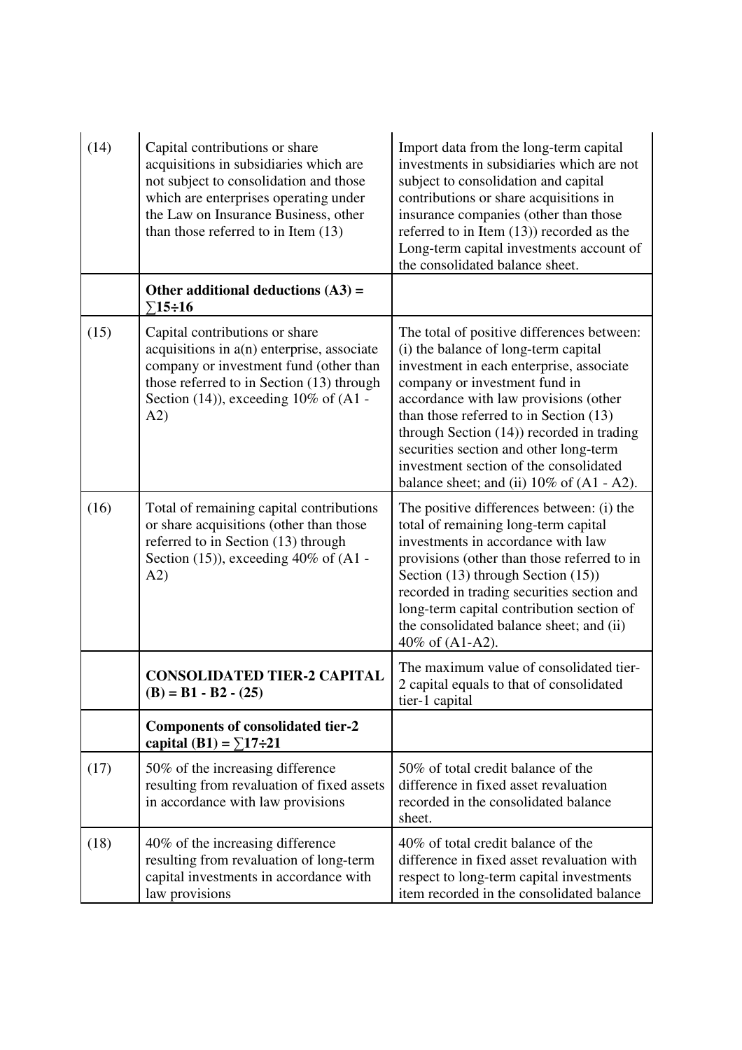| | | |
|---|---|---|
| (14) | Capital contributions or share acquisitions in subsidiaries which are not subject to consolidation and those which are enterprises operating under the Law on Insurance Business, other than those referred to in Item (13) | Import data from the long-term capital investments in subsidiaries which are not subject to consolidation and capital contributions or share acquisitions in insurance companies (other than those referred to in Item (13)) recorded as the Long-term capital investments account of the consolidated balance sheet. |
| | **Other additional deductions (A3) = ∑15÷16** | |
| (15) | Capital contributions or share acquisitions in a(n) enterprise, associate company or investment fund (other than those referred to in Section (13) through Section (14)), exceeding 10% of (A1 - A2) | The total of positive differences between: (i) the balance of long-term capital investment in each enterprise, associate company or investment fund in accordance with law provisions (other than those referred to in Section (13) through Section (14)) recorded in trading securities section and other long-term investment section of the consolidated balance sheet; and (ii) 10% of (A1 - A2). |
| (16) | Total of remaining capital contributions or share acquisitions (other than those referred to in Section (13) through Section (15)), exceeding 40% of (A1 - A2) | The positive differences between: (i) the total of remaining long-term capital investments in accordance with law provisions (other than those referred to in Section (13) through Section (15)) recorded in trading securities section and long-term capital contribution section of the consolidated balance sheet; and (ii) 40% of (A1-A2). |
| | **CONSOLIDATED TIER-2 CAPITAL (B) = B1 - B2 - (25)** | The maximum value of consolidated tier-2 capital equals to that of consolidated tier-1 capital |
| | **Components of consolidated tier-2 capital (B1) = ∑17÷21** | |
| (17) | 50% of the increasing difference resulting from revaluation of fixed assets in accordance with law provisions | 50% of total credit balance of the difference in fixed asset revaluation recorded in the consolidated balance sheet. |
| (18) | 40% of the increasing difference resulting from revaluation of long-term capital investments in accordance with law provisions | 40% of total credit balance of the difference in fixed asset revaluation with respect to long-term capital investments item recorded in the consolidated balance |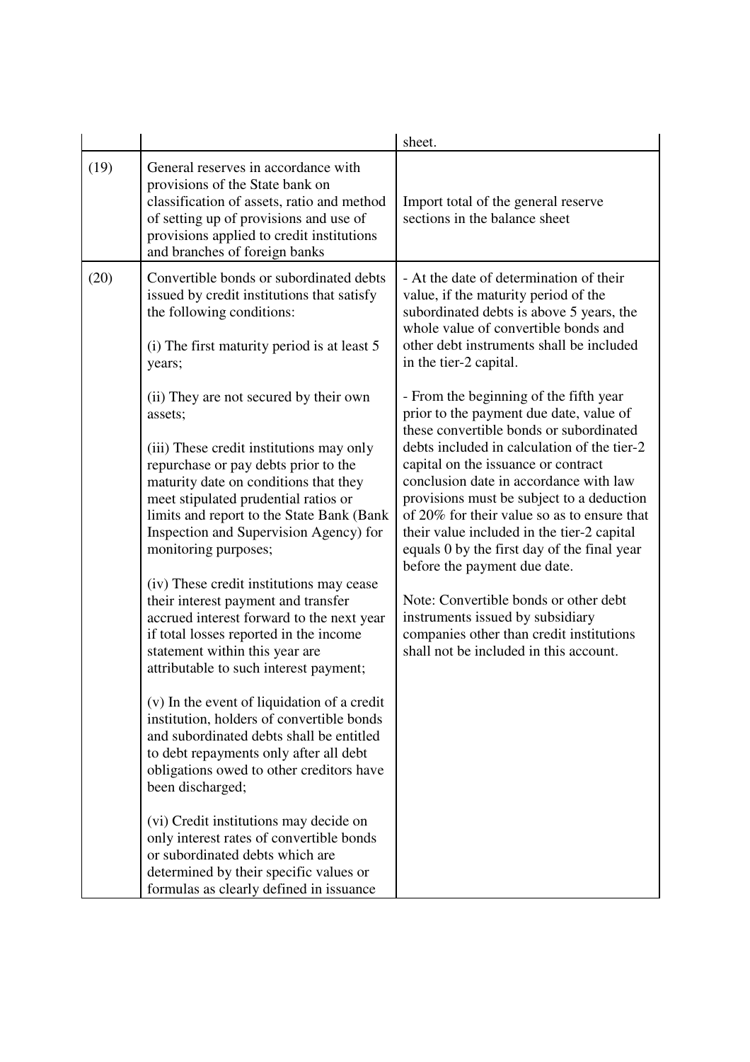| | | |
|---|---|---|
| | | sheet. |
| (19) | General reserves in accordance with provisions of the State bank on classification of assets, ratio and method of setting up of provisions and use of provisions applied to credit institutions and branches of foreign banks | Import total of the general reserve sections in the balance sheet |
| (20) | Convertible bonds or subordinated debts issued by credit institutions that satisfy the following conditions:<br><br>(i) The first maturity period is at least 5 years;<br><br>(ii) They are not secured by their own assets;<br><br>(iii) These credit institutions may only repurchase or pay debts prior to the maturity date on conditions that they meet stipulated prudential ratios or limits and report to the State Bank (Bank Inspection and Supervision Agency) for monitoring purposes;<br><br>(iv) These credit institutions may cease their interest payment and transfer accrued interest forward to the next year if total losses reported in the income statement within this year are attributable to such interest payment;<br><br>(v) In the event of liquidation of a credit institution, holders of convertible bonds and subordinated debts shall be entitled to debt repayments only after all debt obligations owed to other creditors have been discharged;<br><br>(vi) Credit institutions may decide on only interest rates of convertible bonds or subordinated debts which are determined by their specific values or formulas as clearly defined in issuance | - At the date of determination of their value, if the maturity period of the subordinated debts is above 5 years, the whole value of convertible bonds and other debt instruments shall be included in the tier-2 capital.<br><br>- From the beginning of the fifth year prior to the payment due date, value of these convertible bonds or subordinated debts included in calculation of the tier-2 capital on the issuance or contract conclusion date in accordance with law provisions must be subject to a deduction of 20% for their value so as to ensure that their value included in the tier-2 capital equals 0 by the first day of the final year before the payment due date.<br><br>Note: Convertible bonds or other debt instruments issued by subsidiary companies other than credit institutions shall not be included in this account. |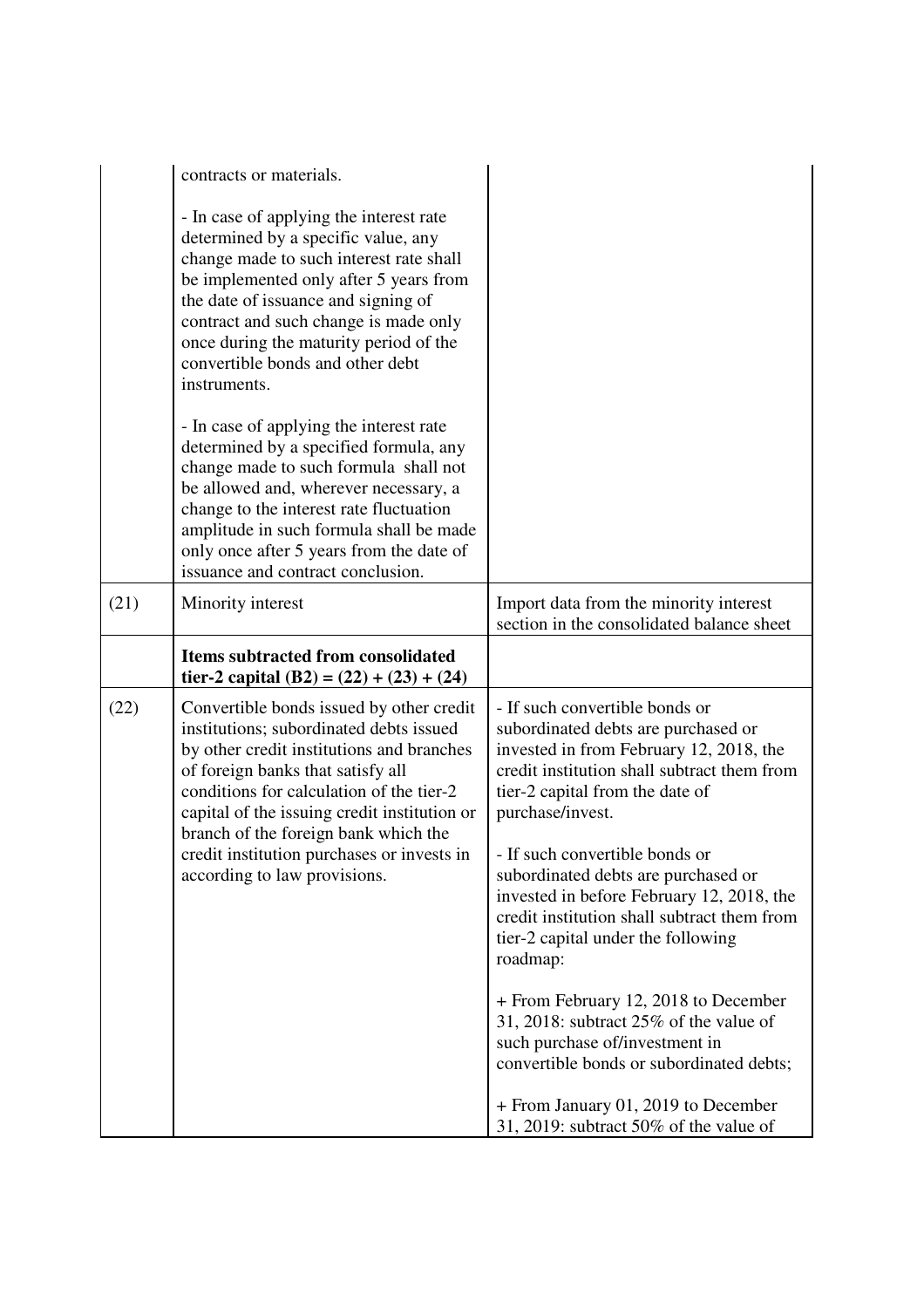|  |  |  |
|---|---|---|
|  | contracts or materials.<br><br>- In case of applying the interest rate determined by a specific value, any change made to such interest rate shall be implemented only after 5 years from the date of issuance and signing of contract and such change is made only once during the maturity period of the convertible bonds and other debt instruments.<br><br>- In case of applying the interest rate determined by a specified formula, any change made to such formula shall not be allowed and, wherever necessary, a change to the interest rate fluctuation amplitude in such formula shall be made only once after 5 years from the date of issuance and contract conclusion. |  |
| (21) | Minority interest | Import data from the minority interest section in the consolidated balance sheet |
|  | **Items subtracted from consolidated tier-2 capital (B2) = (22) + (23) + (24)** |  |
| (22) | Convertible bonds issued by other credit institutions; subordinated debts issued by other credit institutions and branches of foreign banks that satisfy all conditions for calculation of the tier-2 capital of the issuing credit institution or branch of the foreign bank which the credit institution purchases or invests in according to law provisions. | - If such convertible bonds or subordinated debts are purchased or invested in from February 12, 2018, the credit institution shall subtract them from tier-2 capital from the date of purchase/invest.<br><br>- If such convertible bonds or subordinated debts are purchased or invested in before February 12, 2018, the credit institution shall subtract them from tier-2 capital under the following roadmap:<br><br>+ From February 12, 2018 to December 31, 2018: subtract 25% of the value of such purchase of/investment in convertible bonds or subordinated debts;<br><br>+ From January 01, 2019 to December 31, 2019: subtract 50% of the value of |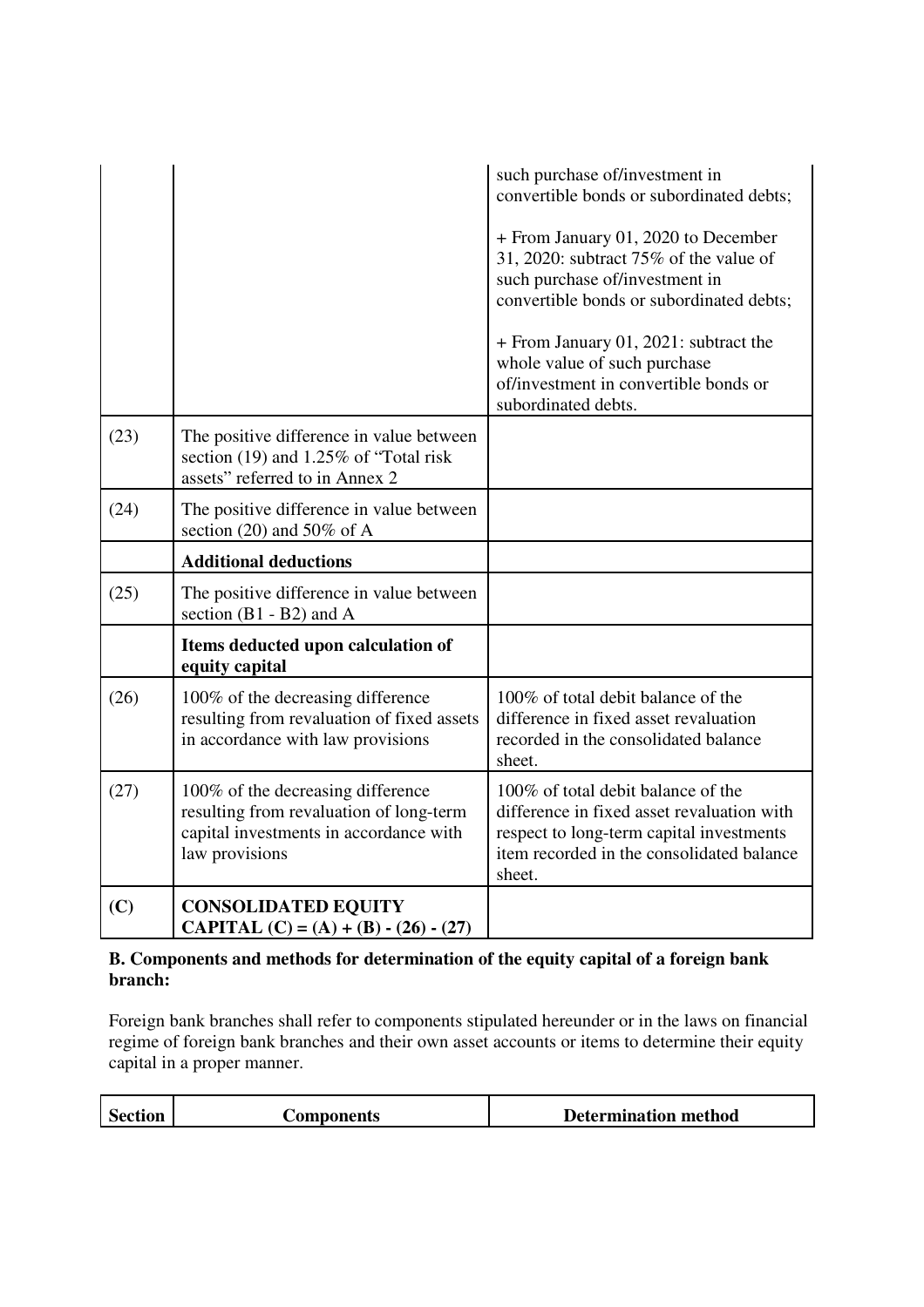| | | |
|---|---|---|
| | | such purchase of/investment in convertible bonds or subordinated debts;<br><br>+ From January 01, 2020 to December 31, 2020: subtract 75% of the value of such purchase of/investment in convertible bonds or subordinated debts;<br><br>+ From January 01, 2021: subtract the whole value of such purchase of/investment in convertible bonds or subordinated debts. |
| (23) | The positive difference in value between section (19) and 1.25% of "Total risk assets" referred to in Annex 2 | |
| (24) | The positive difference in value between section (20) and 50% of A | |
| | **Additional deductions** | |
| (25) | The positive difference in value between section (B1 - B2) and A | |
| | **Items deducted upon calculation of equity capital** | |
| (26) | 100% of the decreasing difference resulting from revaluation of fixed assets in accordance with law provisions | 100% of total debit balance of the difference in fixed asset revaluation recorded in the consolidated balance sheet. |
| (27) | 100% of the decreasing difference resulting from revaluation of long-term capital investments in accordance with law provisions | 100% of total debit balance of the difference in fixed asset revaluation with respect to long-term capital investments item recorded in the consolidated balance sheet. |
| **(C)** | **CONSOLIDATED EQUITY CAPITAL (C) = (A) + (B) - (26) - (27)** | |

**B. Components and methods for determination of the equity capital of a foreign bank branch:**

Foreign bank branches shall refer to components stipulated hereunder or in the laws on financial regime of foreign bank branches and their own asset accounts or items to determine their equity capital in a proper manner.

| Section | Components | Determination method |
|---|---|---|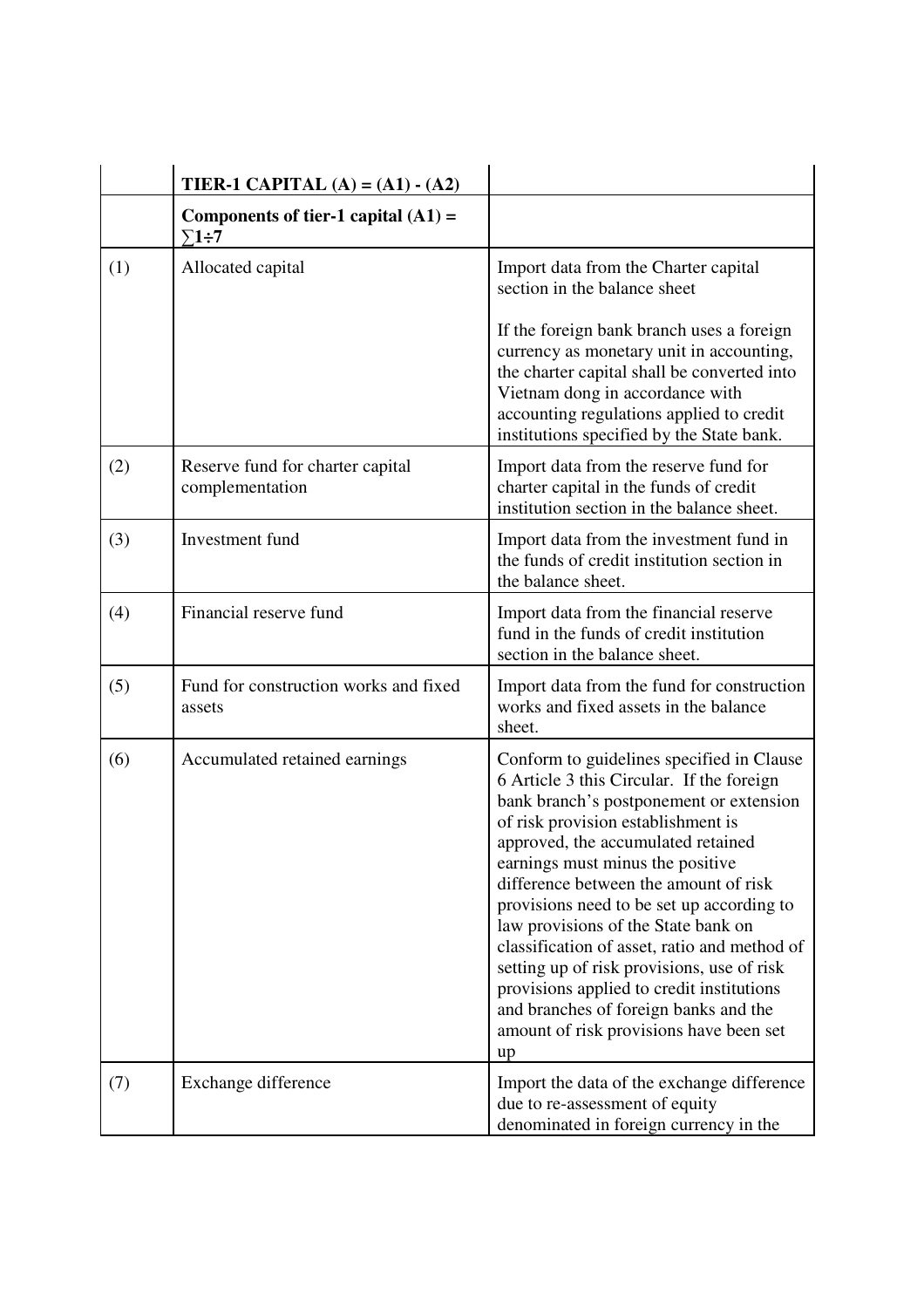| | **TIER-1 CAPITAL (A) = (A1) - (A2)** | |
|---|---|---|
| | **Components of tier-1 capital (A1) = $\sum 1 \div 7$** | |
| (1) | Allocated capital | Import data from the Charter capital section in the balance sheet<br><br>If the foreign bank branch uses a foreign currency as monetary unit in accounting, the charter capital shall be converted into Vietnam dong in accordance with accounting regulations applied to credit institutions specified by the State bank. |
| (2) | Reserve fund for charter capital complementation | Import data from the reserve fund for charter capital in the funds of credit institution section in the balance sheet. |
| (3) | Investment fund | Import data from the investment fund in the funds of credit institution section in the balance sheet. |
| (4) | Financial reserve fund | Import data from the financial reserve fund in the funds of credit institution section in the balance sheet. |
| (5) | Fund for construction works and fixed assets | Import data from the fund for construction works and fixed assets in the balance sheet. |
| (6) | Accumulated retained earnings | Conform to guidelines specified in Clause 6 Article 3 this Circular. If the foreign bank branch's postponement or extension of risk provision establishment is approved, the accumulated retained earnings must minus the positive difference between the amount of risk provisions need to be set up according to law provisions of the State bank on classification of asset, ratio and method of setting up of risk provisions, use of risk provisions applied to credit institutions and branches of foreign banks and the amount of risk provisions have been set up |
| (7) | Exchange difference | Import the data of the exchange difference due to re-assessment of equity denominated in foreign currency in the |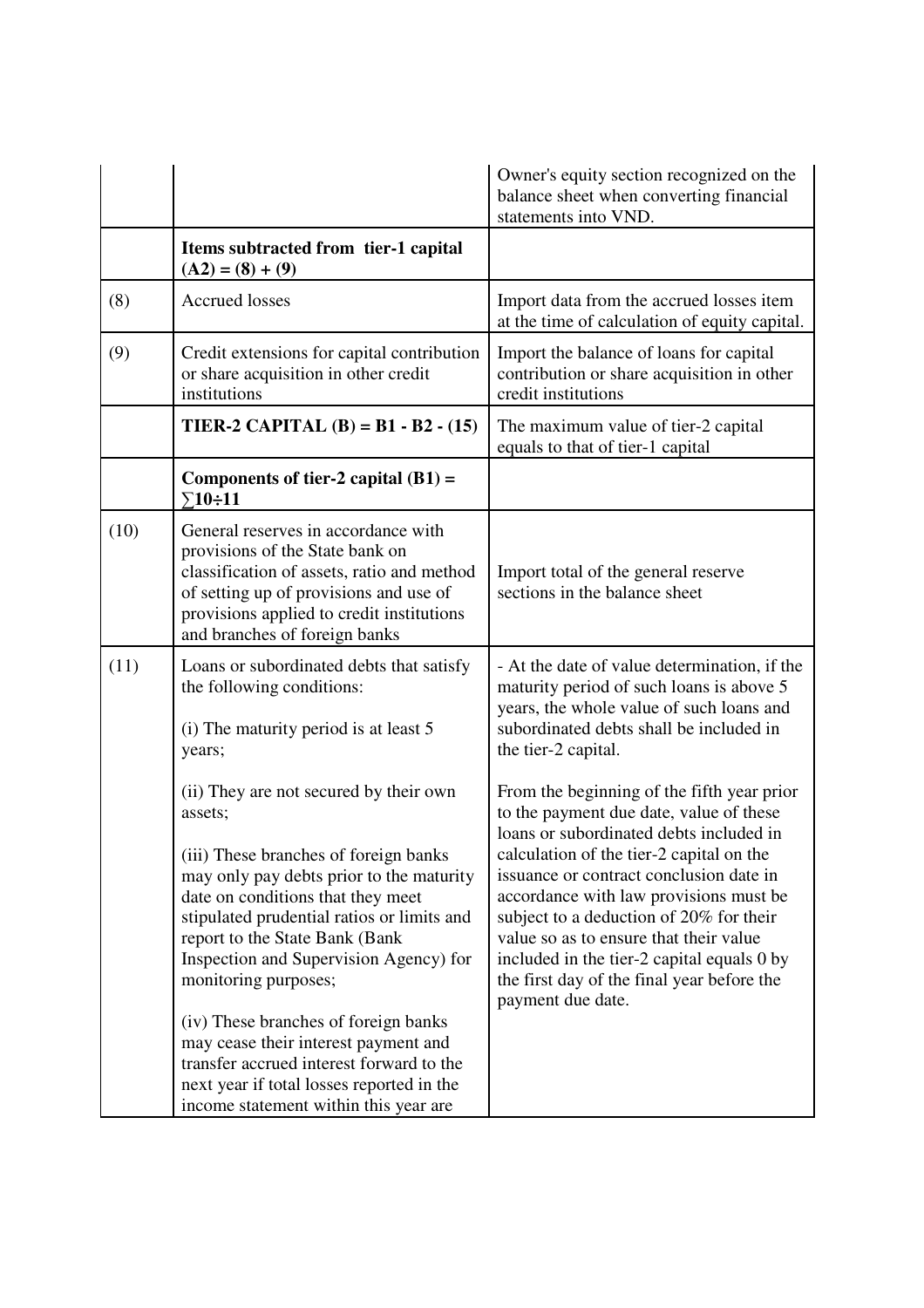| | | |
|---|---|---|
| | | Owner's equity section recognized on the balance sheet when converting financial statements into VND. |
| | **Items subtracted from tier-1 capital (A2) = (8) + (9)** | |
| (8) | Accrued losses | Import data from the accrued losses item at the time of calculation of equity capital. |
| (9) | Credit extensions for capital contribution or share acquisition in other credit institutions | Import the balance of loans for capital contribution or share acquisition in other credit institutions |
| | **TIER-2 CAPITAL (B) = B1 - B2 - (15)** | The maximum value of tier-2 capital equals to that of tier-1 capital |
| | **Components of tier-2 capital (B1) = ∑10÷11** | |
| (10) | General reserves in accordance with provisions of the State bank on classification of assets, ratio and method of setting up of provisions and use of provisions applied to credit institutions and branches of foreign banks | Import total of the general reserve sections in the balance sheet |
| (11) | Loans or subordinated debts that satisfy the following conditions:<br><br>(i) The maturity period is at least 5 years;<br><br>(ii) They are not secured by their own assets;<br><br>(iii) These branches of foreign banks may only pay debts prior to the maturity date on conditions that they meet stipulated prudential ratios or limits and report to the State Bank (Bank Inspection and Supervision Agency) for monitoring purposes;<br><br>(iv) These branches of foreign banks may cease their interest payment and transfer accrued interest forward to the next year if total losses reported in the income statement within this year are | - At the date of value determination, if the maturity period of such loans is above 5 years, the whole value of such loans and subordinated debts shall be included in the tier-2 capital.<br><br>From the beginning of the fifth year prior to the payment due date, value of these loans or subordinated debts included in calculation of the tier-2 capital on the issuance or contract conclusion date in accordance with law provisions must be subject to a deduction of 20% for their value so as to ensure that their value included in the tier-2 capital equals 0 by the first day of the final year before the payment due date. |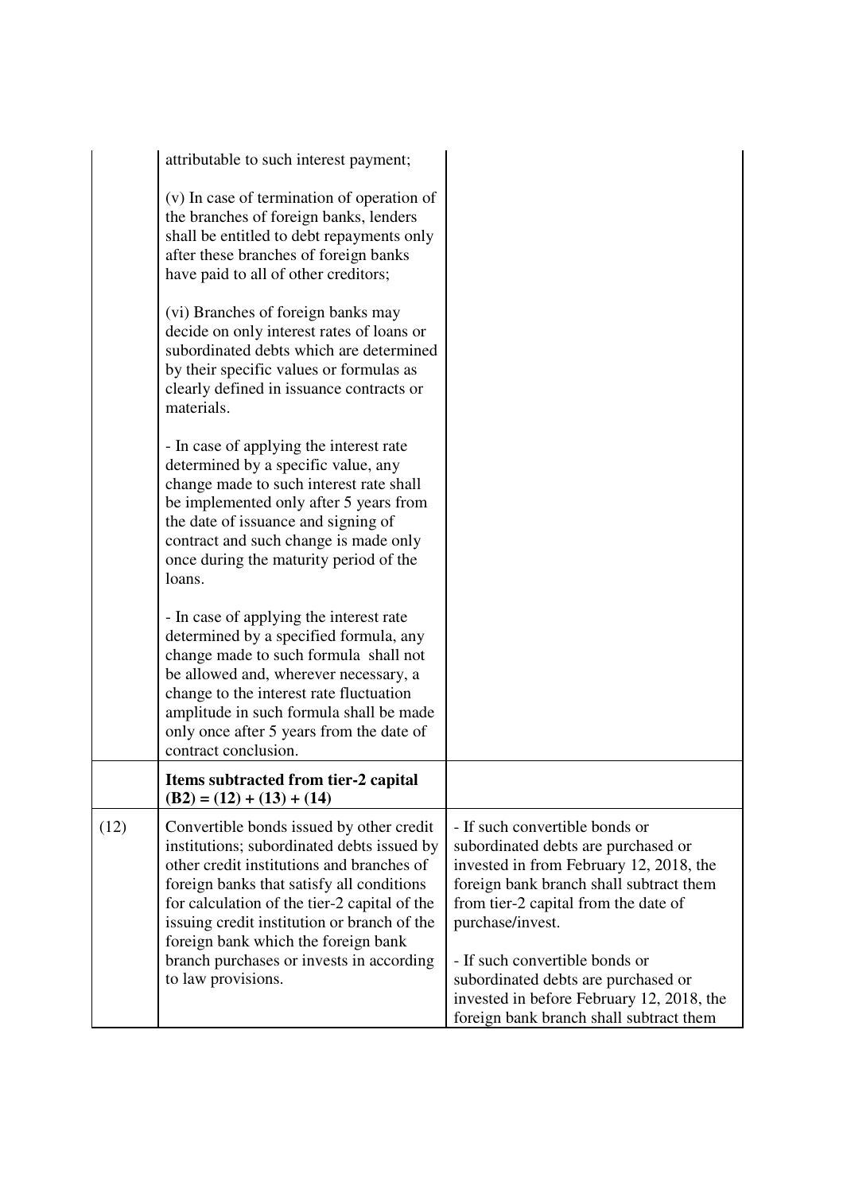| | | |
|---|---|---|
| | attributable to such interest payment;<br><br>(v) In case of termination of operation of the branches of foreign banks, lenders shall be entitled to debt repayments only after these branches of foreign banks have paid to all of other creditors;<br><br>(vi) Branches of foreign banks may decide on only interest rates of loans or subordinated debts which are determined by their specific values or formulas as clearly defined in issuance contracts or materials.<br><br>- In case of applying the interest rate determined by a specific value, any change made to such interest rate shall be implemented only after 5 years from the date of issuance and signing of contract and such change is made only once during the maturity period of the loans.<br><br>- In case of applying the interest rate determined by a specified formula, any change made to such formula shall not be allowed and, wherever necessary, a change to the interest rate fluctuation amplitude in such formula shall be made only once after 5 years from the date of contract conclusion. | |
| | **Items subtracted from tier-2 capital (B2) = (12) + (13) + (14)** | |
| (12) | Convertible bonds issued by other credit institutions; subordinated debts issued by other credit institutions and branches of foreign banks that satisfy all conditions for calculation of the tier-2 capital of the issuing credit institution or branch of the foreign bank which the foreign bank branch purchases or invests in according to law provisions. | - If such convertible bonds or subordinated debts are purchased or invested in from February 12, 2018, the foreign bank branch shall subtract them from tier-2 capital from the date of purchase/invest.<br><br>- If such convertible bonds or subordinated debts are purchased or invested in before February 12, 2018, the foreign bank branch shall subtract them |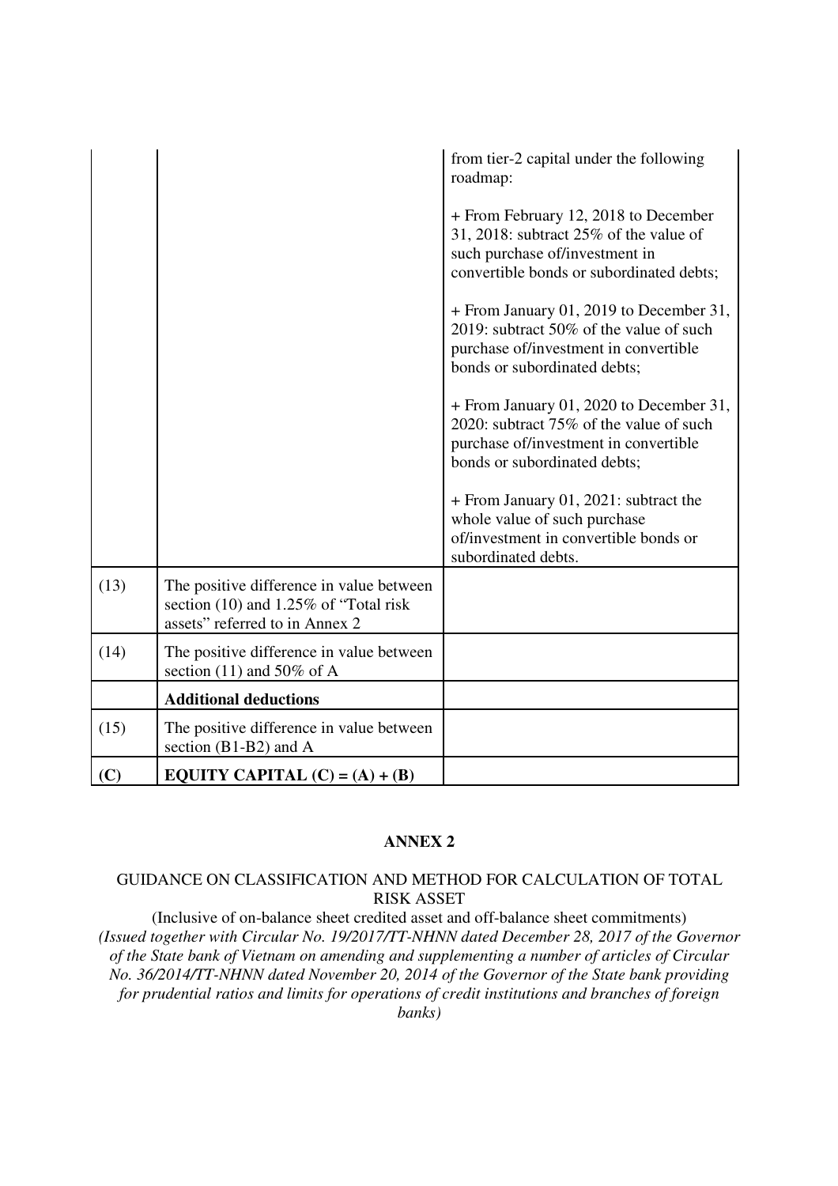| | | |
|---|---|---|
| | | from tier-2 capital under the following roadmap:<br><br>+ From February 12, 2018 to December 31, 2018: subtract 25% of the value of such purchase of/investment in convertible bonds or subordinated debts;<br><br>+ From January 01, 2019 to December 31, 2019: subtract 50% of the value of such purchase of/investment in convertible bonds or subordinated debts;<br><br>+ From January 01, 2020 to December 31, 2020: subtract 75% of the value of such purchase of/investment in convertible bonds or subordinated debts;<br><br>+ From January 01, 2021: subtract the whole value of such purchase of/investment in convertible bonds or subordinated debts. |
| (13) | The positive difference in value between section (10) and 1.25% of "Total risk assets" referred to in Annex 2 | |
| (14) | The positive difference in value between section (11) and 50% of A | |
| | **Additional deductions** | |
| (15) | The positive difference in value between section (B1-B2) and A | |
| **(C)** | **EQUITY CAPITAL (C) = (A) + (B)** | |

## ANNEX 2

### GUIDANCE ON CLASSIFICATION AND METHOD FOR CALCULATION OF TOTAL RISK ASSET

(Inclusive of on-balance sheet credited asset and off-balance sheet commitments)

*(Issued together with Circular No. 19/2017/TT-NHNN dated December 28, 2017 of the Governor of the State bank of Vietnam on amending and supplementing a number of articles of Circular No. 36/2014/TT-NHNN dated November 20, 2014 of the Governor of the State bank providing for prudential ratios and limits for operations of credit institutions and branches of foreign banks)*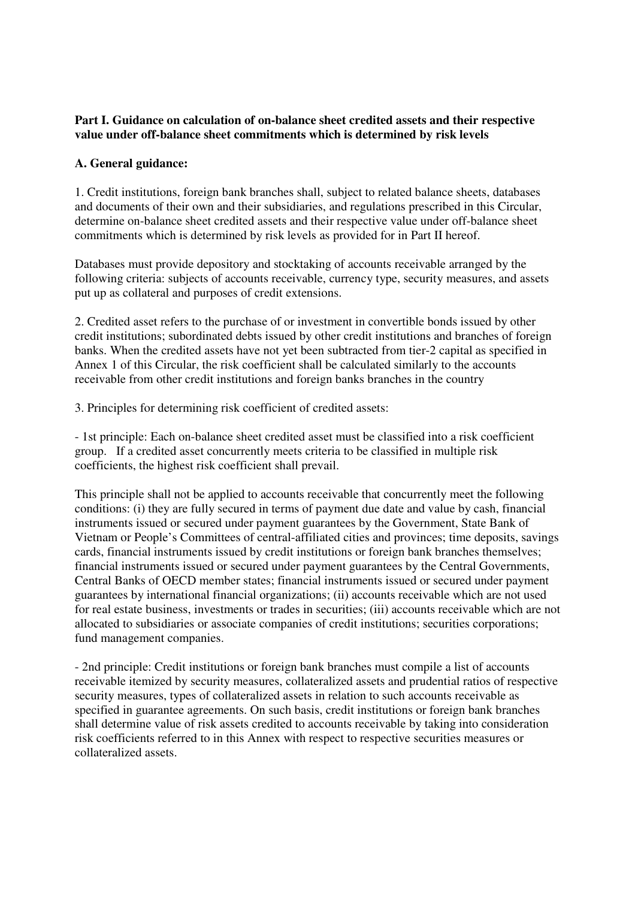**Part I. Guidance on calculation of on-balance sheet credited assets and their respective value under off-balance sheet commitments which is determined by risk levels**

**A. General guidance:**

1. Credit institutions, foreign bank branches shall, subject to related balance sheets, databases and documents of their own and their subsidiaries, and regulations prescribed in this Circular, determine on-balance sheet credited assets and their respective value under off-balance sheet commitments which is determined by risk levels as provided for in Part II hereof.

Databases must provide depository and stocktaking of accounts receivable arranged by the following criteria: subjects of accounts receivable, currency type, security measures, and assets put up as collateral and purposes of credit extensions.

2. Credited asset refers to the purchase of or investment in convertible bonds issued by other credit institutions; subordinated debts issued by other credit institutions and branches of foreign banks. When the credited assets have not yet been subtracted from tier-2 capital as specified in Annex 1 of this Circular, the risk coefficient shall be calculated similarly to the accounts receivable from other credit institutions and foreign banks branches in the country

3. Principles for determining risk coefficient of credited assets:

- 1st principle: Each on-balance sheet credited asset must be classified into a risk coefficient group. If a credited asset concurrently meets criteria to be classified in multiple risk coefficients, the highest risk coefficient shall prevail.

This principle shall not be applied to accounts receivable that concurrently meet the following conditions: (i) they are fully secured in terms of payment due date and value by cash, financial instruments issued or secured under payment guarantees by the Government, State Bank of Vietnam or People's Committees of central-affiliated cities and provinces; time deposits, savings cards, financial instruments issued by credit institutions or foreign bank branches themselves; financial instruments issued or secured under payment guarantees by the Central Governments, Central Banks of OECD member states; financial instruments issued or secured under payment guarantees by international financial organizations; (ii) accounts receivable which are not used for real estate business, investments or trades in securities; (iii) accounts receivable which are not allocated to subsidiaries or associate companies of credit institutions; securities corporations; fund management companies.

- 2nd principle: Credit institutions or foreign bank branches must compile a list of accounts receivable itemized by security measures, collateralized assets and prudential ratios of respective security measures, types of collateralized assets in relation to such accounts receivable as specified in guarantee agreements. On such basis, credit institutions or foreign bank branches shall determine value of risk assets credited to accounts receivable by taking into consideration risk coefficients referred to in this Annex with respect to respective securities measures or collateralized assets.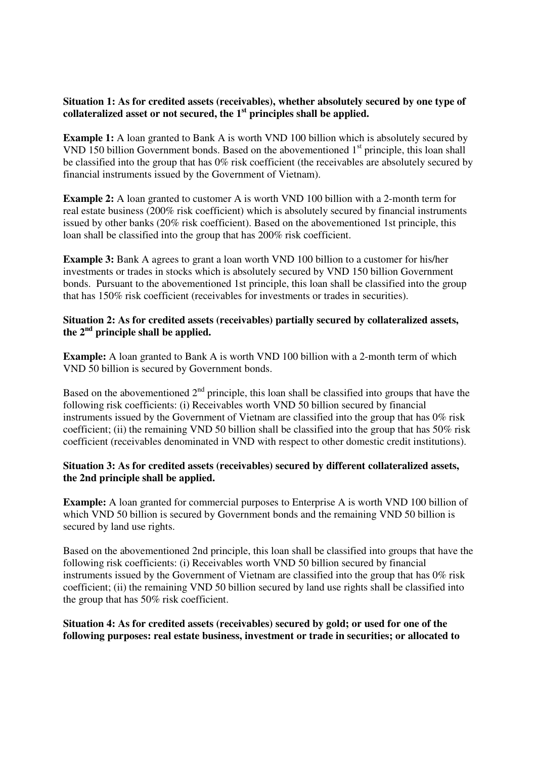**Situation 1: As for credited assets (receivables), whether absolutely secured by one type of collateralized asset or not secured, the 1st principles shall be applied.**

**Example 1:** A loan granted to Bank A is worth VND 100 billion which is absolutely secured by VND 150 billion Government bonds. Based on the abovementioned 1st principle, this loan shall be classified into the group that has 0% risk coefficient (the receivables are absolutely secured by financial instruments issued by the Government of Vietnam).

**Example 2:** A loan granted to customer A is worth VND 100 billion with a 2-month term for real estate business (200% risk coefficient) which is absolutely secured by financial instruments issued by other banks (20% risk coefficient). Based on the abovementioned 1st principle, this loan shall be classified into the group that has 200% risk coefficient.

**Example 3:** Bank A agrees to grant a loan worth VND 100 billion to a customer for his/her investments or trades in stocks which is absolutely secured by VND 150 billion Government bonds. Pursuant to the abovementioned 1st principle, this loan shall be classified into the group that has 150% risk coefficient (receivables for investments or trades in securities).

**Situation 2: As for credited assets (receivables) partially secured by collateralized assets, the 2nd principle shall be applied.**

**Example:** A loan granted to Bank A is worth VND 100 billion with a 2-month term of which VND 50 billion is secured by Government bonds.

Based on the abovementioned 2nd principle, this loan shall be classified into groups that have the following risk coefficients: (i) Receivables worth VND 50 billion secured by financial instruments issued by the Government of Vietnam are classified into the group that has 0% risk coefficient; (ii) the remaining VND 50 billion shall be classified into the group that has 50% risk coefficient (receivables denominated in VND with respect to other domestic credit institutions).

**Situation 3: As for credited assets (receivables) secured by different collateralized assets, the 2nd principle shall be applied.**

**Example:** A loan granted for commercial purposes to Enterprise A is worth VND 100 billion of which VND 50 billion is secured by Government bonds and the remaining VND 50 billion is secured by land use rights.

Based on the abovementioned 2nd principle, this loan shall be classified into groups that have the following risk coefficients: (i) Receivables worth VND 50 billion secured by financial instruments issued by the Government of Vietnam are classified into the group that has 0% risk coefficient; (ii) the remaining VND 50 billion secured by land use rights shall be classified into the group that has 50% risk coefficient.

**Situation 4: As for credited assets (receivables) secured by gold; or used for one of the following purposes: real estate business, investment or trade in securities; or allocated to**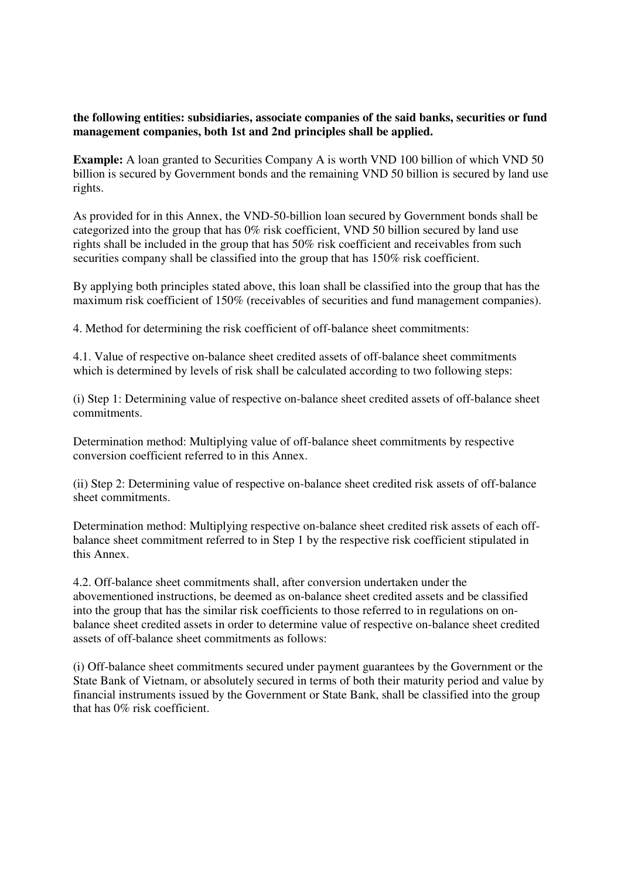**the following entities: subsidiaries, associate companies of the said banks, securities or fund management companies, both 1st and 2nd principles shall be applied.**

**Example:** A loan granted to Securities Company A is worth VND 100 billion of which VND 50 billion is secured by Government bonds and the remaining VND 50 billion is secured by land use rights.

As provided for in this Annex, the VND-50-billion loan secured by Government bonds shall be categorized into the group that has 0% risk coefficient, VND 50 billion secured by land use rights shall be included in the group that has 50% risk coefficient and receivables from such securities company shall be classified into the group that has 150% risk coefficient.

By applying both principles stated above, this loan shall be classified into the group that has the maximum risk coefficient of 150% (receivables of securities and fund management companies).

4. Method for determining the risk coefficient of off-balance sheet commitments:

4.1. Value of respective on-balance sheet credited assets of off-balance sheet commitments which is determined by levels of risk shall be calculated according to two following steps:

(i) Step 1: Determining value of respective on-balance sheet credited assets of off-balance sheet commitments.

Determination method: Multiplying value of off-balance sheet commitments by respective conversion coefficient referred to in this Annex.

(ii) Step 2: Determining value of respective on-balance sheet credited risk assets of off-balance sheet commitments.

Determination method: Multiplying respective on-balance sheet credited risk assets of each off-balance sheet commitment referred to in Step 1 by the respective risk coefficient stipulated in this Annex.

4.2. Off-balance sheet commitments shall, after conversion undertaken under the abovementioned instructions, be deemed as on-balance sheet credited assets and be classified into the group that has the similar risk coefficients to those referred to in regulations on on-balance sheet credited assets in order to determine value of respective on-balance sheet credited assets of off-balance sheet commitments as follows:

(i) Off-balance sheet commitments secured under payment guarantees by the Government or the State Bank of Vietnam, or absolutely secured in terms of both their maturity period and value by financial instruments issued by the Government or State Bank, shall be classified into the group that has 0% risk coefficient.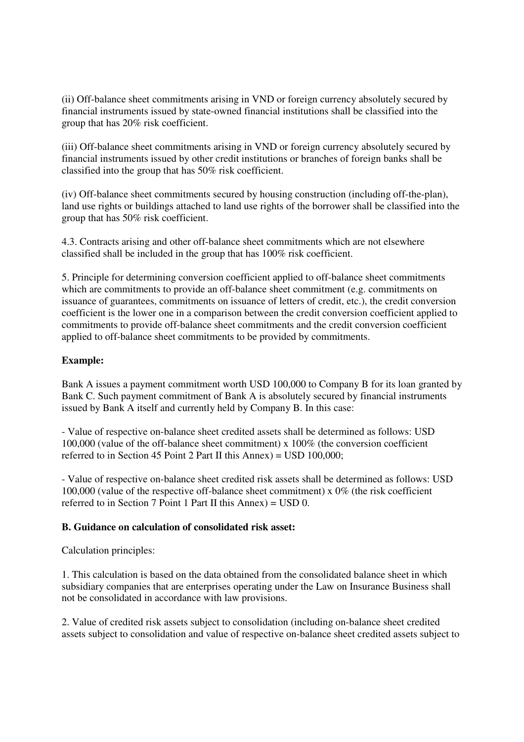(ii) Off-balance sheet commitments arising in VND or foreign currency absolutely secured by financial instruments issued by state-owned financial institutions shall be classified into the group that has 20% risk coefficient.

(iii) Off-balance sheet commitments arising in VND or foreign currency absolutely secured by financial instruments issued by other credit institutions or branches of foreign banks shall be classified into the group that has 50% risk coefficient.

(iv) Off-balance sheet commitments secured by housing construction (including off-the-plan), land use rights or buildings attached to land use rights of the borrower shall be classified into the group that has 50% risk coefficient.

4.3. Contracts arising and other off-balance sheet commitments which are not elsewhere classified shall be included in the group that has 100% risk coefficient.

5. Principle for determining conversion coefficient applied to off-balance sheet commitments which are commitments to provide an off-balance sheet commitment (e.g. commitments on issuance of guarantees, commitments on issuance of letters of credit, etc.), the credit conversion coefficient is the lower one in a comparison between the credit conversion coefficient applied to commitments to provide off-balance sheet commitments and the credit conversion coefficient applied to off-balance sheet commitments to be provided by commitments.

**Example:**

Bank A issues a payment commitment worth USD 100,000 to Company B for its loan granted by Bank C. Such payment commitment of Bank A is absolutely secured by financial instruments issued by Bank A itself and currently held by Company B. In this case:

- Value of respective on-balance sheet credited assets shall be determined as follows: USD 100,000 (value of the off-balance sheet commitment) x 100% (the conversion coefficient referred to in Section 45 Point 2 Part II this Annex) = USD 100,000;

- Value of respective on-balance sheet credited risk assets shall be determined as follows: USD 100,000 (value of the respective off-balance sheet commitment) x 0% (the risk coefficient referred to in Section 7 Point 1 Part II this Annex) = USD 0.

**B. Guidance on calculation of consolidated risk asset:**

Calculation principles:

1. This calculation is based on the data obtained from the consolidated balance sheet in which subsidiary companies that are enterprises operating under the Law on Insurance Business shall not be consolidated in accordance with law provisions.

2. Value of credited risk assets subject to consolidation (including on-balance sheet credited assets subject to consolidation and value of respective on-balance sheet credited assets subject to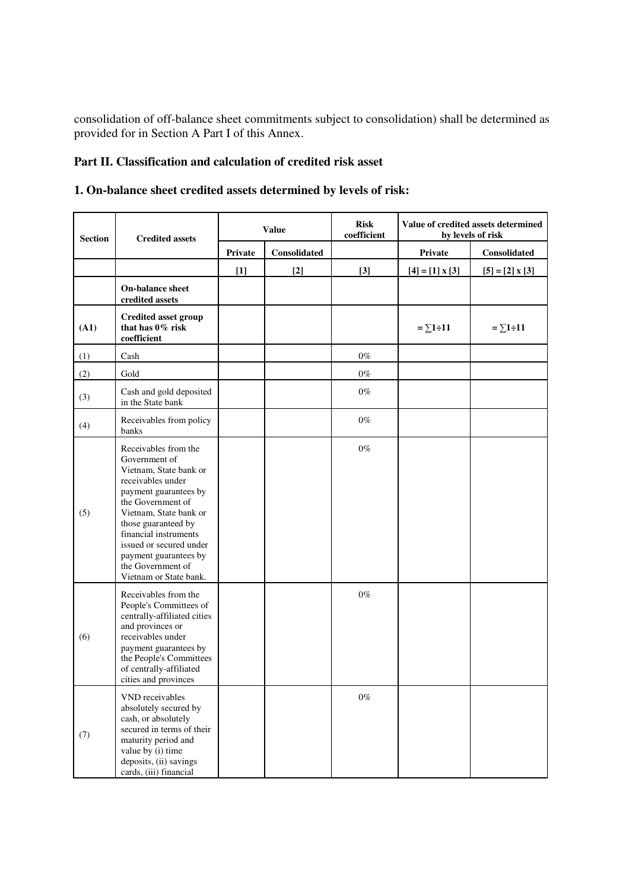consolidation of off-balance sheet commitments subject to consolidation) shall be determined as provided for in Section A Part I of this Annex.

## Part II. Classification and calculation of credited risk asset

### 1. On-balance sheet credited assets determined by levels of risk:

| Section | Credited assets | Value | | Risk coefficient | Value of credited assets determined by levels of risk | |
|---|---|---|---|---|---|---|
| | | Private | Consolidated | | Private | Consolidated |
| | | [1] | [2] | [3] | [4] = [1] x [3] | [5] = [2] x [3] |
| | **On-balance sheet credited assets** | | | | | |
| **(A1)** | **Credited asset group that has 0% risk coefficient** | | | | **= ∑1÷11** | **= ∑1÷11** |
| (1) | Cash | | | 0% | | |
| (2) | Gold | | | 0% | | |
| (3) | Cash and gold deposited in the State bank | | | 0% | | |
| (4) | Receivables from policy banks | | | 0% | | |
| (5) | Receivables from the Government of Vietnam, State bank or receivables under payment guarantees by the Government of Vietnam, State bank or those guaranteed by financial instruments issued or secured under payment guarantees by the Government of Vietnam or State bank. | | | 0% | | |
| (6) | Receivables from the People's Committees of centrally-affiliated cities and provinces or receivables under payment guarantees by the People's Committees of centrally-affiliated cities and provinces | | | 0% | | |
| (7) | VND receivables absolutely secured by cash, or absolutely secured in terms of their maturity period and value by (i) time deposits, (ii) savings cards, (iii) financial | | | 0% | | |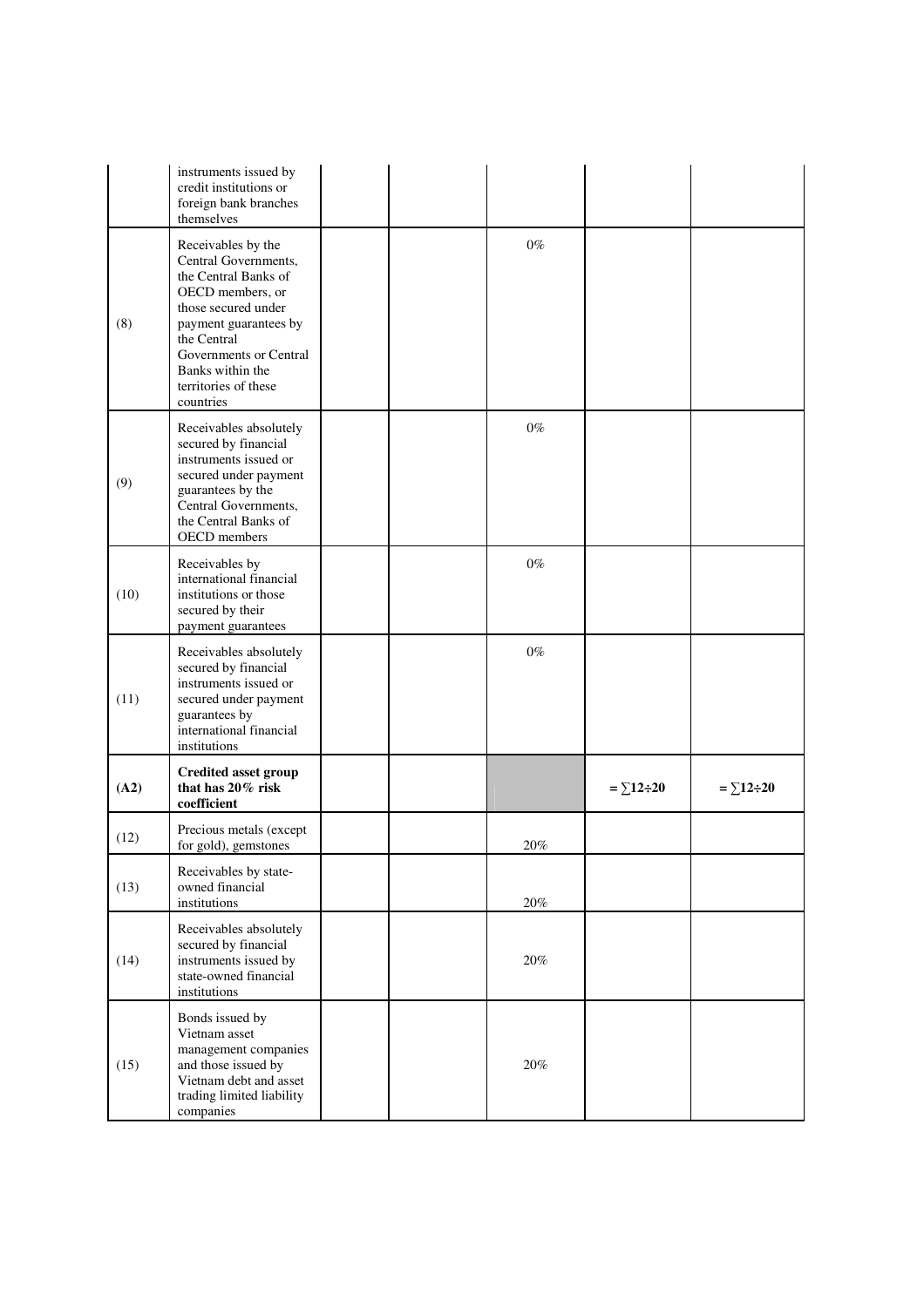| | | | | | | |
|---|---|---|---|---|---|---|
| | instruments issued by credit institutions or foreign bank branches themselves | | | | | |
| (8) | Receivables by the Central Governments, the Central Banks of OECD members, or those secured under payment guarantees by the Central Governments or Central Banks within the territories of these countries | | | 0% | | |
| (9) | Receivables absolutely secured by financial instruments issued or secured under payment guarantees by the Central Governments, the Central Banks of OECD members | | | 0% | | |
| (10) | Receivables by international financial institutions or those secured by their payment guarantees | | | 0% | | |
| (11) | Receivables absolutely secured by financial instruments issued or secured under payment guarantees by international financial institutions | | | 0% | | |
| **(A2)** | **Credited asset group that has 20% risk coefficient** | | | | **= ∑12÷20** | **= ∑12÷20** |
| (12) | Precious metals (except for gold), gemstones | | | 20% | | |
| (13) | Receivables by state-owned financial institutions | | | 20% | | |
| (14) | Receivables absolutely secured by financial instruments issued by state-owned financial institutions | | | 20% | | |
| (15) | Bonds issued by Vietnam asset management companies and those issued by Vietnam debt and asset trading limited liability companies | | | 20% | | |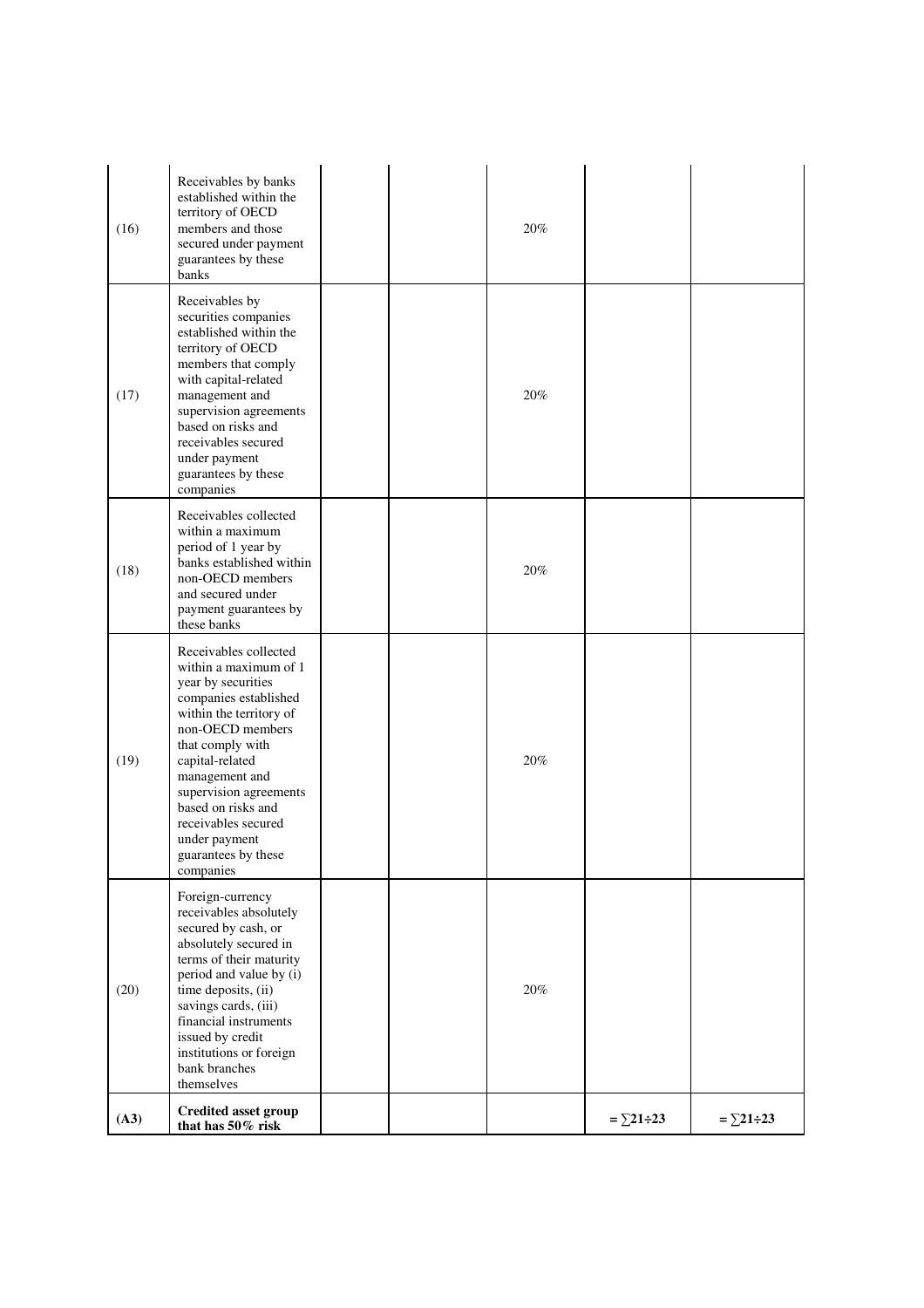| | | | | | | |
|---|---|---|---|---|---|---|
| (16) | Receivables by banks established within the territory of OECD members and those secured under payment guarantees by these banks | | | 20% | | |
| (17) | Receivables by securities companies established within the territory of OECD members that comply with capital-related management and supervision agreements based on risks and receivables secured under payment guarantees by these companies | | | 20% | | |
| (18) | Receivables collected within a maximum period of 1 year by banks established within non-OECD members and secured under payment guarantees by these banks | | | 20% | | |
| (19) | Receivables collected within a maximum of 1 year by securities companies established within the territory of non-OECD members that comply with capital-related management and supervision agreements based on risks and receivables secured under payment guarantees by these companies | | | 20% | | |
| (20) | Foreign-currency receivables absolutely secured by cash, or absolutely secured in terms of their maturity period and value by (i) time deposits, (ii) savings cards, (iii) financial instruments issued by credit institutions or foreign bank branches themselves | | | 20% | | |
| **(A3)** | **Credited asset group that has 50% risk** | | | | **= ∑21÷23** | **= ∑21÷23** |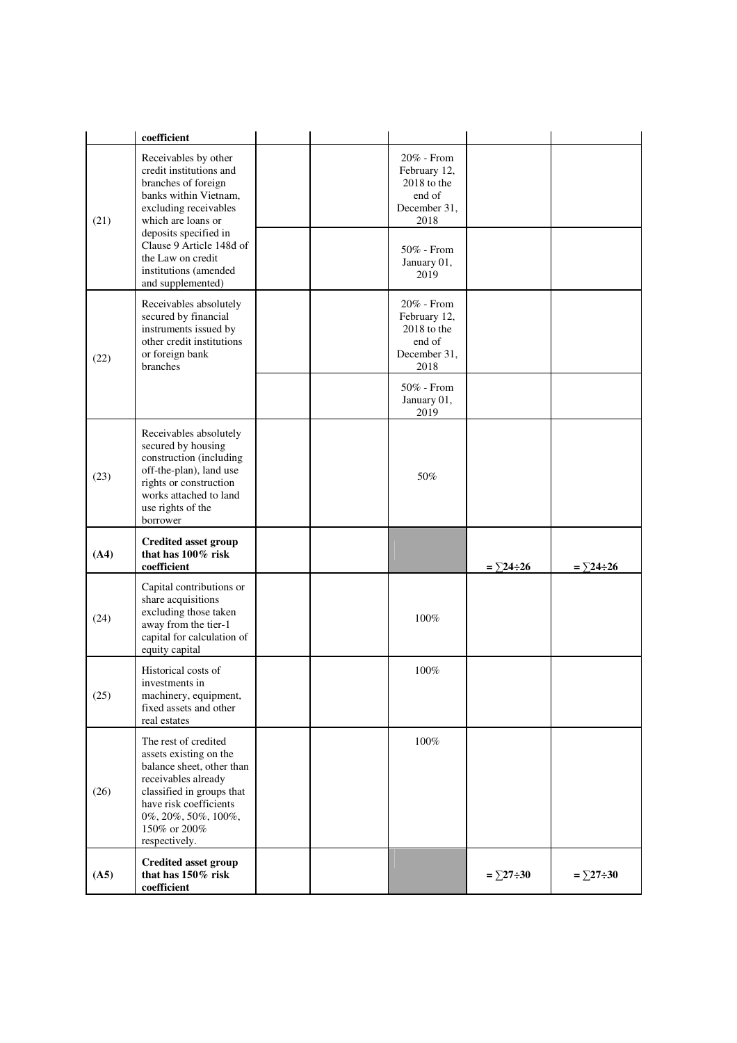| | coefficient | | | | | |
|---|---|---|---|---|---|---|
| (21) | Receivables by other credit institutions and branches of foreign banks within Vietnam, excluding receivables which are loans or deposits specified in Clause 9 Article 148đ of the Law on credit institutions (amended and supplemented) | | | 20% - From February 12, 2018 to the end of December 31, 2018 | | |
| | | | | 50% - From January 01, 2019 | | |
| (22) | Receivables absolutely secured by financial instruments issued by other credit institutions or foreign bank branches | | | 20% - From February 12, 2018 to the end of December 31, 2018 | | |
| | | | | 50% - From January 01, 2019 | | |
| (23) | Receivables absolutely secured by housing construction (including off-the-plan), land use rights or construction works attached to land use rights of the borrower | | | 50% | | |
| **(A4)** | **Credited asset group that has 100% risk coefficient** | | | | **= ∑24÷26** | **= ∑24÷26** |
| (24) | Capital contributions or share acquisitions excluding those taken away from the tier-1 capital for calculation of equity capital | | | 100% | | |
| (25) | Historical costs of investments in machinery, equipment, fixed assets and other real estates | | | 100% | | |
| (26) | The rest of credited assets existing on the balance sheet, other than receivables already classified in groups that have risk coefficients 0%, 20%, 50%, 100%, 150% or 200% respectively. | | | 100% | | |
| **(A5)** | **Credited asset group that has 150% risk coefficient** | | | | **= ∑27÷30** | **= ∑27÷30** |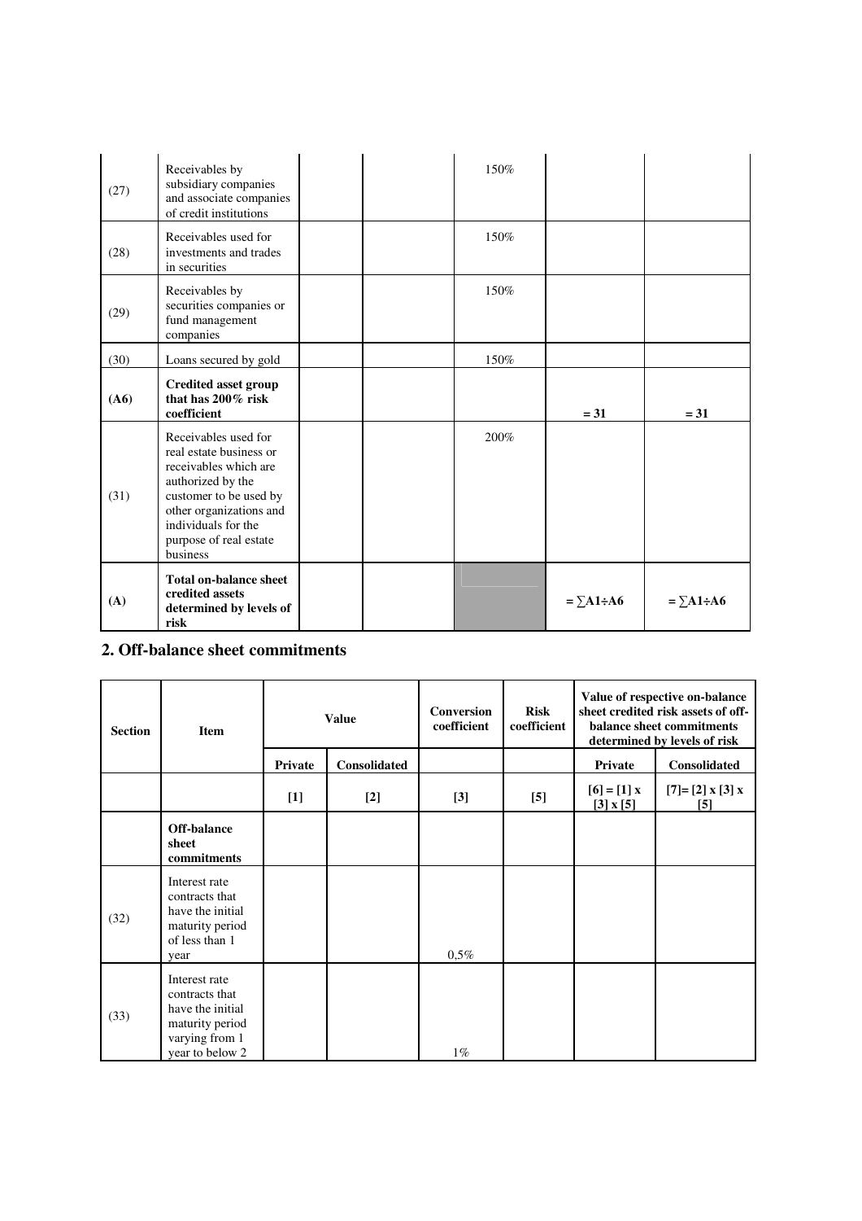| | | | | | | |
|---|---|---|---|---|---|---|
| (27) | Receivables by subsidiary companies and associate companies of credit institutions | | | 150% | | |
| (28) | Receivables used for investments and trades in securities | | | 150% | | |
| (29) | Receivables by securities companies or fund management companies | | | 150% | | |
| (30) | Loans secured by gold | | | 150% | | |
| **(A6)** | **Credited asset group that has 200% risk coefficient** | | | | **= 31** | **= 31** |
| (31) | Receivables used for real estate business or receivables which are authorized by the customer to be used by other organizations and individuals for the purpose of real estate business | | | 200% | | |
| **(A)** | **Total on-balance sheet credited assets determined by levels of risk** | | | | **= ∑A1÷A6** | **= ∑A1÷A6** |

## 2. Off-balance sheet commitments

| Section | Item | Value | | Conversion coefficient | Risk coefficient | Value of respective on-balance sheet credited risk assets of off-balance sheet commitments determined by levels of risk | |
|---|---|---|---|---|---|---|---|
| | | Private | Consolidated | | | Private | Consolidated |
| | | [1] | [2] | [3] | [5] | [6] = [1] x [3] x [5] | [7]= [2] x [3] x [5] |
| | **Off-balance sheet commitments** | | | | | | |
| (32) | Interest rate contracts that have the initial maturity period of less than 1 year | | | 0,5% | | | |
| (33) | Interest rate contracts that have the initial maturity period varying from 1 year to below 2 | | | 1% | | | |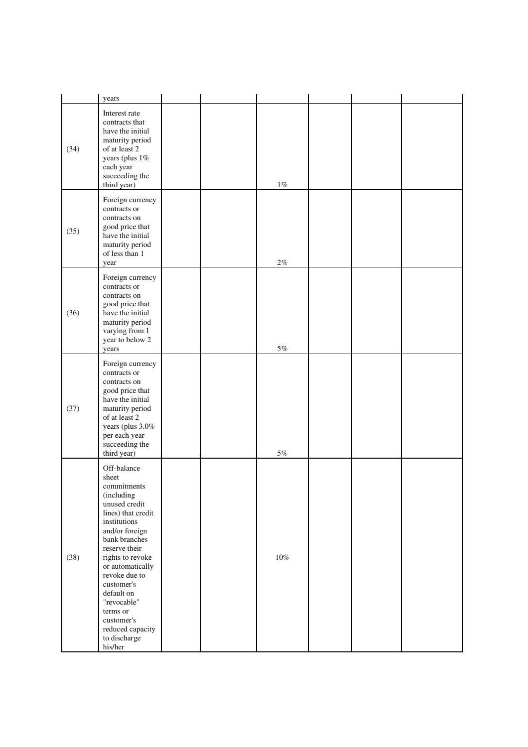|  | years |  |  |  |  |  |  |
|---|---|---|---|---|---|---|---|
| (34) | Interest rate contracts that have the initial maturity period of at least 2 years (plus 1% each year succeeding the third year) |  |  | 1% |  |  |  |
| (35) | Foreign currency contracts or contracts on good price that have the initial maturity period of less than 1 year |  |  | 2% |  |  |  |
| (36) | Foreign currency contracts or contracts on good price that have the initial maturity period varying from 1 year to below 2 years |  |  | 5% |  |  |  |
| (37) | Foreign currency contracts or contracts on good price that have the initial maturity period of at least 2 years (plus 3.0% per each year succeeding the third year) |  |  | 5% |  |  |  |
| (38) | Off-balance sheet commitments (including unused credit lines) that credit institutions and/or foreign bank branches reserve their rights to revoke or automatically revoke due to customer's default on "revocable" terms or customer's reduced capacity to discharge his/her |  |  | 10% |  |  |  |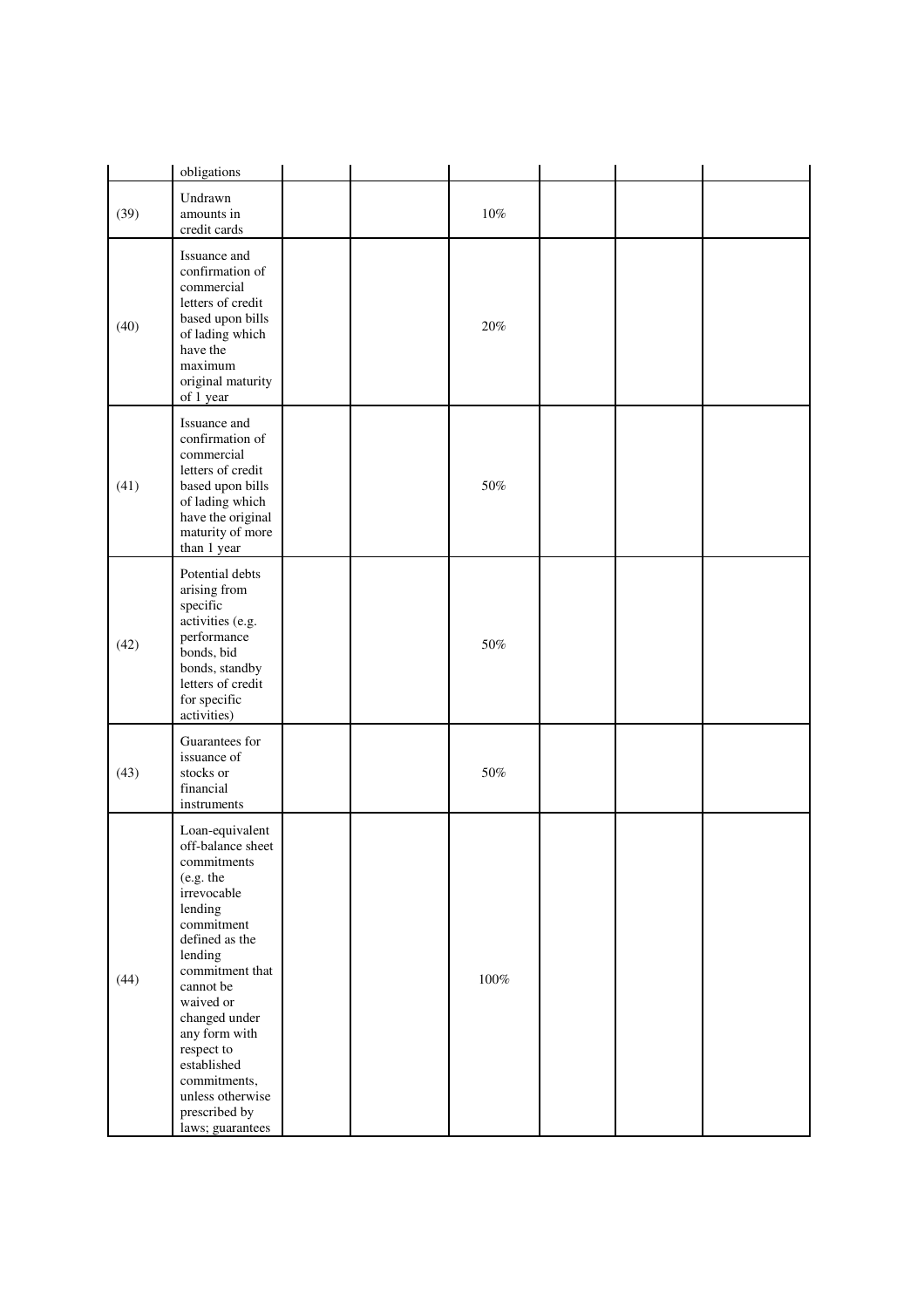| | | | | | | | |
|---|---|---|---|---|---|---|---|
| | obligations | | | | | | |
| (39) | Undrawn amounts in credit cards | | | 10% | | | |
| (40) | Issuance and confirmation of commercial letters of credit based upon bills of lading which have the maximum original maturity of 1 year | | | 20% | | | |
| (41) | Issuance and confirmation of commercial letters of credit based upon bills of lading which have the original maturity of more than 1 year | | | 50% | | | |
| (42) | Potential debts arising from specific activities (e.g. performance bonds, bid bonds, standby letters of credit for specific activities) | | | 50% | | | |
| (43) | Guarantees for issuance of stocks or financial instruments | | | 50% | | | |
| (44) | Loan-equivalent off-balance sheet commitments (e.g. the irrevocable lending commitment defined as the lending commitment that cannot be waived or changed under any form with respect to established commitments, unless otherwise prescribed by laws; guarantees | | | 100% | | | |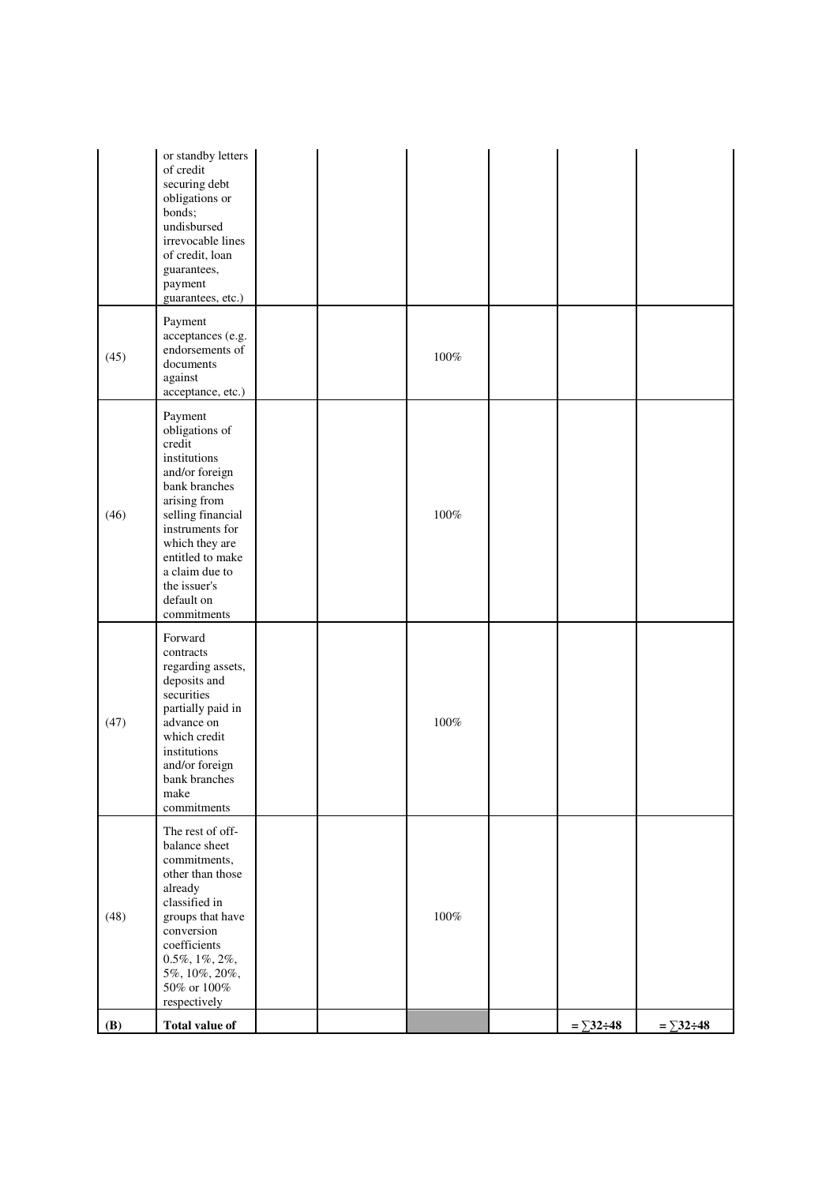| | | | | | | | |
|---|---|---|---|---|---|---|---|
| | or standby letters of credit securing debt obligations or bonds; undisbursed irrevocable lines of credit, loan guarantees, payment guarantees, etc.) | | | | | | |
| (45) | Payment acceptances (e.g. endorsements of documents against acceptance, etc.) | | | 100% | | | |
| (46) | Payment obligations of credit institutions and/or foreign bank branches arising from selling financial instruments for which they are entitled to make a claim due to the issuer's default on commitments | | | 100% | | | |
| (47) | Forward contracts regarding assets, deposits and securities partially paid in advance on which credit institutions and/or foreign bank branches make commitments | | | 100% | | | |
| (48) | The rest of off-balance sheet commitments, other than those already classified in groups that have conversion coefficients 0.5%, 1%, 2%, 5%, 10%, 20%, 50% or 100% respectively | | | 100% | | | |
| **(B)** | **Total value of** | | | | | **= ∑32÷48** | **= ∑32÷48** |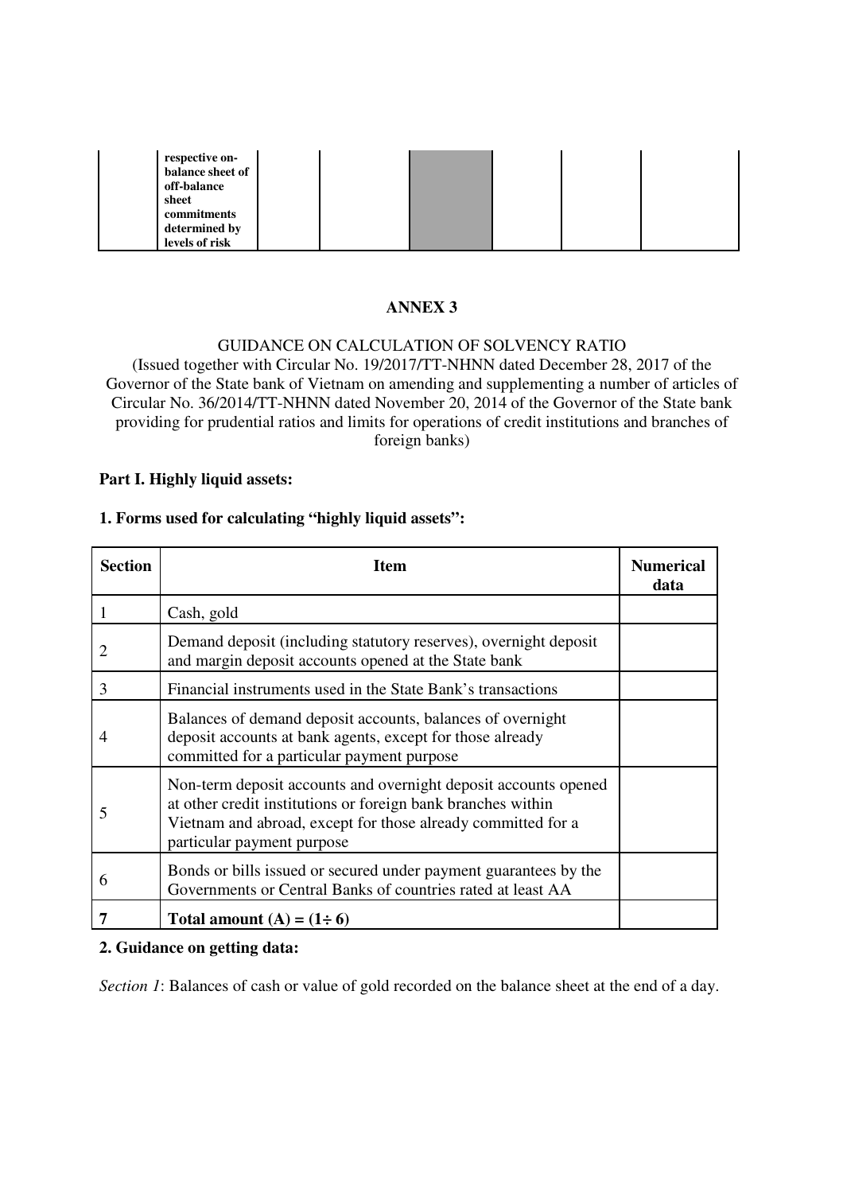| | respective on-balance sheet of off-balance sheet commitments determined by levels of risk | | | | | |
|---|---|---|---|---|---|---|

**ANNEX 3**

GUIDANCE ON CALCULATION OF SOLVENCY RATIO
(Issued together with Circular No. 19/2017/TT-NHNN dated December 28, 2017 of the Governor of the State bank of Vietnam on amending and supplementing a number of articles of Circular No. 36/2014/TT-NHNN dated November 20, 2014 of the Governor of the State bank providing for prudential ratios and limits for operations of credit institutions and branches of foreign banks)

**Part I. Highly liquid assets:**

**1. Forms used for calculating "highly liquid assets":**

| Section | Item | Numerical data |
|---|---|---|
| 1 | Cash, gold | |
| 2 | Demand deposit (including statutory reserves), overnight deposit and margin deposit accounts opened at the State bank | |
| 3 | Financial instruments used in the State Bank's transactions | |
| 4 | Balances of demand deposit accounts, balances of overnight deposit accounts at bank agents, except for those already committed for a particular payment purpose | |
| 5 | Non-term deposit accounts and overnight deposit accounts opened at other credit institutions or foreign bank branches within Vietnam and abroad, except for those already committed for a particular payment purpose | |
| 6 | Bonds or bills issued or secured under payment guarantees by the Governments or Central Banks of countries rated at least AA | |
| **7** | **Total amount (A) = (1÷ 6)** | |

**2. Guidance on getting data:**

*Section 1*: Balances of cash or value of gold recorded on the balance sheet at the end of a day.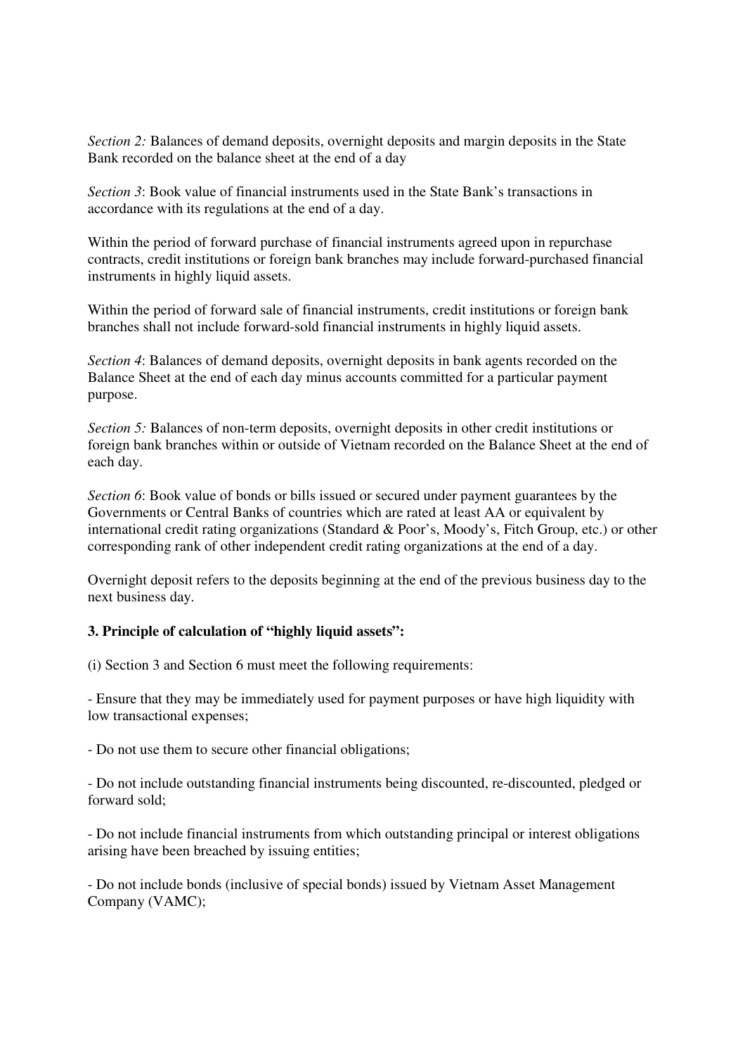*Section 2:* Balances of demand deposits, overnight deposits and margin deposits in the State Bank recorded on the balance sheet at the end of a day

*Section 3*: Book value of financial instruments used in the State Bank's transactions in accordance with its regulations at the end of a day.

Within the period of forward purchase of financial instruments agreed upon in repurchase contracts, credit institutions or foreign bank branches may include forward-purchased financial instruments in highly liquid assets.

Within the period of forward sale of financial instruments, credit institutions or foreign bank branches shall not include forward-sold financial instruments in highly liquid assets.

*Section 4*: Balances of demand deposits, overnight deposits in bank agents recorded on the Balance Sheet at the end of each day minus accounts committed for a particular payment purpose.

*Section 5:* Balances of non-term deposits, overnight deposits in other credit institutions or foreign bank branches within or outside of Vietnam recorded on the Balance Sheet at the end of each day.

*Section 6*: Book value of bonds or bills issued or secured under payment guarantees by the Governments or Central Banks of countries which are rated at least AA or equivalent by international credit rating organizations (Standard & Poor's, Moody's, Fitch Group, etc.) or other corresponding rank of other independent credit rating organizations at the end of a day.

Overnight deposit refers to the deposits beginning at the end of the previous business day to the next business day.

**3. Principle of calculation of "highly liquid assets":**

(i) Section 3 and Section 6 must meet the following requirements:

- Ensure that they may be immediately used for payment purposes or have high liquidity with low transactional expenses;

- Do not use them to secure other financial obligations;

- Do not include outstanding financial instruments being discounted, re-discounted, pledged or forward sold;

- Do not include financial instruments from which outstanding principal or interest obligations arising have been breached by issuing entities;

- Do not include bonds (inclusive of special bonds) issued by Vietnam Asset Management Company (VAMC);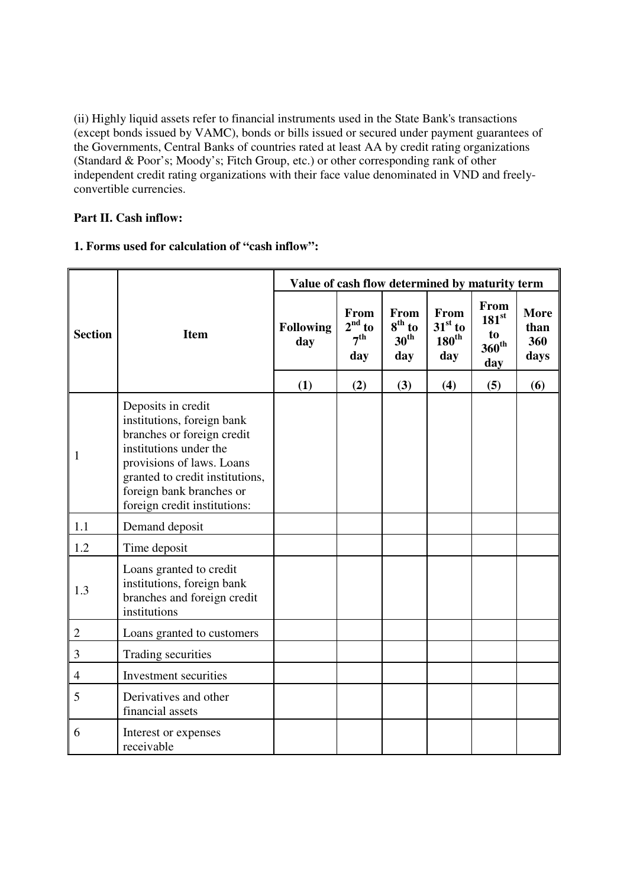(ii) Highly liquid assets refer to financial instruments used in the State Bank's transactions (except bonds issued by VAMC), bonds or bills issued or secured under payment guarantees of the Governments, Central Banks of countries rated at least AA by credit rating organizations (Standard & Poor's; Moody's; Fitch Group, etc.) or other corresponding rank of other independent credit rating organizations with their face value denominated in VND and freely-convertible currencies.

**Part II. Cash inflow:**

**1. Forms used for calculation of "cash inflow":**

| Section | Item | Value of cash flow determined by maturity term | | | | | |
|---|---|---|---|---|---|---|---|
| | | Following day | From 2nd to 7th day | From 8th to 30th day | From 31st to 180th day | From 181st to 360th day | More than 360 days |
| | | (1) | (2) | (3) | (4) | (5) | (6) |
| 1 | Deposits in credit institutions, foreign bank branches or foreign credit institutions under the provisions of laws. Loans granted to credit institutions, foreign bank branches or foreign credit institutions: | | | | | | |
| 1.1 | Demand deposit | | | | | | |
| 1.2 | Time deposit | | | | | | |
| 1.3 | Loans granted to credit institutions, foreign bank branches and foreign credit institutions | | | | | | |
| 2 | Loans granted to customers | | | | | | |
| 3 | Trading securities | | | | | | |
| 4 | Investment securities | | | | | | |
| 5 | Derivatives and other financial assets | | | | | | |
| 6 | Interest or expenses receivable | | | | | | |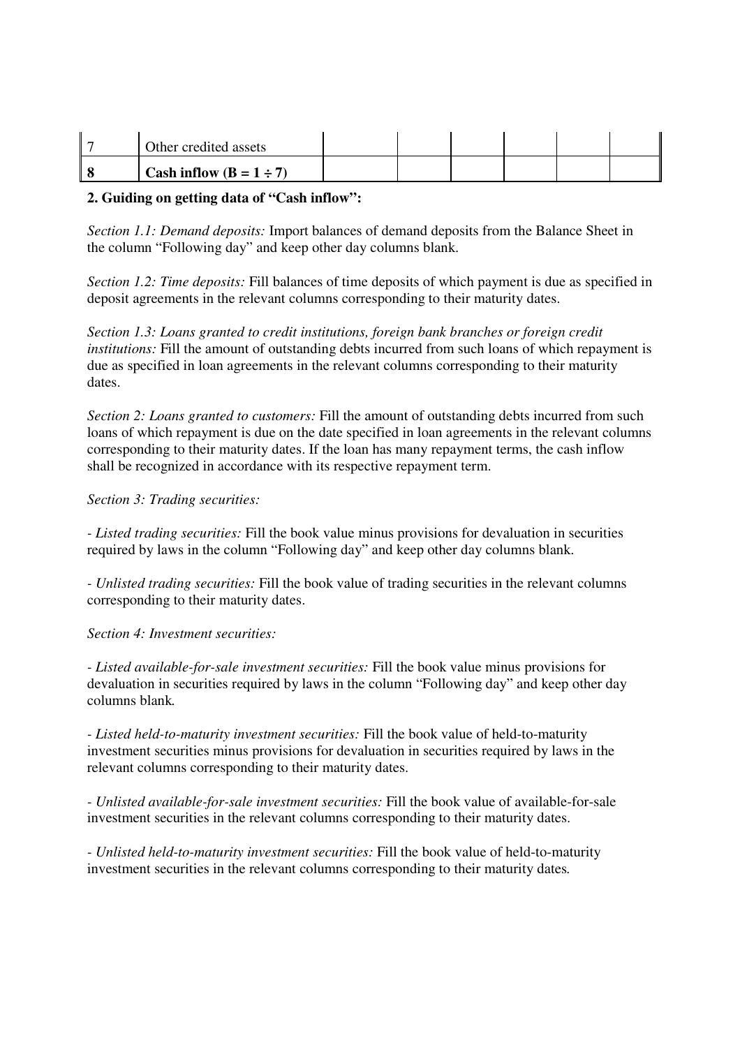| | | | | | | | |
|---|---|---|---|---|---|---|---|
| 7 | Other credited assets | | | | | | |
| **8** | **Cash inflow (B = 1 ÷ 7)** | | | | | | |

**2. Guiding on getting data of "Cash inflow":**

*Section 1.1: Demand deposits:* Import balances of demand deposits from the Balance Sheet in the column "Following day" and keep other day columns blank.

*Section 1.2: Time deposits:* Fill balances of time deposits of which payment is due as specified in deposit agreements in the relevant columns corresponding to their maturity dates.

*Section 1.3: Loans granted to credit institutions, foreign bank branches or foreign credit institutions:* Fill the amount of outstanding debts incurred from such loans of which repayment is due as specified in loan agreements in the relevant columns corresponding to their maturity dates.

*Section 2: Loans granted to customers:* Fill the amount of outstanding debts incurred from such loans of which repayment is due on the date specified in loan agreements in the relevant columns corresponding to their maturity dates. If the loan has many repayment terms, the cash inflow shall be recognized in accordance with its respective repayment term.

*Section 3: Trading securities:*

- *Listed trading securities:* Fill the book value minus provisions for devaluation in securities required by laws in the column "Following day" and keep other day columns blank.

- *Unlisted trading securities:* Fill the book value of trading securities in the relevant columns corresponding to their maturity dates.

*Section 4: Investment securities:*

- *Listed available-for-sale investment securities:* Fill the book value minus provisions for devaluation in securities required by laws in the column "Following day" and keep other day columns blank.

- *Listed held-to-maturity investment securities:* Fill the book value of held-to-maturity investment securities minus provisions for devaluation in securities required by laws in the relevant columns corresponding to their maturity dates.

- *Unlisted available-for-sale investment securities:* Fill the book value of available-for-sale investment securities in the relevant columns corresponding to their maturity dates.

- *Unlisted held-to-maturity investment securities:* Fill the book value of held-to-maturity investment securities in the relevant columns corresponding to their maturity dates.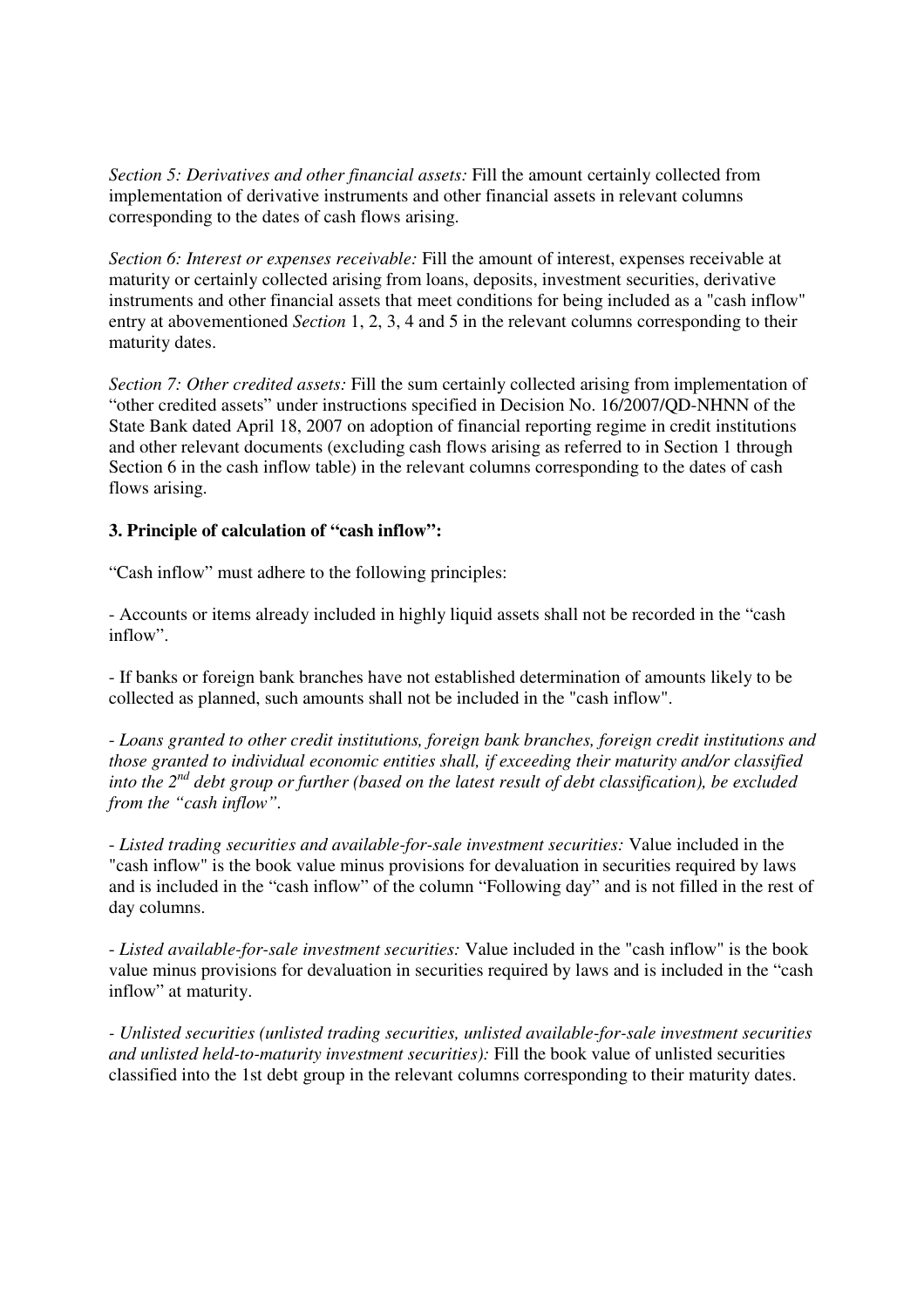*Section 5: Derivatives and other financial assets:* Fill the amount certainly collected from implementation of derivative instruments and other financial assets in relevant columns corresponding to the dates of cash flows arising.

*Section 6: Interest or expenses receivable:* Fill the amount of interest, expenses receivable at maturity or certainly collected arising from loans, deposits, investment securities, derivative instruments and other financial assets that meet conditions for being included as a "cash inflow" entry at abovementioned *Section* 1, 2, 3, 4 and 5 in the relevant columns corresponding to their maturity dates.

*Section 7: Other credited assets:* Fill the sum certainly collected arising from implementation of "other credited assets" under instructions specified in Decision No. 16/2007/QD-NHNN of the State Bank dated April 18, 2007 on adoption of financial reporting regime in credit institutions and other relevant documents (excluding cash flows arising as referred to in Section 1 through Section 6 in the cash inflow table) in the relevant columns corresponding to the dates of cash flows arising.

**3. Principle of calculation of "cash inflow":**

"Cash inflow" must adhere to the following principles:

- Accounts or items already included in highly liquid assets shall not be recorded in the "cash inflow".

- If banks or foreign bank branches have not established determination of amounts likely to be collected as planned, such amounts shall not be included in the "cash inflow".

*- Loans granted to other credit institutions, foreign bank branches, foreign credit institutions and those granted to individual economic entities shall, if exceeding their maturity and/or classified into the 2nd debt group or further (based on the latest result of debt classification), be excluded from the "cash inflow".*

*- Listed trading securities and available-for-sale investment securities:* Value included in the "cash inflow" is the book value minus provisions for devaluation in securities required by laws and is included in the "cash inflow" of the column "Following day" and is not filled in the rest of day columns.

*- Listed available-for-sale investment securities:* Value included in the "cash inflow" is the book value minus provisions for devaluation in securities required by laws and is included in the "cash inflow" at maturity.

*- Unlisted securities (unlisted trading securities, unlisted available-for-sale investment securities and unlisted held-to-maturity investment securities):* Fill the book value of unlisted securities classified into the 1st debt group in the relevant columns corresponding to their maturity dates.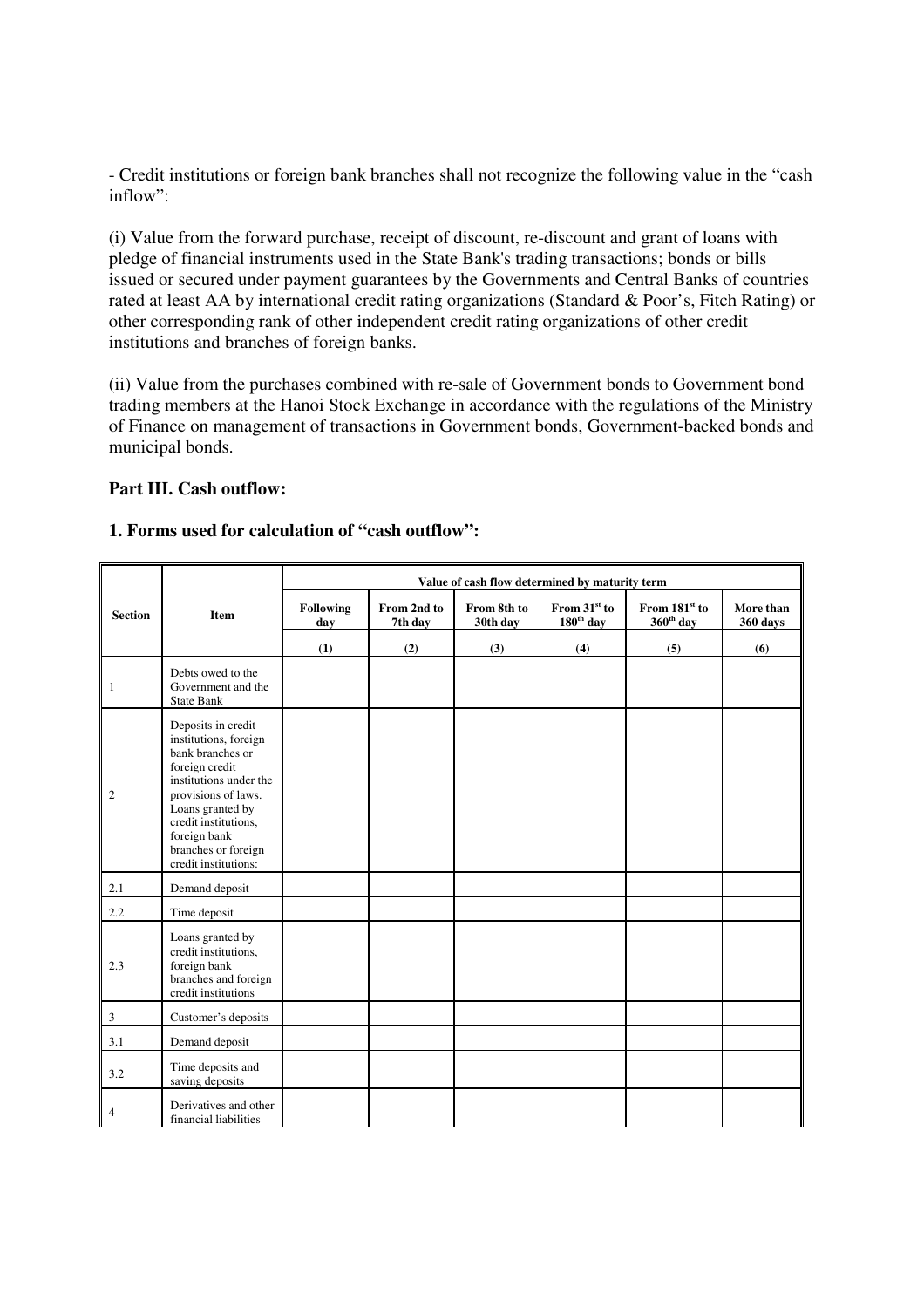- Credit institutions or foreign bank branches shall not recognize the following value in the "cash inflow":

(i) Value from the forward purchase, receipt of discount, re-discount and grant of loans with pledge of financial instruments used in the State Bank's trading transactions; bonds or bills issued or secured under payment guarantees by the Governments and Central Banks of countries rated at least AA by international credit rating organizations (Standard & Poor's, Fitch Rating) or other corresponding rank of other independent credit rating organizations of other credit institutions and branches of foreign banks.

(ii) Value from the purchases combined with re-sale of Government bonds to Government bond trading members at the Hanoi Stock Exchange in accordance with the regulations of the Ministry of Finance on management of transactions in Government bonds, Government-backed bonds and municipal bonds.

**Part III. Cash outflow:**

**1. Forms used for calculation of "cash outflow":**

| Section | Item | Value of cash flow determined by maturity term | | | | | |
|---|---|---|---|---|---|---|---|
| | | Following day | From 2nd to 7th day | From 8th to 30th day | From 31st to 180th day | From 181st to 360th day | More than 360 days |
| | | (1) | (2) | (3) | (4) | (5) | (6) |
| 1 | Debts owed to the Government and the State Bank | | | | | | |
| 2 | Deposits in credit institutions, foreign bank branches or foreign credit institutions under the provisions of laws. Loans granted by credit institutions, foreign bank branches or foreign credit institutions: | | | | | | |
| 2.1 | Demand deposit | | | | | | |
| 2.2 | Time deposit | | | | | | |
| 2.3 | Loans granted by credit institutions, foreign bank branches and foreign credit institutions | | | | | | |
| 3 | Customer's deposits | | | | | | |
| 3.1 | Demand deposit | | | | | | |
| 3.2 | Time deposits and saving deposits | | | | | | |
| 4 | Derivatives and other financial liabilities | | | | | | |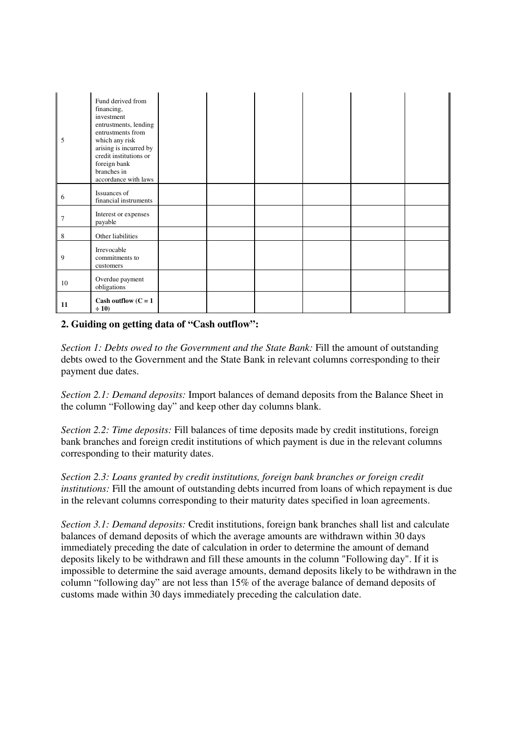| | | | | | | | |
|---|---|---|---|---|---|---|---|
| 5 | Fund derived from financing, investment entrustments, lending entrustments from which any risk arising is incurred by credit institutions or foreign bank branches in accordance with laws | | | | | | |
| 6 | Issuances of financial instruments | | | | | | |
| 7 | Interest or expenses payable | | | | | | |
| 8 | Other liabilities | | | | | | |
| 9 | Irrevocable commitments to customers | | | | | | |
| 10 | Overdue payment obligations | | | | | | |
| **11** | **Cash outflow (C = 1 ÷ 10)** | | | | | | |

**2. Guiding on getting data of "Cash outflow":**

*Section 1: Debts owed to the Government and the State Bank:* Fill the amount of outstanding debts owed to the Government and the State Bank in relevant columns corresponding to their payment due dates.

*Section 2.1: Demand deposits:* Import balances of demand deposits from the Balance Sheet in the column "Following day" and keep other day columns blank.

*Section 2.2: Time deposits:* Fill balances of time deposits made by credit institutions, foreign bank branches and foreign credit institutions of which payment is due in the relevant columns corresponding to their maturity dates.

*Section 2.3: Loans granted by credit institutions, foreign bank branches or foreign credit institutions:* Fill the amount of outstanding debts incurred from loans of which repayment is due in the relevant columns corresponding to their maturity dates specified in loan agreements.

*Section 3.1: Demand deposits:* Credit institutions, foreign bank branches shall list and calculate balances of demand deposits of which the average amounts are withdrawn within 30 days immediately preceding the date of calculation in order to determine the amount of demand deposits likely to be withdrawn and fill these amounts in the column "Following day". If it is impossible to determine the said average amounts, demand deposits likely to be withdrawn in the column "following day" are not less than 15% of the average balance of demand deposits of customs made within 30 days immediately preceding the calculation date.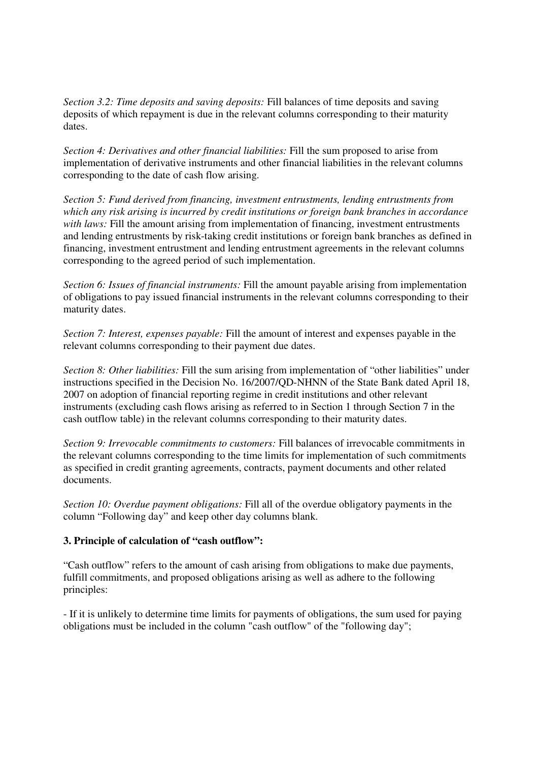*Section 3.2: Time deposits and saving deposits:* Fill balances of time deposits and saving deposits of which repayment is due in the relevant columns corresponding to their maturity dates.

*Section 4: Derivatives and other financial liabilities:* Fill the sum proposed to arise from implementation of derivative instruments and other financial liabilities in the relevant columns corresponding to the date of cash flow arising.

*Section 5: Fund derived from financing, investment entrustments, lending entrustments from which any risk arising is incurred by credit institutions or foreign bank branches in accordance with laws:* Fill the amount arising from implementation of financing, investment entrustments and lending entrustments by risk-taking credit institutions or foreign bank branches as defined in financing, investment entrustment and lending entrustment agreements in the relevant columns corresponding to the agreed period of such implementation.

*Section 6: Issues of financial instruments:* Fill the amount payable arising from implementation of obligations to pay issued financial instruments in the relevant columns corresponding to their maturity dates.

*Section 7: Interest, expenses payable:* Fill the amount of interest and expenses payable in the relevant columns corresponding to their payment due dates.

*Section 8: Other liabilities:* Fill the sum arising from implementation of "other liabilities" under instructions specified in the Decision No. 16/2007/QD-NHNN of the State Bank dated April 18, 2007 on adoption of financial reporting regime in credit institutions and other relevant instruments (excluding cash flows arising as referred to in Section 1 through Section 7 in the cash outflow table) in the relevant columns corresponding to their maturity dates.

*Section 9: Irrevocable commitments to customers:* Fill balances of irrevocable commitments in the relevant columns corresponding to the time limits for implementation of such commitments as specified in credit granting agreements, contracts, payment documents and other related documents.

*Section 10: Overdue payment obligations:* Fill all of the overdue obligatory payments in the column "Following day" and keep other day columns blank.

**3. Principle of calculation of "cash outflow":**

"Cash outflow" refers to the amount of cash arising from obligations to make due payments, fulfill commitments, and proposed obligations arising as well as adhere to the following principles:

- If it is unlikely to determine time limits for payments of obligations, the sum used for paying obligations must be included in the column "cash outflow" of the "following day";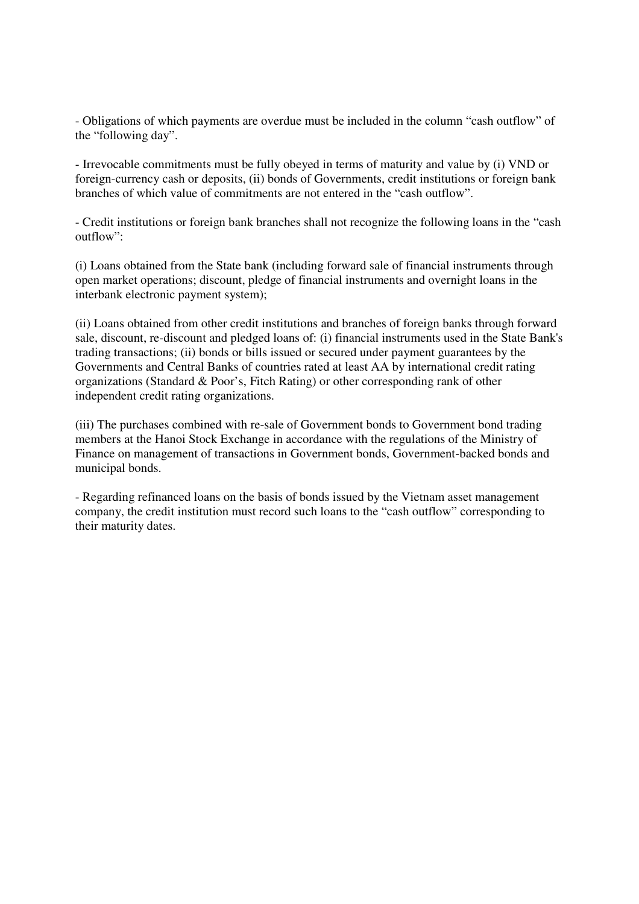- Obligations of which payments are overdue must be included in the column "cash outflow" of the "following day".

- Irrevocable commitments must be fully obeyed in terms of maturity and value by (i) VND or foreign-currency cash or deposits, (ii) bonds of Governments, credit institutions or foreign bank branches of which value of commitments are not entered in the "cash outflow".

- Credit institutions or foreign bank branches shall not recognize the following loans in the "cash outflow":

(i) Loans obtained from the State bank (including forward sale of financial instruments through open market operations; discount, pledge of financial instruments and overnight loans in the interbank electronic payment system);

(ii) Loans obtained from other credit institutions and branches of foreign banks through forward sale, discount, re-discount and pledged loans of: (i) financial instruments used in the State Bank's trading transactions; (ii) bonds or bills issued or secured under payment guarantees by the Governments and Central Banks of countries rated at least AA by international credit rating organizations (Standard & Poor's, Fitch Rating) or other corresponding rank of other independent credit rating organizations.

(iii) The purchases combined with re-sale of Government bonds to Government bond trading members at the Hanoi Stock Exchange in accordance with the regulations of the Ministry of Finance on management of transactions in Government bonds, Government-backed bonds and municipal bonds.

- Regarding refinanced loans on the basis of bonds issued by the Vietnam asset management company, the credit institution must record such loans to the "cash outflow" corresponding to their maturity dates.